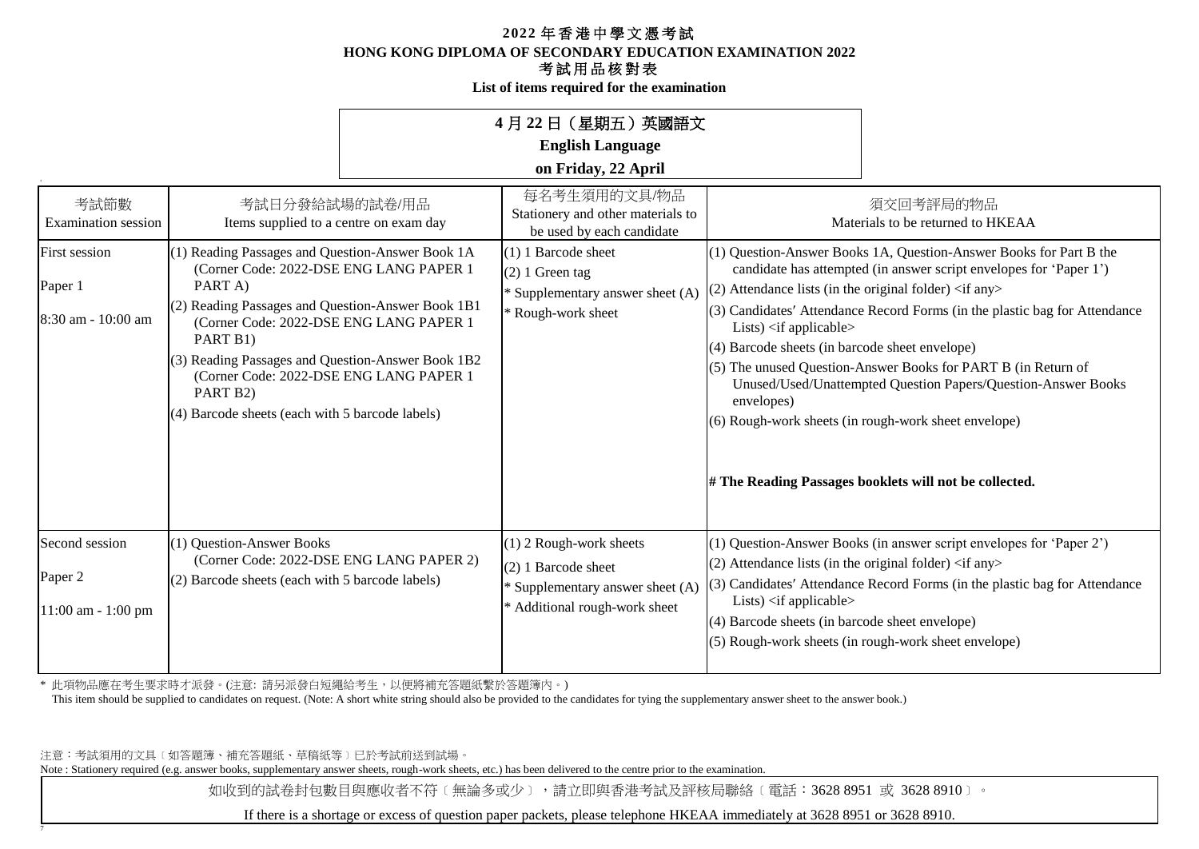# 2022 年香港中學文憑考試
# HONG KONG DIPLOMA OF SECONDARY EDUCATION EXAMINATION 2022
## 考試用品核對表
## List of items required for the examination

**4 月 22 日（星期五）英國語文**
**English Language**
**on Friday, 22 April**

| 考試節數<br>Examination session | 考試日分發給試場的試卷/用品<br>Items supplied to a centre on exam day | 每名考生須用的文具/物品<br>Stationery and other materials to be used by each candidate | 須交回考評局的物品<br>Materials to be returned to HKEAA |
|---|---|---|---|
| First session<br><br>Paper 1<br><br>8:30 am - 10:00 am | (1) Reading Passages and Question-Answer Book 1A (Corner Code: 2022-DSE ENG LANG PAPER 1 PART A)<br>(2) Reading Passages and Question-Answer Book 1B1 (Corner Code: 2022-DSE ENG LANG PAPER 1 PART B1)<br>(3) Reading Passages and Question-Answer Book 1B2 (Corner Code: 2022-DSE ENG LANG PAPER 1 PART B2)<br>(4) Barcode sheets (each with 5 barcode labels) | (1) 1 Barcode sheet<br>(2) 1 Green tag<br>* Supplementary answer sheet (A)<br>* Rough-work sheet | (1) Question-Answer Books 1A, Question-Answer Books for Part B the candidate has attempted (in answer script envelopes for 'Paper 1')<br>(2) Attendance lists (in the original folder) <if any><br>(3) Candidates′ Attendance Record Forms (in the plastic bag for Attendance Lists) <if applicable><br>(4) Barcode sheets (in barcode sheet envelope)<br>(5) The unused Question-Answer Books for PART B (in Return of Unused/Used/Unattempted Question Papers/Question-Answer Books envelopes)<br>(6) Rough-work sheets (in rough-work sheet envelope)<br><br>**# The Reading Passages booklets will not be collected.** |
| Second session<br><br>Paper 2<br><br>11:00 am - 1:00 pm | (1) Question-Answer Books (Corner Code: 2022-DSE ENG LANG PAPER 2)<br>(2) Barcode sheets (each with 5 barcode labels) | (1) 2 Rough-work sheets<br>(2) 1 Barcode sheet<br>* Supplementary answer sheet (A)<br>* Additional rough-work sheet | (1) Question-Answer Books (in answer script envelopes for 'Paper 2')<br>(2) Attendance lists (in the original folder) <if any><br>(3) Candidates′ Attendance Record Forms (in the plastic bag for Attendance Lists) <if applicable><br>(4) Barcode sheets (in barcode sheet envelope)<br>(5) Rough-work sheets (in rough-work sheet envelope) |

\* 此項物品應在考生要求時才派發。(注意: 請另派發白短繩給考生，以便將補充答題紙繫於答題簿內。)
This item should be supplied to candidates on request. (Note: A short white string should also be provided to the candidates for tying the supplementary answer sheet to the answer book.)

注意：考試須用的文具〔如答題簿、補充答題紙、草稿紙等〕已於考試前送到試場。
Note : Stationery required (e.g. answer books, supplementary answer sheets, rough-work sheets, etc.) has been delivered to the centre prior to the examination.

如收到的試卷封包數目與應收者不符〔無論多或少〕，請立即與香港考試及評核局聯絡〔電話：3628 8951 或 3628 8910〕。

If there is a shortage or excess of question paper packets, please telephone HKEAA immediately at 3628 8951 or 3628 8910.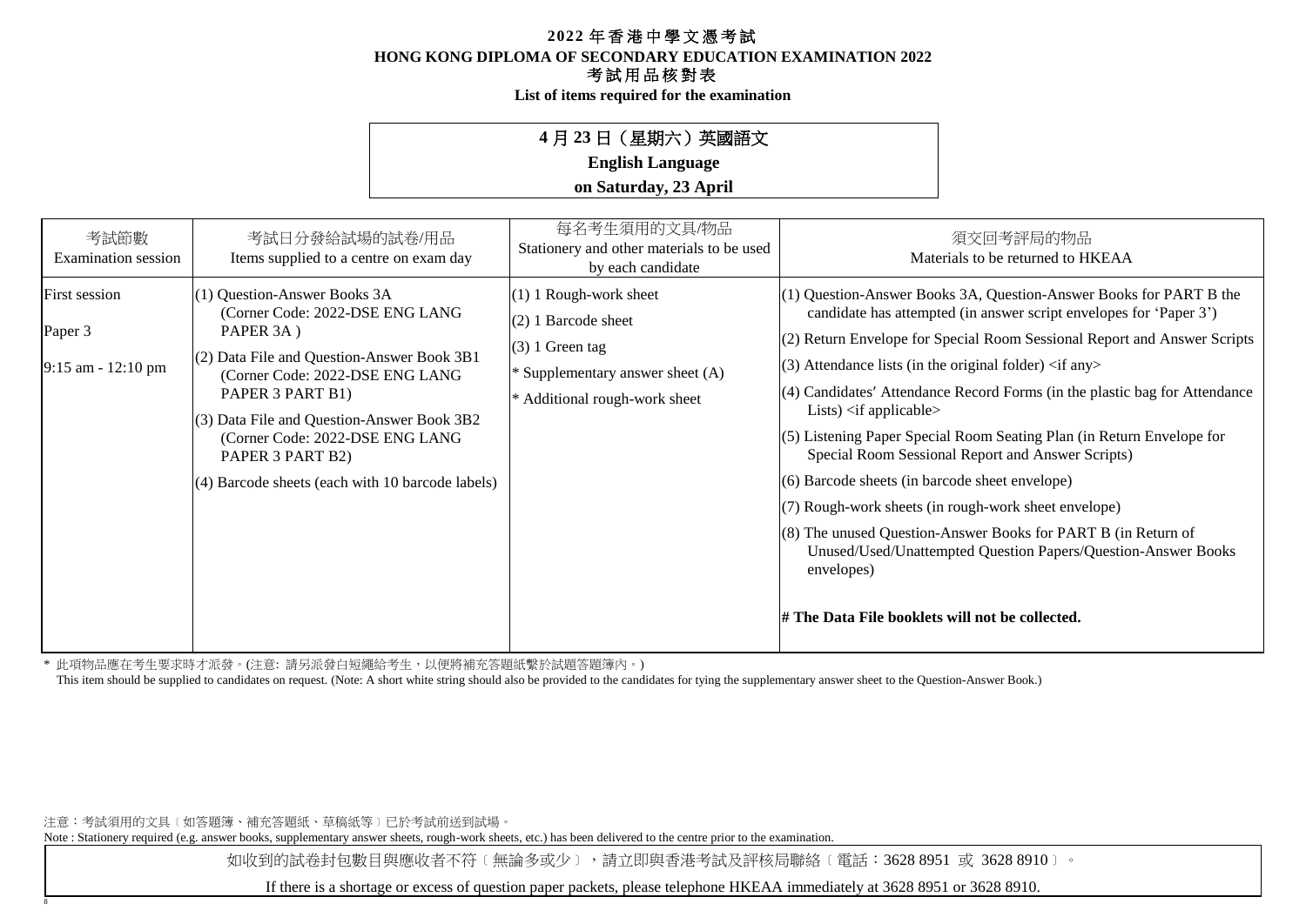# 2022 年香港中學文憑考試
## HONG KONG DIPLOMA OF SECONDARY EDUCATION EXAMINATION 2022
## 考試用品核對表
**List of items required for the examination**

**4 月 23 日（星期六）英國語文**
**English Language**
**on Saturday, 23 April**

| 考試節數<br>Examination session | 考試日分發給試場的試卷/用品<br>Items supplied to a centre on exam day | 每名考生須用的文具/物品<br>Stationery and other materials to be used by each candidate | 須交回考評局的物品<br>Materials to be returned to HKEAA |
|---|---|---|---|
| First session<br><br>Paper 3<br><br>9:15 am - 12:10 pm | (1) Question-Answer Books 3A (Corner Code: 2022-DSE ENG LANG PAPER 3A )<br>(2) Data File and Question-Answer Book 3B1 (Corner Code: 2022-DSE ENG LANG PAPER 3 PART B1)<br>(3) Data File and Question-Answer Book 3B2 (Corner Code: 2022-DSE ENG LANG PAPER 3 PART B2)<br>(4) Barcode sheets (each with 10 barcode labels) | (1) 1 Rough-work sheet<br>(2) 1 Barcode sheet<br>(3) 1 Green tag<br>* Supplementary answer sheet (A)<br>* Additional rough-work sheet | (1) Question-Answer Books 3A, Question-Answer Books for PART B the candidate has attempted (in answer script envelopes for 'Paper 3')<br>(2) Return Envelope for Special Room Sessional Report and Answer Scripts<br>(3) Attendance lists (in the original folder) <if any><br>(4) Candidates′ Attendance Record Forms (in the plastic bag for Attendance Lists) <if applicable><br>(5) Listening Paper Special Room Seating Plan (in Return Envelope for Special Room Sessional Report and Answer Scripts)<br>(6) Barcode sheets (in barcode sheet envelope)<br>(7) Rough-work sheets (in rough-work sheet envelope)<br>(8) The unused Question-Answer Books for PART B (in Return of Unused/Used/Unattempted Question Papers/Question-Answer Books envelopes)<br><br>**# The Data File booklets will not be collected.** |

\* 此項物品應在考生要求時才派發。(注意: 請另派發白短繩給考生，以便將補充答題紙繫於試題答題簿內。)
This item should be supplied to candidates on request. (Note: A short white string should also be provided to the candidates for tying the supplementary answer sheet to the Question-Answer Book.)

注意：考試須用的文具﹝如答題簿、補充答題紙、草稿紙等﹞已於考試前送到試場。
Note : Stationery required (e.g. answer books, supplementary answer sheets, rough-work sheets, etc.) has been delivered to the centre prior to the examination.

如收到的試卷封包數目與應收者不符﹝無論多或少﹞，請立即與香港考試及評核局聯絡﹝電話：3628 8951 或 3628 8910﹞。

If there is a shortage or excess of question paper packets, please telephone HKEAA immediately at 3628 8951 or 3628 8910.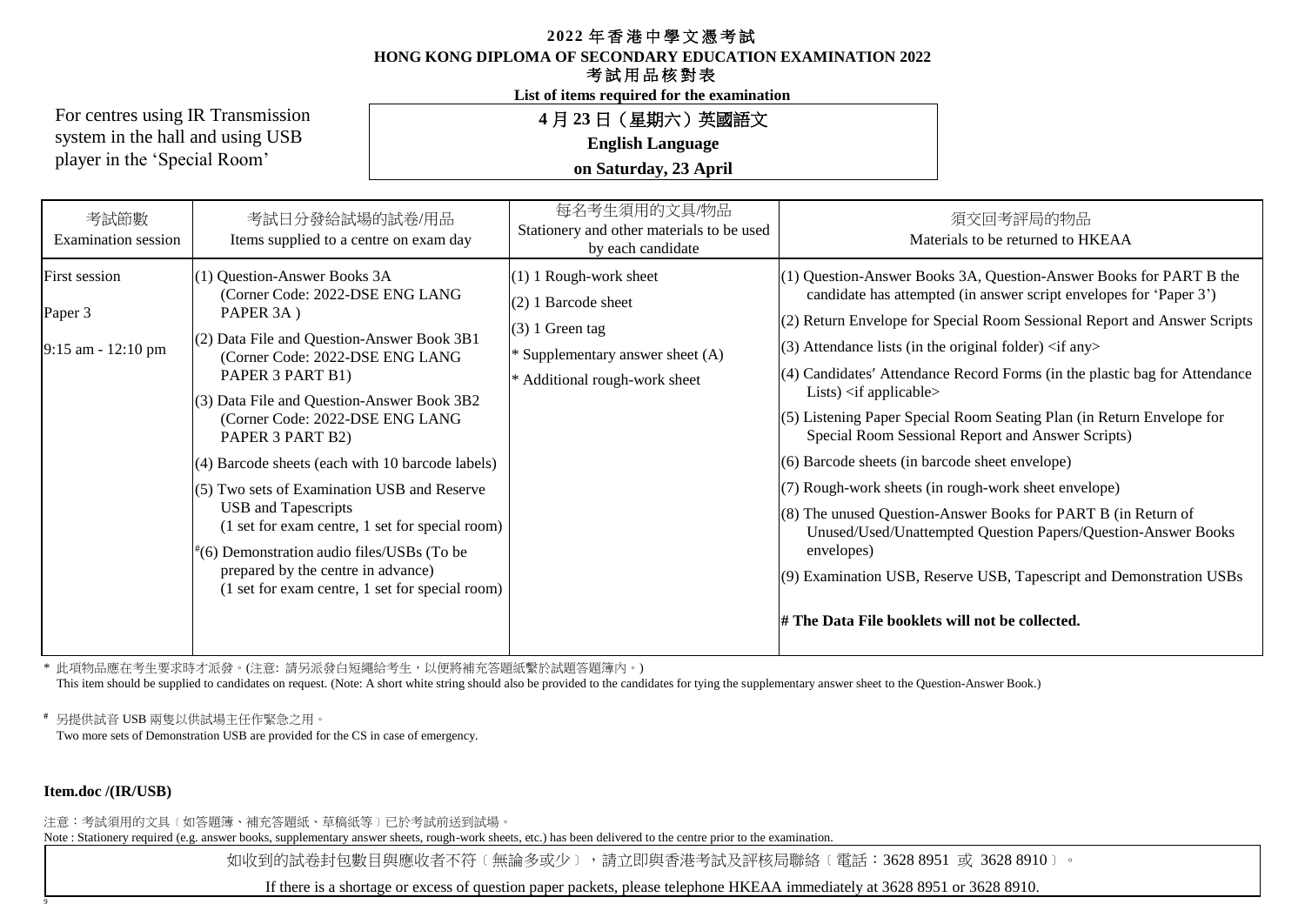# 2022 年香港中學文憑考試
# HONG KONG DIPLOMA OF SECONDARY EDUCATION EXAMINATION 2022
## 考試用品核對表
**List of items required for the examination**

For centres using IR Transmission system in the hall and using USB player in the 'Special Room'

**4 月 23 日（星期六）英國語文**
**English Language**
**on Saturday, 23 April**

| 考試節數<br>Examination session | 考試日分發給試場的試卷/用品<br>Items supplied to a centre on exam day | 每名考生須用的文具/物品<br>Stationery and other materials to be used by each candidate | 須交回考評局的物品<br>Materials to be returned to HKEAA |
|---|---|---|---|
| First session<br><br>Paper 3<br><br>9:15 am - 12:10 pm | (1) Question-Answer Books 3A (Corner Code: 2022-DSE ENG LANG PAPER 3A )<br>(2) Data File and Question-Answer Book 3B1 (Corner Code: 2022-DSE ENG LANG PAPER 3 PART B1)<br>(3) Data File and Question-Answer Book 3B2 (Corner Code: 2022-DSE ENG LANG PAPER 3 PART B2)<br>(4) Barcode sheets (each with 10 barcode labels)<br>(5) Two sets of Examination USB and Reserve USB and Tapescripts (1 set for exam centre, 1 set for special room)<br>#(6) Demonstration audio files/USBs (To be prepared by the centre in advance) (1 set for exam centre, 1 set for special room) | (1) 1 Rough-work sheet<br>(2) 1 Barcode sheet<br>(3) 1 Green tag<br>* Supplementary answer sheet (A)<br>* Additional rough-work sheet | (1) Question-Answer Books 3A, Question-Answer Books for PART B the candidate has attempted (in answer script envelopes for 'Paper 3')<br>(2) Return Envelope for Special Room Sessional Report and Answer Scripts<br>(3) Attendance lists (in the original folder) <if any><br>(4) Candidates′ Attendance Record Forms (in the plastic bag for Attendance Lists) <if applicable><br>(5) Listening Paper Special Room Seating Plan (in Return Envelope for Special Room Sessional Report and Answer Scripts)<br>(6) Barcode sheets (in barcode sheet envelope)<br>(7) Rough-work sheets (in rough-work sheet envelope)<br>(8) The unused Question-Answer Books for PART B (in Return of Unused/Used/Unattempted Question Papers/Question-Answer Books envelopes)<br>(9) Examination USB, Reserve USB, Tapescript and Demonstration USBs<br><br>**# The Data File booklets will not be collected.** |

\* 此項物品應在考生要求時才派發。(注意: 請另派發白短繩給考生，以便將補充答題紙繫於試題答題簿內。)
This item should be supplied to candidates on request. (Note: A short white string should also be provided to the candidates for tying the supplementary answer sheet to the Question-Answer Book.)

\# 另提供試音 USB 兩隻以供試場主任作緊急之用。
Two more sets of Demonstration USB are provided for the CS in case of emergency.

**Item.doc /(IR/USB)**

注意：考試須用的文具〔如答題簿、補充答題紙、草稿紙等〕已於考試前送到試場。
Note : Stationery required (e.g. answer books, supplementary answer sheets, rough-work sheets, etc.) has been delivered to the centre prior to the examination.

如收到的試卷封包數目與應收者不符〔無論多或少〕，請立即與香港考試及評核局聯絡〔電話：3628 8951 或 3628 8910〕。

If there is a shortage or excess of question paper packets, please telephone HKEAA immediately at 3628 8951 or 3628 8910.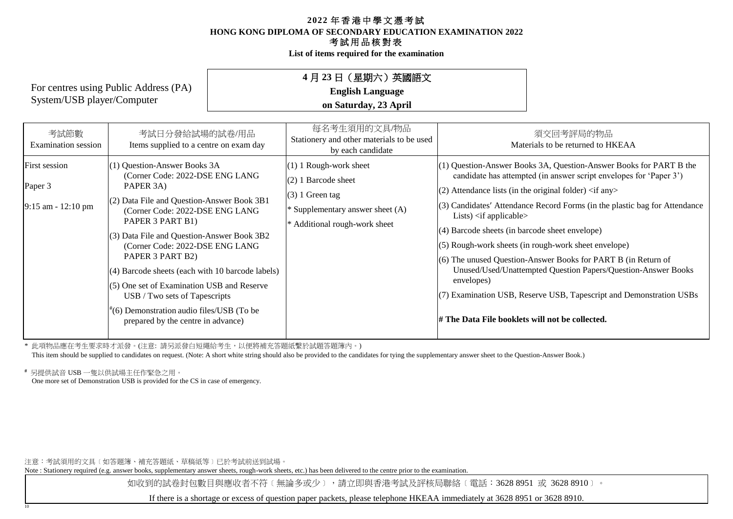# 2022 年香港中學文憑考試
# HONG KONG DIPLOMA OF SECONDARY EDUCATION EXAMINATION 2022
## 考試用品核對表
## List of items required for the examination

For centres using Public Address (PA) System/USB player/Computer

**4 月 23 日（星期六）英國語文**
**English Language**
**on Saturday, 23 April**

| 考試節數<br>Examination session | 考試日分發給試場的試卷/用品<br>Items supplied to a centre on exam day | 每名考生須用的文具/物品<br>Stationery and other materials to be used by each candidate | 須交回考評局的物品<br>Materials to be returned to HKEAA |
|---|---|---|---|
| First session<br>Paper 3<br>9:15 am - 12:10 pm | (1) Question-Answer Books 3A (Corner Code: 2022-DSE ENG LANG PAPER 3A)<br>(2) Data File and Question-Answer Book 3B1 (Corner Code: 2022-DSE ENG LANG PAPER 3 PART B1)<br>(3) Data File and Question-Answer Book 3B2 (Corner Code: 2022-DSE ENG LANG PAPER 3 PART B2)<br>(4) Barcode sheets (each with 10 barcode labels)<br>(5) One set of Examination USB and Reserve USB / Two sets of Tapescripts<br>#(6) Demonstration audio files/USB (To be prepared by the centre in advance) | (1) 1 Rough-work sheet<br>(2) 1 Barcode sheet<br>(3) 1 Green tag<br>* Supplementary answer sheet (A)<br>* Additional rough-work sheet | (1) Question-Answer Books 3A, Question-Answer Books for PART B the candidate has attempted (in answer script envelopes for 'Paper 3')<br>(2) Attendance lists (in the original folder) <if any><br>(3) Candidates' Attendance Record Forms (in the plastic bag for Attendance Lists) <if applicable><br>(4) Barcode sheets (in barcode sheet envelope)<br>(5) Rough-work sheets (in rough-work sheet envelope)<br>(6) The unused Question-Answer Books for PART B (in Return of Unused/Used/Unattempted Question Papers/Question-Answer Books envelopes)<br>(7) Examination USB, Reserve USB, Tapescript and Demonstration USBs<br>**# The Data File booklets will not be collected.** |

\* 此項物品應在考生要求時才派發。(注意: 請另派發白短繩給考生，以便將補充答題紙繫於試題答題簿內。)
This item should be supplied to candidates on request. (Note: A short white string should also be provided to the candidates for tying the supplementary answer sheet to the Question-Answer Book.)

\# 另提供試音 USB 一隻以供試場主任作緊急之用。
One more set of Demonstration USB is provided for the CS in case of emergency.

注意：考試須用的文具﹝如答題簿、補充答題紙、草稿紙等﹞已於考試前送到試場。
Note : Stationery required (e.g. answer books, supplementary answer sheets, rough-work sheets, etc.) has been delivered to the centre prior to the examination.

如收到的試卷封包數目與應收者不符﹝無論多或少﹞，請立即與香港考試及評核局聯絡﹝電話：3628 8951 或 3628 8910﹞。

If there is a shortage or excess of question paper packets, please telephone HKEAA immediately at 3628 8951 or 3628 8910.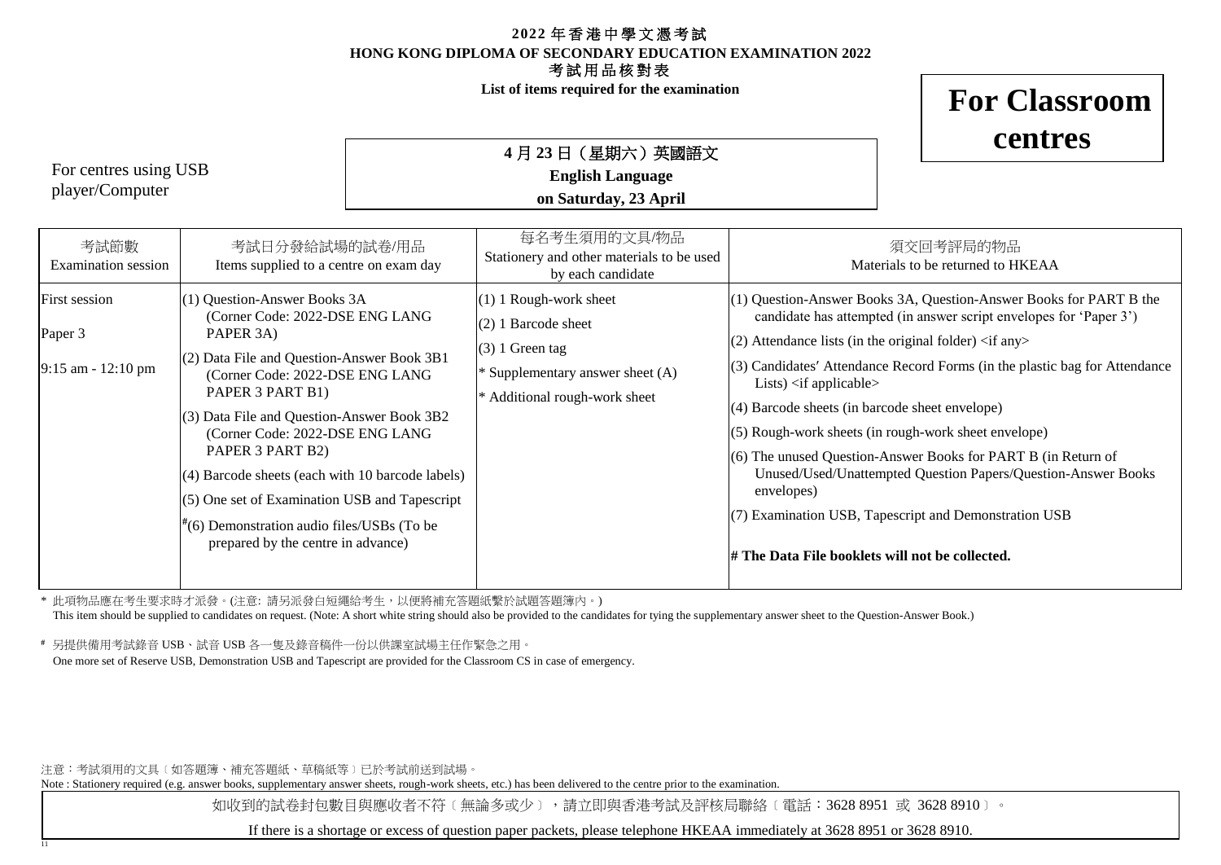# 2022 年香港中學文憑考試
## HONG KONG DIPLOMA OF SECONDARY EDUCATION EXAMINATION 2022
### 考試用品核對表
**List of items required for the examination**

**For Classroom centres**

For centres using USB player/Computer

**4 月 23 日（星期六）英國語文**
**English Language**
**on Saturday, 23 April**

| 考試節數<br>Examination session | 考試日分發給試場的試卷/用品<br>Items supplied to a centre on exam day | 每名考生須用的文具/物品<br>Stationery and other materials to be used by each candidate | 須交回考評局的物品<br>Materials to be returned to HKEAA |
|---|---|---|---|
| First session<br><br>Paper 3<br><br>9:15 am - 12:10 pm | (1) Question-Answer Books 3A (Corner Code: 2022-DSE ENG LANG PAPER 3A)<br>(2) Data File and Question-Answer Book 3B1 (Corner Code: 2022-DSE ENG LANG PAPER 3 PART B1)<br>(3) Data File and Question-Answer Book 3B2 (Corner Code: 2022-DSE ENG LANG PAPER 3 PART B2)<br>(4) Barcode sheets (each with 10 barcode labels)<br>(5) One set of Examination USB and Tapescript<br>#(6) Demonstration audio files/USBs (To be prepared by the centre in advance) | (1) 1 Rough-work sheet<br>(2) 1 Barcode sheet<br>(3) 1 Green tag<br>* Supplementary answer sheet (A)<br>* Additional rough-work sheet | (1) Question-Answer Books 3A, Question-Answer Books for PART B the candidate has attempted (in answer script envelopes for 'Paper 3')<br>(2) Attendance lists (in the original folder) <if any><br>(3) Candidates' Attendance Record Forms (in the plastic bag for Attendance Lists) <if applicable><br>(4) Barcode sheets (in barcode sheet envelope)<br>(5) Rough-work sheets (in rough-work sheet envelope)<br>(6) The unused Question-Answer Books for PART B (in Return of Unused/Used/Unattempted Question Papers/Question-Answer Books envelopes)<br>(7) Examination USB, Tapescript and Demonstration USB<br><br>**# The Data File booklets will not be collected.** |

\* 此項物品應在考生要求時才派發。(注意: 請另派發白短繩給考生，以便將補充答題紙繫於試題答題簿內。)
This item should be supplied to candidates on request. (Note: A short white string should also be provided to the candidates for tying the supplementary answer sheet to the Question-Answer Book.)

\# 另提供備用考試錄音 USB、試音 USB 各一隻及錄音稿件一份以供課室試場主任作緊急之用。
One more set of Reserve USB, Demonstration USB and Tapescript are provided for the Classroom CS in case of emergency.

注意：考試須用的文具〔如答題簿、補充答題紙、草稿紙等〕已於考試前送到試場。
Note : Stationery required (e.g. answer books, supplementary answer sheets, rough-work sheets, etc.) has been delivered to the centre prior to the examination.

如收到的試卷封包數目與應收者不符〔無論多或少〕，請立即與香港考試及評核局聯絡〔電話：3628 8951 或 3628 8910〕。

If there is a shortage or excess of question paper packets, please telephone HKEAA immediately at 3628 8951 or 3628 8910.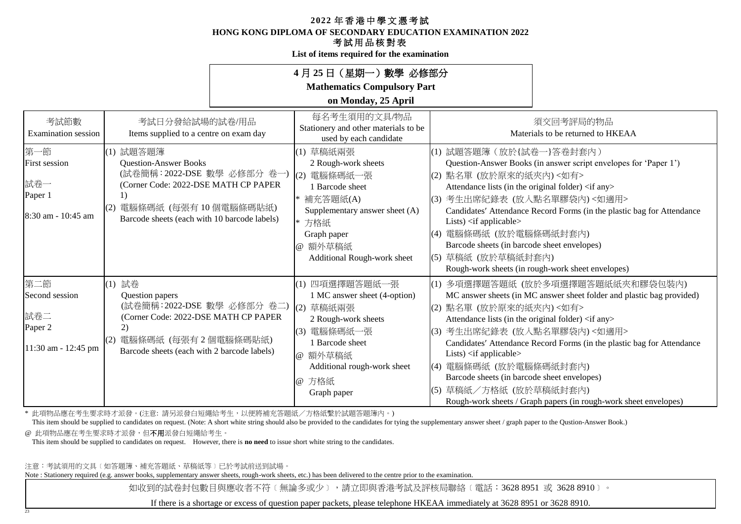# 2022 年香港中學文憑考試

**HONG KONG DIPLOMA OF SECONDARY EDUCATION EXAMINATION 2022**

**考試用品核對表**

**List of items required for the examination**

**4 月 25 日（星期一）數學 必修部分**

**Mathematics Compulsory Part**

**on Monday, 25 April**

| 考試節數<br>Examination session | 考試日分發給試場的試卷/用品<br>Items supplied to a centre on exam day | 每名考生須用的文具/物品<br>Stationery and other materials to be used by each candidate | 須交回考評局的物品<br>Materials to be returned to HKEAA |
|---|---|---|---|
| 第一節<br>First session<br><br>試卷一<br>Paper 1<br><br>8:30 am - 10:45 am | (1) 試題答題簿<br>Question-Answer Books<br>(試卷簡稱：2022-DSE 數學 必修部分 卷一)<br>(Corner Code: 2022-DSE MATH CP PAPER 1)<br>(2) 電腦條碼紙 (每張有 10 個電腦條碼貼紙)<br>Barcode sheets (each with 10 barcode labels) | (1) 草稿紙兩張<br>2 Rough-work sheets<br>(2) 電腦條碼紙一張<br>1 Barcode sheet<br>* 補充答題紙(A)<br>Supplementary answer sheet (A)<br>* 方格紙<br>Graph paper<br>@ 額外草稿紙<br>Additional Rough-work sheet | (1) 試題答題簿（放於{試卷一}答卷封套內）<br>Question-Answer Books (in answer script envelopes for 'Paper 1')<br>(2) 點名單 (放於原來的紙夾內) <如有><br>Attendance lists (in the original folder) <if any><br>(3) 考生出席紀錄表 (放入點名單膠袋內) <如適用><br>Candidates′ Attendance Record Forms (in the plastic bag for Attendance Lists) <if applicable><br>(4) 電腦條碼紙 (放於電腦條碼紙封套內)<br>Barcode sheets (in barcode sheet envelopes)<br>(5) 草稿紙 (放於草稿紙封套內)<br>Rough-work sheets (in rough-work sheet envelopes) |
| 第二節<br>Second session<br><br>試卷二<br>Paper 2<br><br>11:30 am - 12:45 pm | (1) 試卷<br>Question papers<br>(試卷簡稱：2022-DSE 數學 必修部分 卷二)<br>(Corner Code: 2022-DSE MATH CP PAPER 2)<br>(2) 電腦條碼紙 (每張有 2 個電腦條碼貼紙)<br>Barcode sheets (each with 2 barcode labels) | (1) 四項選擇題答題紙一張<br>1 MC answer sheet (4-option)<br>(2) 草稿紙兩張<br>2 Rough-work sheets<br>(3) 電腦條碼紙一張<br>1 Barcode sheet<br>@ 額外草稿紙<br>Additional rough-work sheet<br>@ 方格紙<br>Graph paper | (1) 多項選擇題答題紙 (放於多項選擇題答題紙紙夾和膠袋包裝內)<br>MC answer sheets (in MC answer sheet folder and plastic bag provided)<br>(2) 點名單 (放於原來的紙夾內) <如有><br>Attendance lists (in the original folder) <if any><br>(3) 考生出席紀錄表 (放入點名單膠袋內) <如適用><br>Candidates′ Attendance Record Forms (in the plastic bag for Attendance Lists) <if applicable><br>(4) 電腦條碼紙 (放於電腦條碼紙封套內)<br>Barcode sheets (in barcode sheet envelopes)<br>(5) 草稿紙／方格紙 (放於草稿紙封套內)<br>Rough-work sheets / Graph papers (in rough-work sheet envelopes) |

\* 此項物品應在考生要求時才派發。(注意: 請另派發白短繩給考生，以便將補充答題紙／方格紙繫於試題答題簿內。)

This item should be supplied to candidates on request. (Note: A short white string should also be provided to the candidates for tying the supplementary answer sheet / graph paper to the Qustion-Answer Book.)

@ 此項物品應在考生要求時才派發，但**不用**派發白短繩給考生。

This item should be supplied to candidates on request. However, there is **no need** to issue short white string to the candidates.

注意：考試須用的文具〔如答題簿、補充答題紙、草稿紙等〕已於考試前送到試場。

Note : Stationery required (e.g. answer books, supplementary answer sheets, rough-work sheets, etc.) has been delivered to the centre prior to the examination.

如收到的試卷封包數目與應收者不符〔無論多或少〕，請立即與香港考試及評核局聯絡〔電話：3628 8951 或 3628 8910〕。

If there is a shortage or excess of question paper packets, please telephone HKEAA immediately at 3628 8951 or 3628 8910.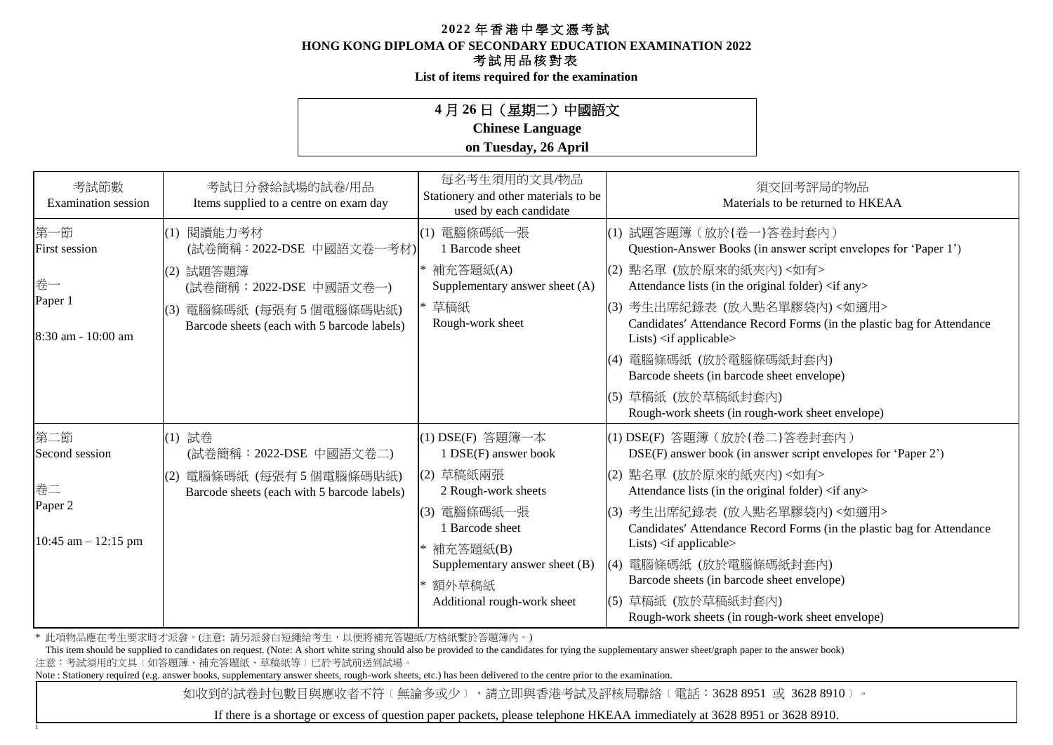# 2022 年香港中學文憑考試
# HONG KONG DIPLOMA OF SECONDARY EDUCATION EXAMINATION 2022
## 考試用品核對表
**List of items required for the examination**

**4 月 26 日（星期二）中國語文**
**Chinese Language**
**on Tuesday, 26 April**

| 考試節數<br>Examination session | 考試日分發給試場的試卷/用品<br>Items supplied to a centre on exam day | 每名考生須用的文具/物品<br>Stationery and other materials to be used by each candidate | 須交回考評局的物品<br>Materials to be returned to HKEAA |
|---|---|---|---|
| 第一節<br>First session<br><br>卷一<br>Paper 1<br><br>8:30 am - 10:00 am | (1) 閱讀能力考材<br>(試卷簡稱：2022-DSE 中國語文卷一考材)<br>(2) 試題答題簿<br>(試卷簡稱：2022-DSE 中國語文卷一)<br>(3) 電腦條碼紙 (每張有 5 個電腦條碼貼紙)<br>Barcode sheets (each with 5 barcode labels) | (1) 電腦條碼紙一張<br>1 Barcode sheet<br>* 補充答題紙(A)<br>Supplementary answer sheet (A)<br>* 草稿紙<br>Rough-work sheet | (1) 試題答題簿（放於{卷一}答卷封套內）<br>Question-Answer Books (in answer script envelopes for 'Paper 1')<br>(2) 點名單 (放於原來的紙夾內) <如有><br>Attendance lists (in the original folder) <if any><br>(3) 考生出席紀錄表 (放入點名單膠袋內) <如適用><br>Candidates′ Attendance Record Forms (in the plastic bag for Attendance Lists) <if applicable><br>(4) 電腦條碼紙 (放於電腦條碼紙封套內)<br>Barcode sheets (in barcode sheet envelope)<br>(5) 草稿紙 (放於草稿紙封套內)<br>Rough-work sheets (in rough-work sheet envelope) |
| 第二節<br>Second session<br><br>卷二<br>Paper 2<br><br>10:45 am – 12:15 pm | (1) 試卷<br>(試卷簡稱：2022-DSE 中國語文卷二)<br>(2) 電腦條碼紙 (每張有 5 個電腦條碼貼紙)<br>Barcode sheets (each with 5 barcode labels) | (1) DSE(F) 答題簿一本<br>1 DSE(F) answer book<br>(2) 草稿紙兩張<br>2 Rough-work sheets<br>(3) 電腦條碼紙一張<br>1 Barcode sheet<br>* 補充答題紙(B)<br>Supplementary answer sheet (B)<br>* 額外草稿紙<br>Additional rough-work sheet | (1) DSE(F) 答題簿（放於{卷二}答卷封套內）<br>DSE(F) answer book (in answer script envelopes for 'Paper 2')<br>(2) 點名單 (放於原來的紙夾內) <如有><br>Attendance lists (in the original folder) <if any><br>(3) 考生出席紀錄表 (放入點名單膠袋內) <如適用><br>Candidates′ Attendance Record Forms (in the plastic bag for Attendance Lists) <if applicable><br>(4) 電腦條碼紙 (放於電腦條碼紙封套內)<br>Barcode sheets (in barcode sheet envelope)<br>(5) 草稿紙 (放於草稿紙封套內)<br>Rough-work sheets (in rough-work sheet envelope) |

\* 此項物品應在考生要求時才派發。(注意: 請另派發白短繩給考生，以便將補充答題紙/方格紙繫於答題簿內。)
This item should be supplied to candidates on request. (Note: A short white string should also be provided to the candidates for tying the supplementary answer sheet/graph paper to the answer book)

注意：考試須用的文具〔如答題簿、補充答題紙、草稿紙等〕已於考試前送到試場。
Note : Stationery required (e.g. answer books, supplementary answer sheets, rough-work sheets, etc.) has been delivered to the centre prior to the examination.

如收到的試卷封包數目與應收者不符〔無論多或少〕，請立即與香港考試及評核局聯絡〔電話：3628 8951 或 3628 8910〕。

If there is a shortage or excess of question paper packets, please telephone HKEAA immediately at 3628 8951 or 3628 8910.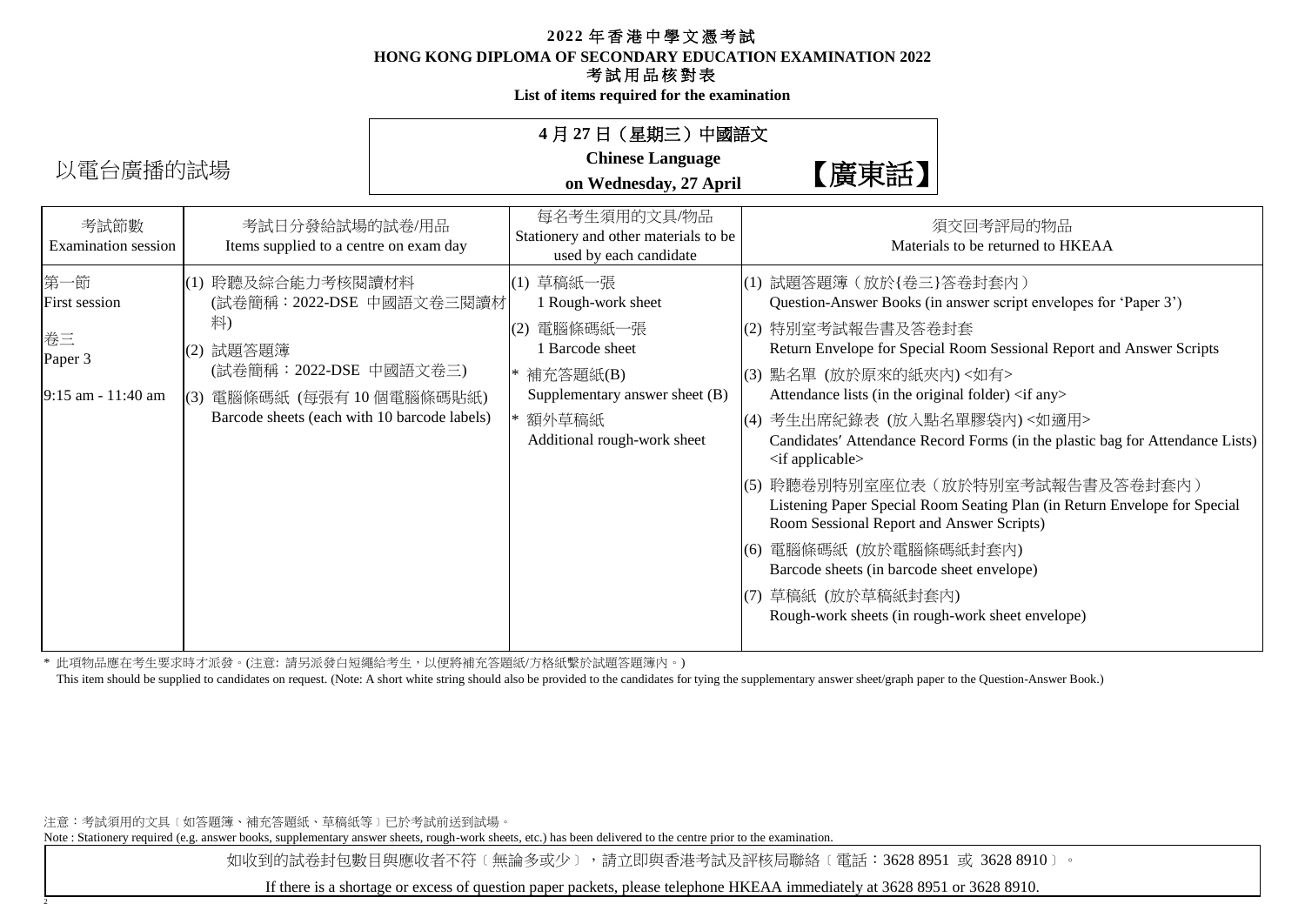# 2022 年香港中學文憑考試
# HONG KONG DIPLOMA OF SECONDARY EDUCATION EXAMINATION 2022
## 考試用品核對表
## List of items required for the examination

以電台廣播的試場

**4 月 27 日（星期三）中國語文**
**Chinese Language**
**on Wednesday, 27 April**

【廣東話】

| 考試節數 Examination session | 考試日分發給試場的試卷/用品 Items supplied to a centre on exam day | 每名考生須用的文具/物品 Stationery and other materials to be used by each candidate | 須交回考評局的物品 Materials to be returned to HKEAA |
|---|---|---|---|
| 第一節 First session<br><br>卷三 Paper 3<br><br>9:15 am - 11:40 am | (1) 聆聽及綜合能力考核閱讀材料 (試卷簡稱：2022-DSE 中國語文卷三閱讀材料)<br>(2) 試題答題簿 (試卷簡稱：2022-DSE 中國語文卷三)<br>(3) 電腦條碼紙 (每張有 10 個電腦條碼貼紙) Barcode sheets (each with 10 barcode labels) | (1) 草稿紙一張 1 Rough-work sheet<br>(2) 電腦條碼紙一張 1 Barcode sheet<br>* 補充答題紙(B) Supplementary answer sheet (B)<br>* 額外草稿紙 Additional rough-work sheet | (1) 試題答題簿（放於{卷三}答卷封套內） Question-Answer Books (in answer script envelopes for 'Paper 3')<br>(2) 特別室考試報告書及答卷封套 Return Envelope for Special Room Sessional Report and Answer Scripts<br>(3) 點名單 (放於原來的紙夾內) <如有> Attendance lists (in the original folder) <if any><br>(4) 考生出席紀錄表 (放入點名單膠袋內) <如適用> Candidates' Attendance Record Forms (in the plastic bag for Attendance Lists) <if applicable><br>(5) 聆聽卷別特別室座位表（放於特別室考試報告書及答卷封套內） Listening Paper Special Room Seating Plan (in Return Envelope for Special Room Sessional Report and Answer Scripts)<br>(6) 電腦條碼紙 (放於電腦條碼紙封套內) Barcode sheets (in barcode sheet envelope)<br>(7) 草稿紙 (放於草稿紙封套內) Rough-work sheets (in rough-work sheet envelope) |

\* 此項物品應在考生要求時才派發。(注意: 請另派發白短繩給考生，以便將補充答題紙/方格紙繫於試題答題簿內。)
This item should be supplied to candidates on request. (Note: A short white string should also be provided to the candidates for tying the supplementary answer sheet/graph paper to the Question-Answer Book.)

注意：考試須用的文具〔如答題簿、補充答題紙、草稿紙等〕已於考試前送到試場。
Note : Stationery required (e.g. answer books, supplementary answer sheets, rough-work sheets, etc.) has been delivered to the centre prior to the examination.

如收到的試卷封包數目與應收者不符〔無論多或少〕，請立即與香港考試及評核局聯絡〔電話：3628 8951 或 3628 8910〕。

If there is a shortage or excess of question paper packets, please telephone HKEAA immediately at 3628 8951 or 3628 8910.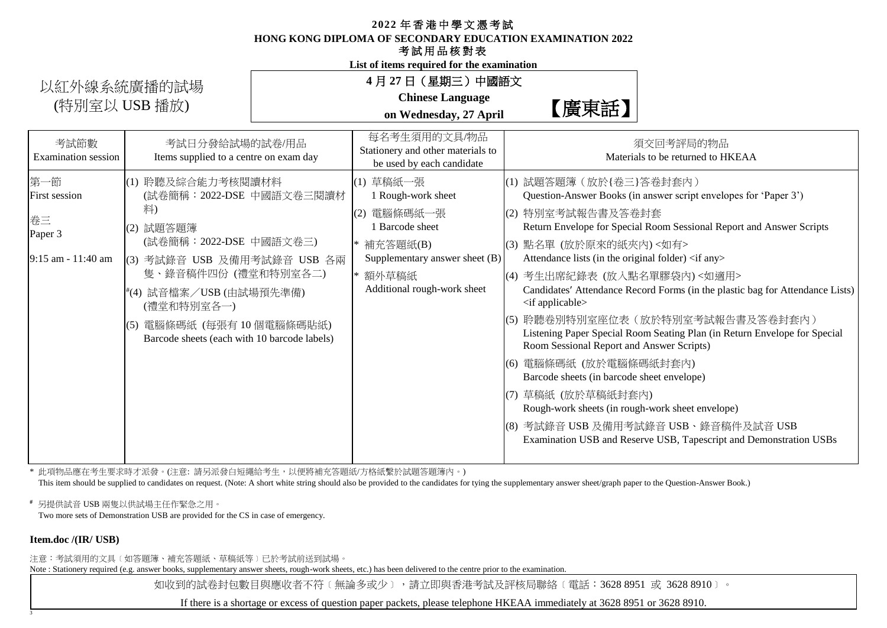# 2022 年香港中學文憑考試
## HONG KONG DIPLOMA OF SECONDARY EDUCATION EXAMINATION 2022
### 考試用品核對表
**List of items required for the examination**

以紅外線系統廣播的試場
(特別室以 USB 播放)

**4 月 27 日（星期三）中國語文**
**Chinese Language**
**on Wednesday, 27 April**

【廣東話】

| 考試節數<br>Examination session | 考試日分發給試場的試卷/用品<br>Items supplied to a centre on exam day | 每名考生須用的文具/物品<br>Stationery and other materials to be used by each candidate | 須交回考評局的物品<br>Materials to be returned to HKEAA |
|---|---|---|---|
| 第一節<br>First session<br><br>卷三<br>Paper 3<br><br>9:15 am - 11:40 am | (1) 聆聽及綜合能力考核閱讀材料<br>(試卷簡稱：2022-DSE 中國語文卷三閱讀材料)<br>(2) 試題答題簿<br>(試卷簡稱：2022-DSE 中國語文卷三)<br>(3) 考試錄音 USB 及備用考試錄音 USB 各兩隻、錄音稿件四份 (禮堂和特別室各二)<br>#(4) 試音檔案／USB (由試場預先準備)<br>(禮堂和特別室各一)<br>(5) 電腦條碼紙 (每張有 10 個電腦條碼貼紙)<br>Barcode sheets (each with 10 barcode labels) | (1) 草稿紙一張<br>1 Rough-work sheet<br>(2) 電腦條碼紙一張<br>1 Barcode sheet<br>* 補充答題紙(B)<br>Supplementary answer sheet (B)<br>* 額外草稿紙<br>Additional rough-work sheet | (1) 試題答題簿（放於{卷三}答卷封套內）<br>Question-Answer Books (in answer script envelopes for 'Paper 3')<br>(2) 特別室考試報告書及答卷封套<br>Return Envelope for Special Room Sessional Report and Answer Scripts<br>(3) 點名單 (放於原來的紙夾內) <如有><br>Attendance lists (in the original folder) <if any><br>(4) 考生出席紀錄表 (放入點名單膠袋內) <如適用><br>Candidates′ Attendance Record Forms (in the plastic bag for Attendance Lists) <if applicable><br>(5) 聆聽卷別特別室座位表（放於特別室考試報告書及答卷封套內）<br>Listening Paper Special Room Seating Plan (in Return Envelope for Special Room Sessional Report and Answer Scripts)<br>(6) 電腦條碼紙 (放於電腦條碼紙封套內)<br>Barcode sheets (in barcode sheet envelope)<br>(7) 草稿紙 (放於草稿紙封套內)<br>Rough-work sheets (in rough-work sheet envelope)<br>(8) 考試錄音 USB 及備用考試錄音 USB、錄音稿件及試音 USB<br>Examination USB and Reserve USB, Tapescript and Demonstration USBs |

\* 此項物品應在考生要求時才派發。(注意: 請另派發白短繩給考生，以便將補充答題紙/方格紙繫於試題答題簿內。)
This item should be supplied to candidates on request. (Note: A short white string should also be provided to the candidates for tying the supplementary answer sheet/graph paper to the Question-Answer Book.)

\# 另提供試音 USB 兩隻以供試場主任作緊急之用。
Two more sets of Demonstration USB are provided for the CS in case of emergency.

**Item.doc /(IR/ USB)**

注意：考試須用的文具﹝如答題簿、補充答題紙、草稿紙等﹞已於考試前送到試場。
Note : Stationery required (e.g. answer books, supplementary answer sheets, rough-work sheets, etc.) has been delivered to the centre prior to the examination.

如收到的試卷封包數目與應收者不符﹝無論多或少﹞，請立即與香港考試及評核局聯絡﹝電話：3628 8951 或 3628 8910﹞。

If there is a shortage or excess of question paper packets, please telephone HKEAA immediately at 3628 8951 or 3628 8910.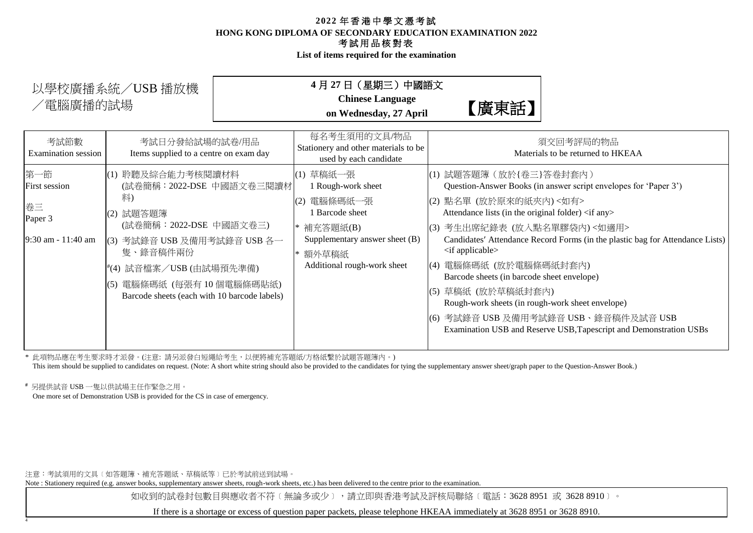# 2022 年香港中學文憑考試
# HONG KONG DIPLOMA OF SECONDARY EDUCATION EXAMINATION 2022
## 考試用品核對表
## List of items required for the examination

以學校廣播系統／USB 播放機／電腦廣播的試場

**4 月 27 日（星期三）中國語文**
**Chinese Language**
**on Wednesday, 27 April**

**【廣東話】**

| 考試節數 Examination session | 考試日分發給試場的試卷/用品 Items supplied to a centre on exam day | 每名考生須用的文具/物品 Stationery and other materials to be used by each candidate | 須交回考評局的物品 Materials to be returned to HKEAA |
|---|---|---|---|
| 第一節 First session<br><br>卷三 Paper 3<br><br>9:30 am - 11:40 am | (1) 聆聽及綜合能力考核閱讀材料 (試卷簡稱：2022-DSE 中國語文卷三閱讀材料)<br>(2) 試題答題簿 (試卷簡稱：2022-DSE 中國語文卷三)<br>(3) 考試錄音 USB 及備用考試錄音 USB 各一隻、錄音稿件兩份<br>#(4) 試音檔案／USB (由試場預先準備)<br>(5) 電腦條碼紙 (每張有 10 個電腦條碼貼紙) Barcode sheets (each with 10 barcode labels) | (1) 草稿紙一張 1 Rough-work sheet<br>(2) 電腦條碼紙一張 1 Barcode sheet<br>* 補充答題紙(B) Supplementary answer sheet (B)<br>* 額外草稿紙 Additional rough-work sheet | (1) 試題答題簿（放於{卷三}答卷封套內） Question-Answer Books (in answer script envelopes for 'Paper 3')<br>(2) 點名單 (放於原來的紙夾內) <如有> Attendance lists (in the original folder) <if any><br>(3) 考生出席紀錄表 (放入點名單膠袋內) <如適用> Candidates' Attendance Record Forms (in the plastic bag for Attendance Lists) <if applicable><br>(4) 電腦條碼紙 (放於電腦條碼紙封套內) Barcode sheets (in barcode sheet envelope)<br>(5) 草稿紙 (放於草稿紙封套內) Rough-work sheets (in rough-work sheet envelope)<br>(6) 考試錄音 USB 及備用考試錄音 USB、錄音稿件及試音 USB Examination USB and Reserve USB,Tapescript and Demonstration USBs |

\* 此項物品應在考生要求時才派發。(注意: 請另派發白短繩給考生，以便將補充答題紙/方格紙繫於試題答題簿內。)
This item should be supplied to candidates on request. (Note: A short white string should also be provided to the candidates for tying the supplementary answer sheet/graph paper to the Question-Answer Book.)

# 另提供試音 USB 一隻以供試場主任作緊急之用。
One more set of Demonstration USB is provided for the CS in case of emergency.

注意：考試須用的文具〔如答題簿、補充答題紙、草稿紙等〕已於考試前送到試場。
Note : Stationery required (e.g. answer books, supplementary answer sheets, rough-work sheets, etc.) has been delivered to the centre prior to the examination.

如收到的試卷封包數目與應收者不符〔無論多或少〕，請立即與香港考試及評核局聯絡〔電話：3628 8951 或 3628 8910〕。

If there is a shortage or excess of question paper packets, please telephone HKEAA immediately at 3628 8951 or 3628 8910.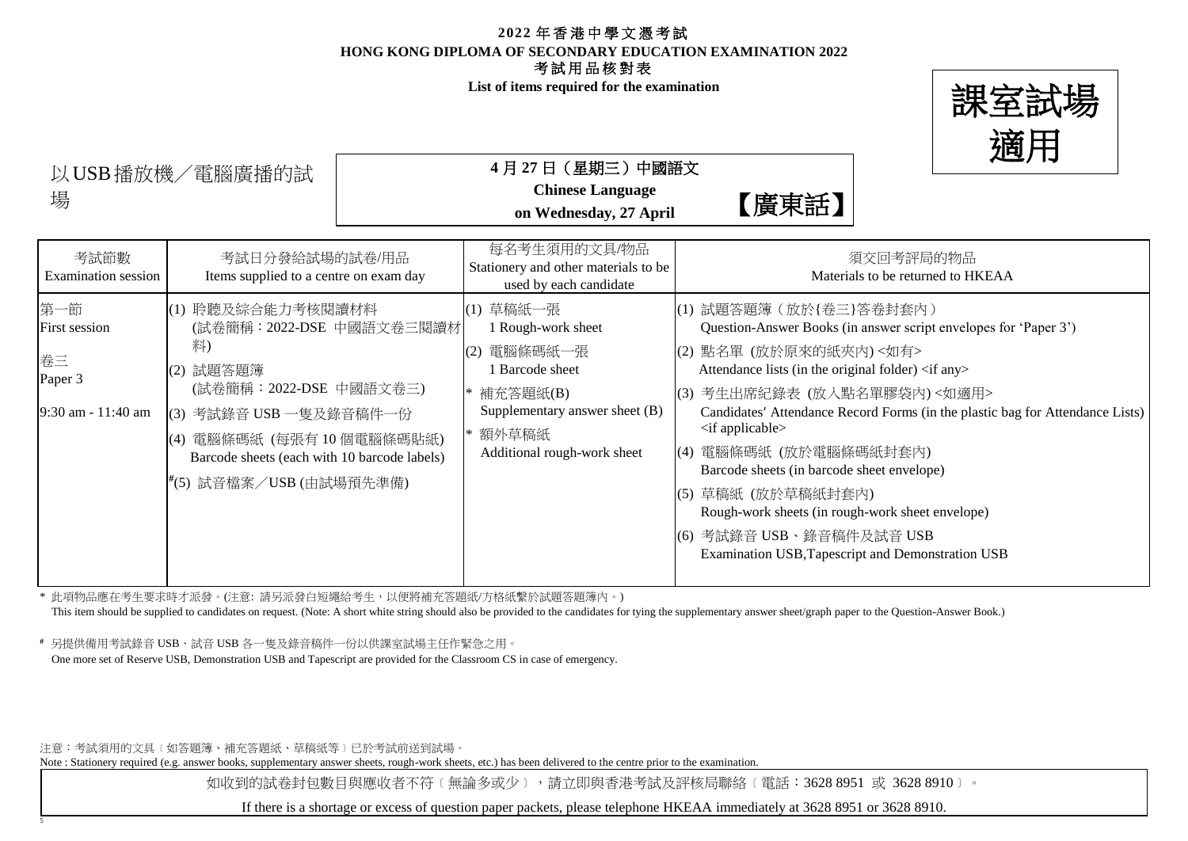# 2022 年香港中學文憑考試
# HONG KONG DIPLOMA OF SECONDARY EDUCATION EXAMINATION 2022
## 考試用品核對表
## List of items required for the examination

**課室試場適用**

以USB播放機／電腦廣播的試場

**4 月 27 日（星期三）中國語文**
**Chinese Language**
**on Wednesday, 27 April**
**【廣東話】**

| 考試節數<br>Examination session | 考試日分發給試場的試卷/用品<br>Items supplied to a centre on exam day | 每名考生須用的文具/物品<br>Stationery and other materials to be used by each candidate | 須交回考評局的物品<br>Materials to be returned to HKEAA |
|---|---|---|---|
| 第一節<br>First session<br><br>卷三<br>Paper 3<br><br>9:30 am - 11:40 am | (1) 聆聽及綜合能力考核閱讀材料<br>(試卷簡稱：2022-DSE 中國語文卷三閱讀材料)<br>(2) 試題答題簿<br>(試卷簡稱：2022-DSE 中國語文卷三)<br>(3) 考試錄音 USB 一隻及錄音稿件一份<br>(4) 電腦條碼紙 (每張有 10 個電腦條碼貼紙)<br>Barcode sheets (each with 10 barcode labels)<br>#(5) 試音檔案／USB (由試場預先準備) | (1) 草稿紙一張<br>1 Rough-work sheet<br>(2) 電腦條碼紙一張<br>1 Barcode sheet<br>* 補充答題紙(B)<br>Supplementary answer sheet (B)<br>* 額外草稿紙<br>Additional rough-work sheet | (1) 試題答題簿（放於{卷三}答卷封套內）<br>Question-Answer Books (in answer script envelopes for 'Paper 3')<br>(2) 點名單 (放於原來的紙夾內) <如有><br>Attendance lists (in the original folder) <if any><br>(3) 考生出席紀錄表 (放入點名單膠袋內) <如適用><br>Candidates' Attendance Record Forms (in the plastic bag for Attendance Lists) <if applicable><br>(4) 電腦條碼紙 (放於電腦條碼紙封套內)<br>Barcode sheets (in barcode sheet envelope)<br>(5) 草稿紙 (放於草稿紙封套內)<br>Rough-work sheets (in rough-work sheet envelope)<br>(6) 考試錄音 USB、錄音稿件及試音 USB<br>Examination USB,Tapescript and Demonstration USB |

\* 此項物品應在考生要求時才派發。(注意: 請另派發白短繩給考生，以便將補充答題紙/方格紙繫於試題答題簿內。)
This item should be supplied to candidates on request. (Note: A short white string should also be provided to the candidates for tying the supplementary answer sheet/graph paper to the Question-Answer Book.)

\# 另提供備用考試錄音 USB、試音 USB 各一隻及錄音稿件一份以供課室試場主任作緊急之用。
One more set of Reserve USB, Demonstration USB and Tapescript are provided for the Classroom CS in case of emergency.

注意：考試須用的文具﹝如答題簿、補充答題紙、草稿紙等﹞已於考試前送到試場。
Note : Stationery required (e.g. answer books, supplementary answer sheets, rough-work sheets, etc.) has been delivered to the centre prior to the examination.

如收到的試卷封包數目與應收者不符﹝無論多或少﹞，請立即與香港考試及評核局聯絡﹝電話：3628 8951 或 3628 8910﹞。

If there is a shortage or excess of question paper packets, please telephone HKEAA immediately at 3628 8951 or 3628 8910.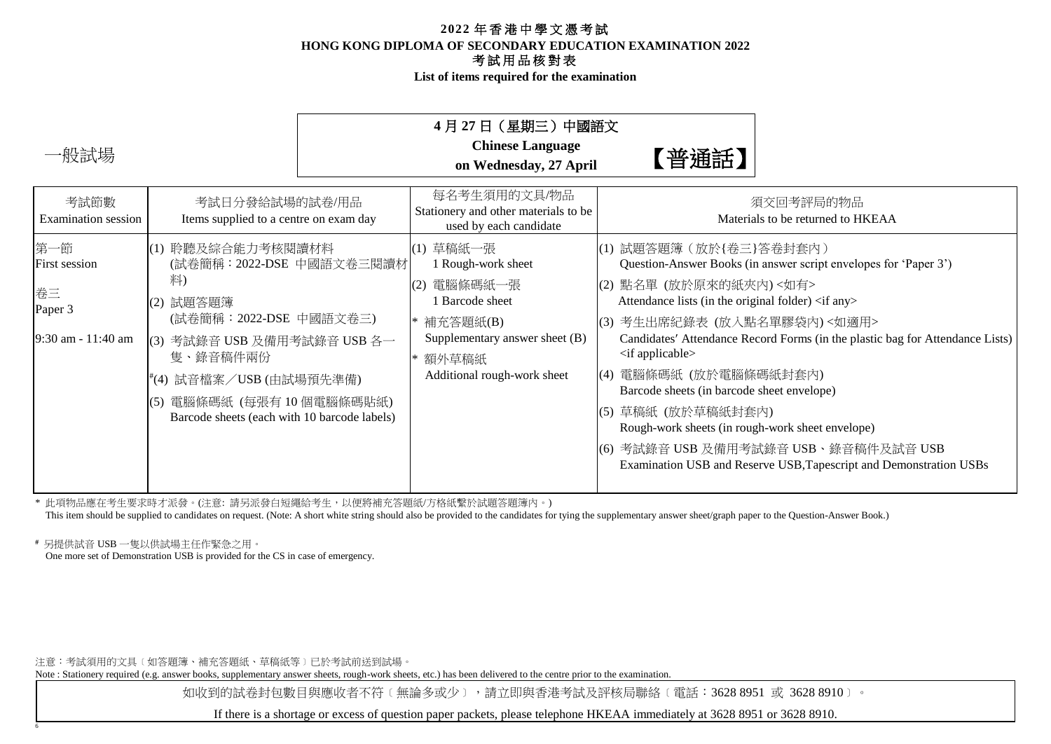# 2022 年香港中學文憑考試
# HONG KONG DIPLOMA OF SECONDARY EDUCATION EXAMINATION 2022
## 考試用品核對表
## List of items required for the examination

一般試場

**4 月 27 日（星期三）中國語文**
**Chinese Language**
**on Wednesday, 27 April**

【普通話】

| 考試節數<br>Examination session | 考試日分發給試場的試卷/用品<br>Items supplied to a centre on exam day | 每名考生須用的文具/物品<br>Stationery and other materials to be used by each candidate | 須交回考評局的物品<br>Materials to be returned to HKEAA |
|---|---|---|---|
| 第一節<br>First session<br><br>卷三<br>Paper 3<br><br>9:30 am - 11:40 am | (1) 聆聽及綜合能力考核閱讀材料<br>(試卷簡稱：2022-DSE 中國語文卷三閱讀材料)<br>(2) 試題答題簿<br>(試卷簡稱：2022-DSE 中國語文卷三)<br>(3) 考試錄音 USB 及備用考試錄音 USB 各一隻、錄音稿件兩份<br>#(4) 試音檔案／USB (由試場預先準備)<br>(5) 電腦條碼紙 (每張有 10 個電腦條碼貼紙)<br>Barcode sheets (each with 10 barcode labels) | (1) 草稿紙一張<br>1 Rough-work sheet<br>(2) 電腦條碼紙一張<br>1 Barcode sheet<br>* 補充答題紙(B)<br>Supplementary answer sheet (B)<br>* 額外草稿紙<br>Additional rough-work sheet | (1) 試題答題簿（放於{卷三}答卷封套內）<br>Question-Answer Books (in answer script envelopes for 'Paper 3')<br>(2) 點名單 (放於原來的紙夾內) <如有><br>Attendance lists (in the original folder) <if any><br>(3) 考生出席紀錄表 (放入點名單膠袋內) <如適用><br>Candidates' Attendance Record Forms (in the plastic bag for Attendance Lists) <if applicable><br>(4) 電腦條碼紙 (放於電腦條碼紙封套內)<br>Barcode sheets (in barcode sheet envelope)<br>(5) 草稿紙 (放於草稿紙封套內)<br>Rough-work sheets (in rough-work sheet envelope)<br>(6) 考試錄音 USB 及備用考試錄音 USB、錄音稿件及試音 USB<br>Examination USB and Reserve USB,Tapescript and Demonstration USBs |

\* 此項物品應在考生要求時才派發。(注意: 請另派發白短繩給考生，以便將補充答題紙/方格紙繫於試題答題簿內。)
This item should be supplied to candidates on request. (Note: A short white string should also be provided to the candidates for tying the supplementary answer sheet/graph paper to the Question-Answer Book.)

\# 另提供試音 USB 一隻以供試場主任作緊急之用。
One more set of Demonstration USB is provided for the CS in case of emergency.

注意：考試須用的文具〔如答題簿、補充答題紙、草稿紙等〕已於考試前送到試場。
Note : Stationery required (e.g. answer books, supplementary answer sheets, rough-work sheets, etc.) has been delivered to the centre prior to the examination.

如收到的試卷封包數目與應收者不符〔無論多或少〕，請立即與香港考試及評核局聯絡〔電話：3628 8951 或 3628 8910〕。

If there is a shortage or excess of question paper packets, please telephone HKEAA immediately at 3628 8951 or 3628 8910.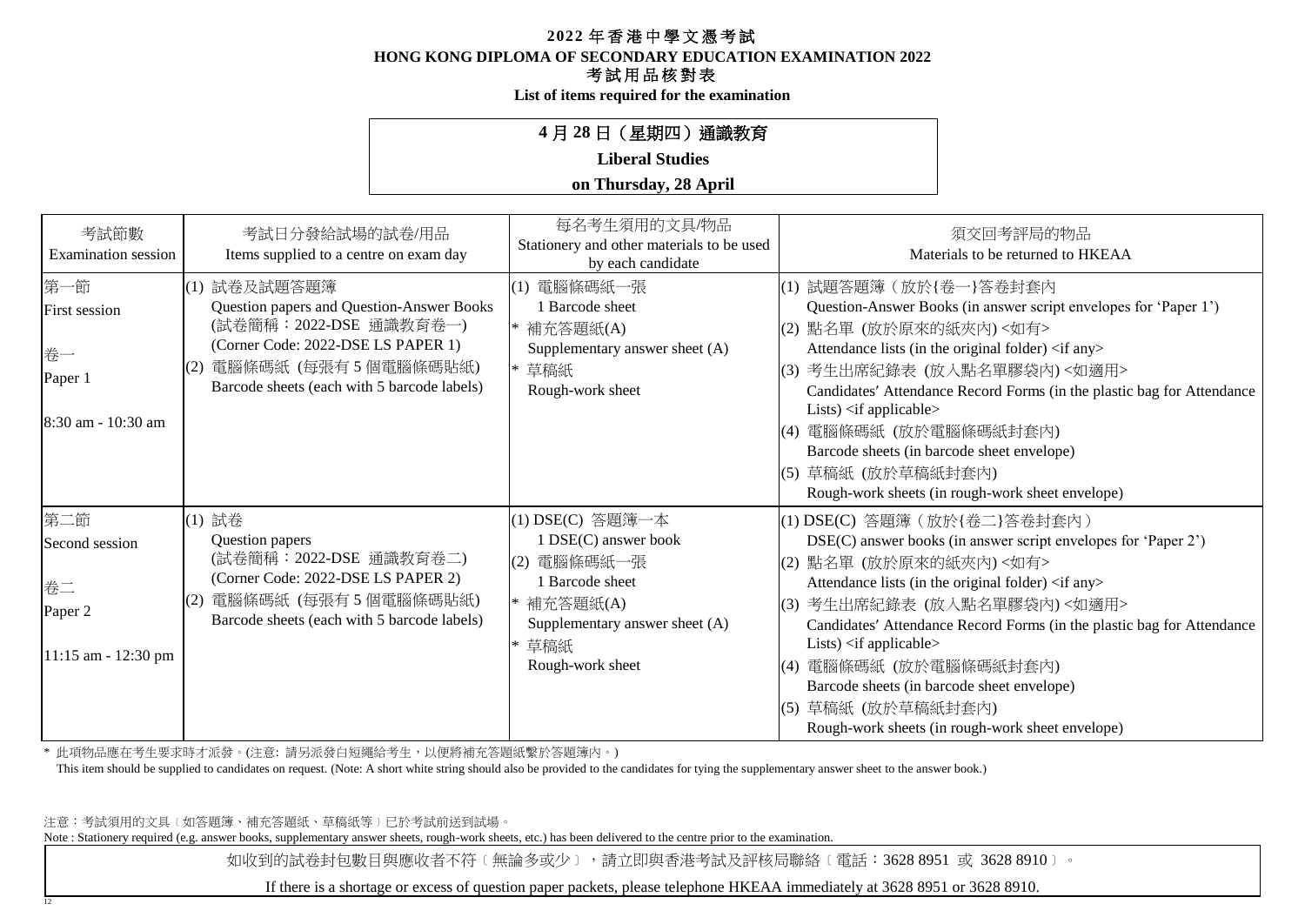# 2022 年香港中學文憑考試
# HONG KONG DIPLOMA OF SECONDARY EDUCATION EXAMINATION 2022
## 考試用品核對表
**List of items required for the examination**

**4 月 28 日（星期四）通識教育**
**Liberal Studies**
**on Thursday, 28 April**

| 考試節數 Examination session | 考試日分發給試場的試卷/用品 Items supplied to a centre on exam day | 每名考生須用的文具/物品 Stationery and other materials to be used by each candidate | 須交回考評局的物品 Materials to be returned to HKEAA |
|---|---|---|---|
| 第一節 First session<br>卷一 Paper 1<br>8:30 am - 10:30 am | (1) 試卷及試題答題簿 Question papers and Question-Answer Books (試卷簡稱：2022-DSE 通識教育卷一) (Corner Code: 2022-DSE LS PAPER 1)<br>(2) 電腦條碼紙 (每張有 5 個電腦條碼貼紙) Barcode sheets (each with 5 barcode labels) | (1) 電腦條碼紙一張 1 Barcode sheet<br>* 補充答題紙(A) Supplementary answer sheet (A)<br>* 草稿紙 Rough-work sheet | (1) 試題答題簿（放於{卷一}答卷封套內 Question-Answer Books (in answer script envelopes for 'Paper 1')<br>(2) 點名單 (放於原來的紙夾內) <如有> Attendance lists (in the original folder) <if any><br>(3) 考生出席紀錄表 (放入點名單膠袋內) <如適用> Candidates′ Attendance Record Forms (in the plastic bag for Attendance Lists) <if applicable><br>(4) 電腦條碼紙 (放於電腦條碼紙封套內) Barcode sheets (in barcode sheet envelope)<br>(5) 草稿紙 (放於草稿紙封套內) Rough-work sheets (in rough-work sheet envelope) |
| 第二節 Second session<br>卷二 Paper 2<br>11:15 am - 12:30 pm | (1) 試卷 Question papers (試卷簡稱：2022-DSE 通識教育卷二) (Corner Code: 2022-DSE LS PAPER 2)<br>(2) 電腦條碼紙 (每張有 5 個電腦條碼貼紙) Barcode sheets (each with 5 barcode labels) | (1) DSE(C) 答題簿一本 1 DSE(C) answer book<br>(2) 電腦條碼紙一張 1 Barcode sheet<br>* 補充答題紙(A) Supplementary answer sheet (A)<br>* 草稿紙 Rough-work sheet | (1) DSE(C) 答題簿（放於{卷二}答卷封套內） DSE(C) answer books (in answer script envelopes for 'Paper 2')<br>(2) 點名單 (放於原來的紙夾內) <如有> Attendance lists (in the original folder) <if any><br>(3) 考生出席紀錄表 (放入點名單膠袋內) <如適用> Candidates′ Attendance Record Forms (in the plastic bag for Attendance Lists) <if applicable><br>(4) 電腦條碼紙 (放於電腦條碼紙封套內) Barcode sheets (in barcode sheet envelope)<br>(5) 草稿紙 (放於草稿紙封套內) Rough-work sheets (in rough-work sheet envelope) |

\* 此項物品應在考生要求時才派發。(注意: 請另派發白短繩給考生，以便將補充答題紙繫於答題簿內。)
This item should be supplied to candidates on request. (Note: A short white string should also be provided to the candidates for tying the supplementary answer sheet to the answer book.)

注意：考試須用的文具〔如答題簿、補充答題紙、草稿紙等〕已於考試前送到試場。
Note : Stationery required (e.g. answer books, supplementary answer sheets, rough-work sheets, etc.) has been delivered to the centre prior to the examination.

如收到的試卷封包數目與應收者不符〔無論多或少〕，請立即與香港考試及評核局聯絡〔電話：3628 8951 或 3628 8910〕。

If there is a shortage or excess of question paper packets, please telephone HKEAA immediately at 3628 8951 or 3628 8910.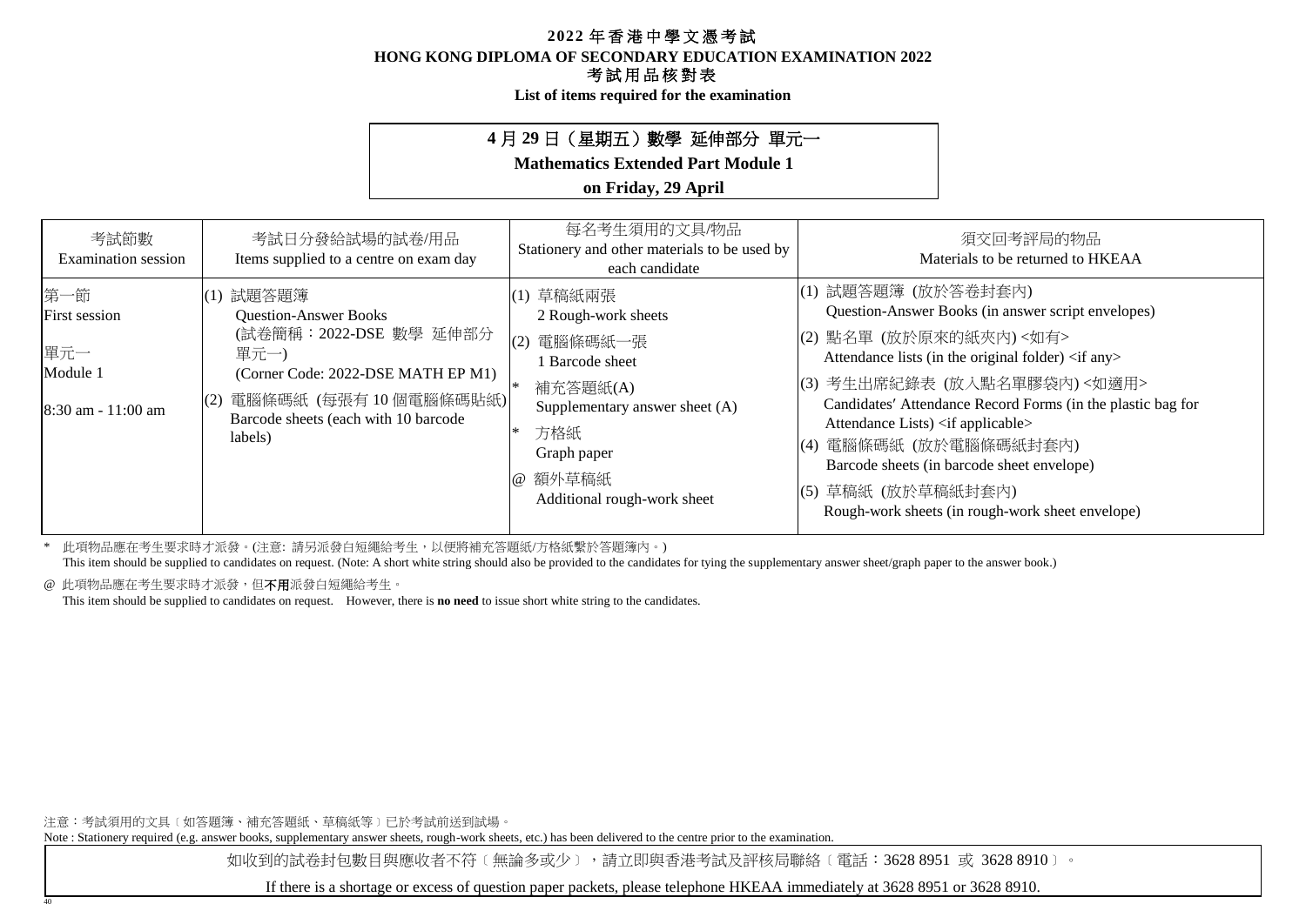# 2022 年香港中學文憑考試
# HONG KONG DIPLOMA OF SECONDARY EDUCATION EXAMINATION 2022
## 考試用品核對表
## List of items required for the examination

**4 月 29 日（星期五）數學 延伸部分 單元一**
**Mathematics Extended Part Module 1**
**on Friday, 29 April**

| 考試節數<br>Examination session | 考試日分發給試場的試卷/用品<br>Items supplied to a centre on exam day | 每名考生須用的文具/物品<br>Stationery and other materials to be used by each candidate | 須交回考評局的物品<br>Materials to be returned to HKEAA |
|---|---|---|---|
| 第一節<br>First session<br><br>單元一<br>Module 1<br><br>8:30 am - 11:00 am | (1) 試題答題簿<br>Question-Answer Books<br>(試卷簡稱：2022-DSE 數學 延伸部分 單元一)<br>(Corner Code: 2022-DSE MATH EP M1)<br>(2) 電腦條碼紙 (每張有 10 個電腦條碼貼紙)<br>Barcode sheets (each with 10 barcode labels) | (1) 草稿紙兩張<br>2 Rough-work sheets<br>(2) 電腦條碼紙一張<br>1 Barcode sheet<br>* 補充答題紙(A)<br>Supplementary answer sheet (A)<br>* 方格紙<br>Graph paper<br>@ 額外草稿紙<br>Additional rough-work sheet | (1) 試題答題簿 (放於答卷封套內)<br>Question-Answer Books (in answer script envelopes)<br>(2) 點名單 (放於原來的紙夾內) <如有><br>Attendance lists (in the original folder) <if any><br>(3) 考生出席紀錄表 (放入點名單膠袋內) <如適用><br>Candidates′ Attendance Record Forms (in the plastic bag for Attendance Lists) <if applicable><br>(4) 電腦條碼紙 (放於電腦條碼紙封套內)<br>Barcode sheets (in barcode sheet envelope)<br>(5) 草稿紙 (放於草稿紙封套內)<br>Rough-work sheets (in rough-work sheet envelope) |

\* 此項物品應在考生要求時才派發。(注意: 請另派發白短繩給考生，以便將補充答題紙/方格紙繫於答題簿內。)
This item should be supplied to candidates on request. (Note: A short white string should also be provided to the candidates for tying the supplementary answer sheet/graph paper to the answer book.)

@ 此項物品應在考生要求時才派發，但**不用**派發白短繩給考生。
This item should be supplied to candidates on request. However, there is **no need** to issue short white string to the candidates.

注意：考試須用的文具〔如答題簿、補充答題紙、草稿紙等〕已於考試前送到試場。
Note : Stationery required (e.g. answer books, supplementary answer sheets, rough-work sheets, etc.) has been delivered to the centre prior to the examination.

如收到的試卷封包數目與應收者不符〔無論多或少〕，請立即與香港考試及評核局聯絡〔電話：3628 8951 或 3628 8910〕。

If there is a shortage or excess of question paper packets, please telephone HKEAA immediately at 3628 8951 or 3628 8910.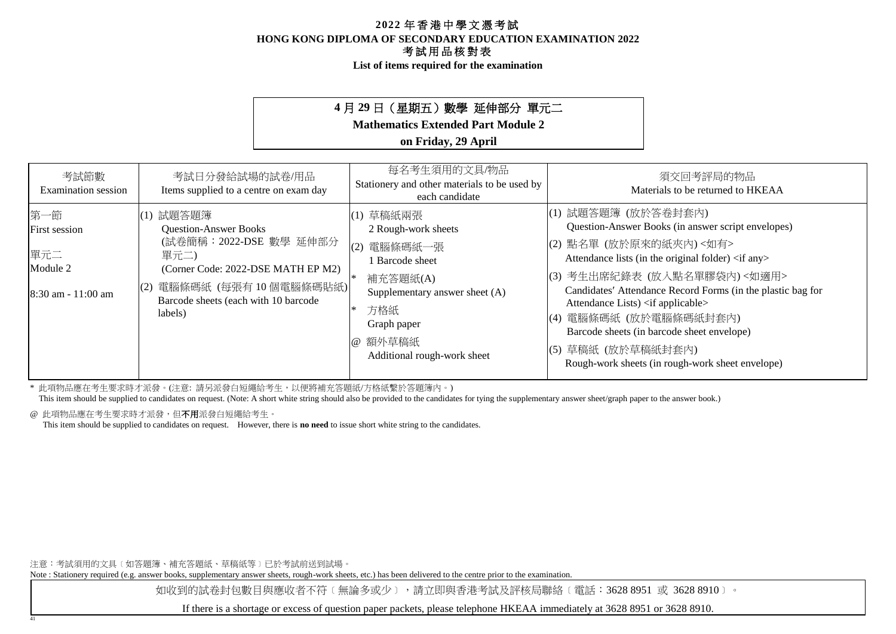# 2022 年香港中學文憑考試
# HONG KONG DIPLOMA OF SECONDARY EDUCATION EXAMINATION 2022
## 考試用品核對表
## List of items required for the examination

**4 月 29 日（星期五）數學 延伸部分 單元二**
**Mathematics Extended Part Module 2**
**on Friday, 29 April**

| 考試節數<br>Examination session | 考試日分發給試場的試卷/用品<br>Items supplied to a centre on exam day | 每名考生須用的文具/物品<br>Stationery and other materials to be used by each candidate | 須交回考評局的物品<br>Materials to be returned to HKEAA |
|---|---|---|---|
| 第一節<br>First session<br><br>單元二<br>Module 2<br><br>8:30 am - 11:00 am | (1) 試題答題簿<br>Question-Answer Books<br>(試卷簡稱：2022-DSE 數學 延伸部分 單元二)<br>(Corner Code: 2022-DSE MATH EP M2)<br>(2) 電腦條碼紙 (每張有 10 個電腦條碼貼紙)<br>Barcode sheets (each with 10 barcode labels) | (1) 草稿紙兩張<br>2 Rough-work sheets<br>(2) 電腦條碼紙一張<br>1 Barcode sheet<br>* 補充答題紙(A)<br>Supplementary answer sheet (A)<br>* 方格紙<br>Graph paper<br>@ 額外草稿紙<br>Additional rough-work sheet | (1) 試題答題簿 (放於答卷封套內)<br>Question-Answer Books (in answer script envelopes)<br>(2) 點名單 (放於原來的紙夾內) <如有><br>Attendance lists (in the original folder) <if any><br>(3) 考生出席紀錄表 (放入點名單膠袋內) <如適用><br>Candidates′ Attendance Record Forms (in the plastic bag for Attendance Lists) <if applicable><br>(4) 電腦條碼紙 (放於電腦條碼紙封套內)<br>Barcode sheets (in barcode sheet envelope)<br>(5) 草稿紙 (放於草稿紙封套內)<br>Rough-work sheets (in rough-work sheet envelope) |

\* 此項物品應在考生要求時才派發。(注意: 請另派發白短繩給考生，以便將補充答題紙/方格紙繫於答題簿內。)
This item should be supplied to candidates on request. (Note: A short white string should also be provided to the candidates for tying the supplementary answer sheet/graph paper to the answer book.)

@ 此項物品應在考生要求時才派發，但**不用**派發白短繩給考生。
This item should be supplied to candidates on request. However, there is **no need** to issue short white string to the candidates.

注意：考試須用的文具〔如答題簿、補充答題紙、草稿紙等〕已於考試前送到試場。
Note : Stationery required (e.g. answer books, supplementary answer sheets, rough-work sheets, etc.) has been delivered to the centre prior to the examination.

如收到的試卷封包數目與應收者不符〔無論多或少〕，請立即與香港考試及評核局聯絡〔電話：3628 8951 或 3628 8910〕。

If there is a shortage or excess of question paper packets, please telephone HKEAA immediately at 3628 8951 or 3628 8910.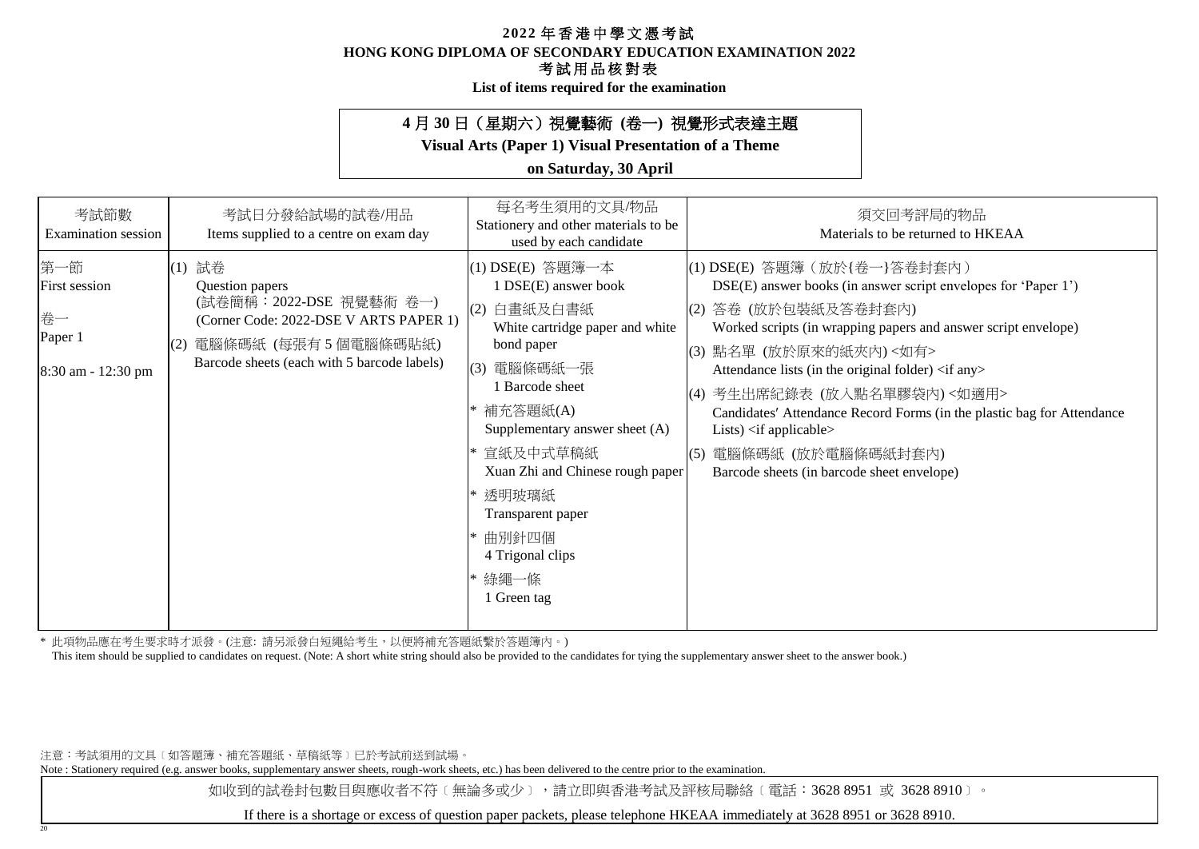# 2022 年香港中學文憑考試
# HONG KONG DIPLOMA OF SECONDARY EDUCATION EXAMINATION 2022
## 考試用品核對表
## List of items required for the examination

**4 月 30 日（星期六）視覺藝術 (卷一) 視覺形式表達主題**
**Visual Arts (Paper 1) Visual Presentation of a Theme**
**on Saturday, 30 April**

| 考試節數<br>Examination session | 考試日分發給試場的試卷/用品<br>Items supplied to a centre on exam day | 每名考生須用的文具/物品<br>Stationery and other materials to be used by each candidate | 須交回考評局的物品<br>Materials to be returned to HKEAA |
|---|---|---|---|
| 第一節<br>First session<br><br>卷一<br>Paper 1<br><br>8:30 am - 12:30 pm | (1) 試卷<br>Question papers<br>(試卷簡稱：2022-DSE 視覺藝術 卷一)<br>(Corner Code: 2022-DSE V ARTS PAPER 1)<br>(2) 電腦條碼紙 (每張有 5 個電腦條碼貼紙)<br>Barcode sheets (each with 5 barcode labels) | (1) DSE(E) 答題簿一本<br>1 DSE(E) answer book<br>(2) 白畫紙及白書紙<br>White cartridge paper and white bond paper<br>(3) 電腦條碼紙一張<br>1 Barcode sheet<br>* 補充答題紙(A)<br>Supplementary answer sheet (A)<br>* 宣紙及中式草稿紙<br>Xuan Zhi and Chinese rough paper<br>* 透明玻璃紙<br>Transparent paper<br>* 曲別針四個<br>4 Trigonal clips<br>* 綠繩一條<br>1 Green tag | (1) DSE(E) 答題簿（放於{卷一}答卷封套內）<br>DSE(E) answer books (in answer script envelopes for 'Paper 1')<br>(2) 答卷 (放於包裝紙及答卷封套內)<br>Worked scripts (in wrapping papers and answer script envelope)<br>(3) 點名單 (放於原來的紙夾內) <如有><br>Attendance lists (in the original folder) <if any><br>(4) 考生出席紀錄表 (放入點名單膠袋內) <如適用><br>Candidates′ Attendance Record Forms (in the plastic bag for Attendance Lists) <if applicable><br>(5) 電腦條碼紙 (放於電腦條碼紙封套內)<br>Barcode sheets (in barcode sheet envelope) |

\* 此項物品應在考生要求時才派發。(注意: 請另派發白短繩給考生，以便將補充答題紙繫於答題簿內。)
This item should be supplied to candidates on request. (Note: A short white string should also be provided to the candidates for tying the supplementary answer sheet to the answer book.)

注意：考試須用的文具〔如答題簿、補充答題紙、草稿紙等〕已於考試前送到試場。
Note : Stationery required (e.g. answer books, supplementary answer sheets, rough-work sheets, etc.) has been delivered to the centre prior to the examination.

如收到的試卷封包數目與應收者不符〔無論多或少〕，請立即與香港考試及評核局聯絡〔電話：3628 8951 或 3628 8910〕。

If there is a shortage or excess of question paper packets, please telephone HKEAA immediately at 3628 8951 or 3628 8910.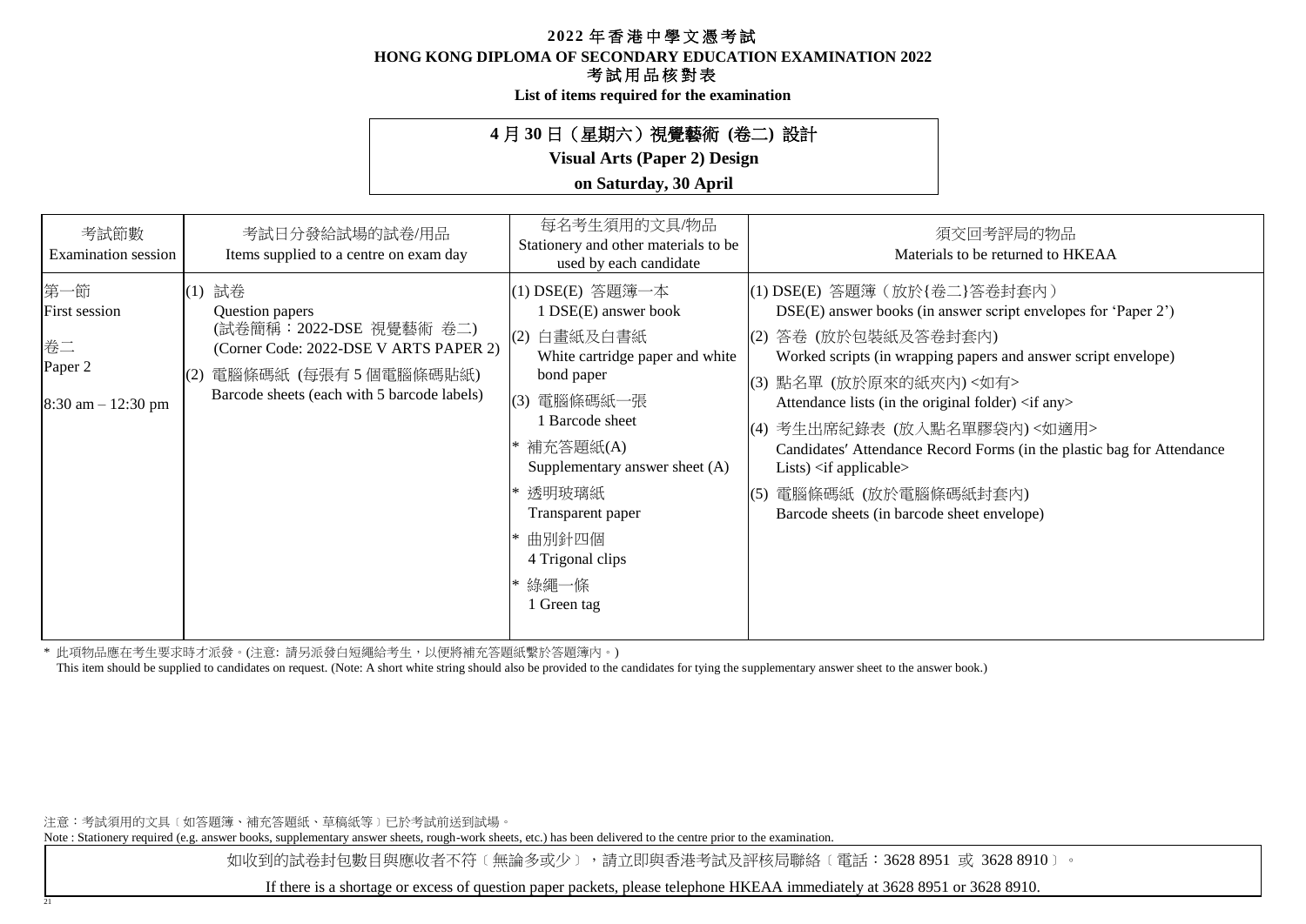# 2022 年香港中學文憑考試
# HONG KONG DIPLOMA OF SECONDARY EDUCATION EXAMINATION 2022
## 考試用品核對表
## List of items required for the examination

**4 月 30 日（星期六）視覺藝術 (卷二) 設計**
**Visual Arts (Paper 2) Design**
**on Saturday, 30 April**

| 考試節數<br>Examination session | 考試日分發給試場的試卷/用品<br>Items supplied to a centre on exam day | 每名考生須用的文具/物品<br>Stationery and other materials to be used by each candidate | 須交回考評局的物品<br>Materials to be returned to HKEAA |
|---|---|---|---|
| 第一節<br>First session<br><br>卷二<br>Paper 2<br><br>8:30 am – 12:30 pm | (1) 試卷<br>Question papers<br>(試卷簡稱：2022-DSE 視覺藝術 卷二)<br>(Corner Code: 2022-DSE V ARTS PAPER 2)<br>(2) 電腦條碼紙 (每張有 5 個電腦條碼貼紙)<br>Barcode sheets (each with 5 barcode labels) | (1) DSE(E) 答題簿一本<br>1 DSE(E) answer book<br>(2) 白畫紙及白書紙<br>White cartridge paper and white bond paper<br>(3) 電腦條碼紙一張<br>1 Barcode sheet<br>* 補充答題紙(A)<br>Supplementary answer sheet (A)<br>* 透明玻璃紙<br>Transparent paper<br>* 曲別針四個<br>4 Trigonal clips<br>* 綠繩一條<br>1 Green tag | (1) DSE(E) 答題簿（放於{卷二}答卷封套內）<br>DSE(E) answer books (in answer script envelopes for 'Paper 2')<br>(2) 答卷 (放於包裝紙及答卷封套內)<br>Worked scripts (in wrapping papers and answer script envelope)<br>(3) 點名單 (放於原來的紙夾內) <如有><br>Attendance lists (in the original folder) <if any><br>(4) 考生出席紀錄表 (放入點名單膠袋內) <如適用><br>Candidates′ Attendance Record Forms (in the plastic bag for Attendance Lists) <if applicable><br>(5) 電腦條碼紙 (放於電腦條碼紙封套內)<br>Barcode sheets (in barcode sheet envelope) |

\* 此項物品應在考生要求時才派發。(注意: 請另派發白短繩給考生，以便將補充答題紙繫於答題簿內。)
This item should be supplied to candidates on request. (Note: A short white string should also be provided to the candidates for tying the supplementary answer sheet to the answer book.)

注意：考試須用的文具﹝如答題簿、補充答題紙、草稿紙等﹞已於考試前送到試場。
Note : Stationery required (e.g. answer books, supplementary answer sheets, rough-work sheets, etc.) has been delivered to the centre prior to the examination.

如收到的試卷封包數目與應收者不符﹝無論多或少﹞，請立即與香港考試及評核局聯絡﹝電話：3628 8951 或 3628 8910﹞。

If there is a shortage or excess of question paper packets, please telephone HKEAA immediately at 3628 8951 or 3628 8910.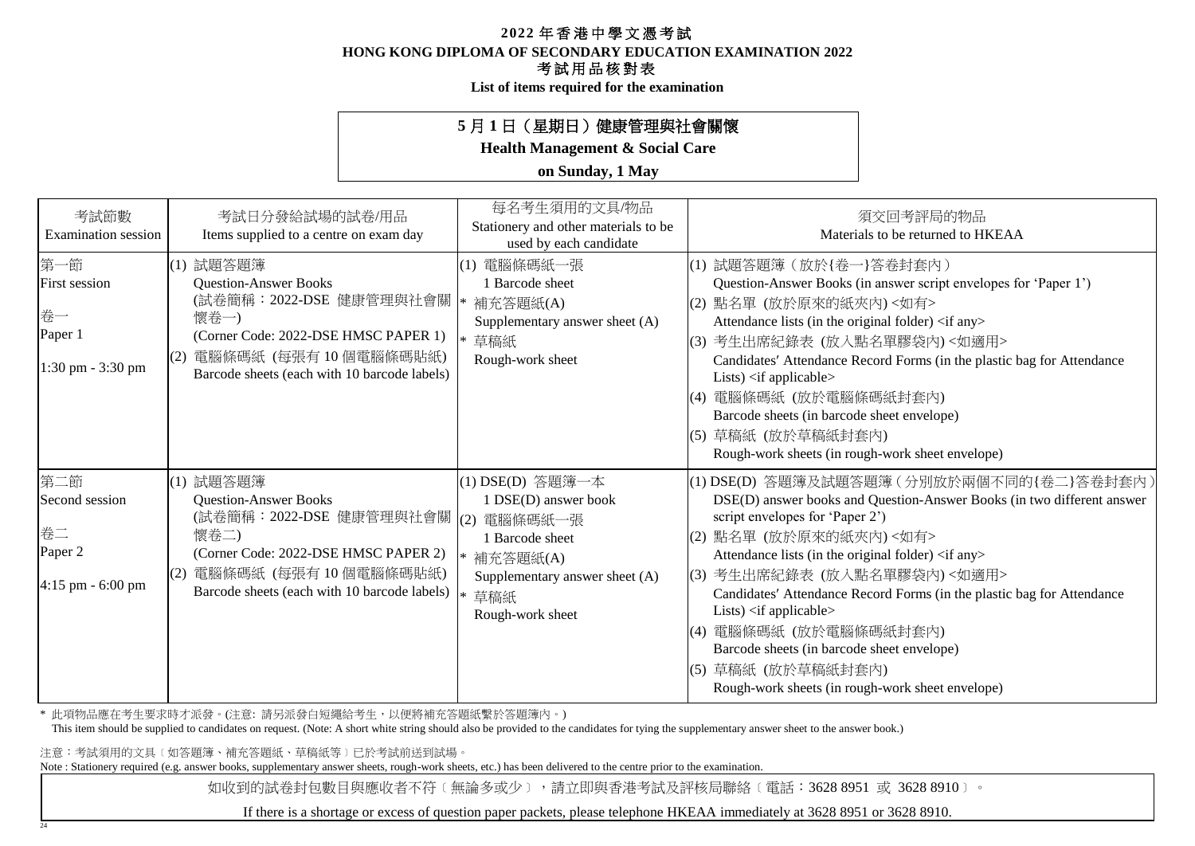# 2022 年香港中學文憑考試
## HONG KONG DIPLOMA OF SECONDARY EDUCATION EXAMINATION 2022
## 考試用品核對表
**List of items required for the examination**

**5 月 1 日（星期日）健康管理與社會關懷**
**Health Management & Social Care**
**on Sunday, 1 May**

| 考試節數<br>Examination session | 考試日分發給試場的試卷/用品<br>Items supplied to a centre on exam day | 每名考生須用的文具/物品<br>Stationery and other materials to be used by each candidate | 須交回考評局的物品<br>Materials to be returned to HKEAA |
|---|---|---|---|
| 第一節<br>First session<br><br>卷一<br>Paper 1<br><br>1:30 pm - 3:30 pm | (1) 試題答題簿<br>Question-Answer Books<br>(試卷簡稱：2022-DSE 健康管理與社會關懷卷一)<br>(Corner Code: 2022-DSE HMSC PAPER 1)<br>(2) 電腦條碼紙 (每張有 10 個電腦條碼貼紙)<br>Barcode sheets (each with 10 barcode labels) | (1) 電腦條碼紙一張<br>1 Barcode sheet<br>* 補充答題紙(A)<br>Supplementary answer sheet (A)<br>* 草稿紙<br>Rough-work sheet | (1) 試題答題簿（放於{卷一}答卷封套內）<br>Question-Answer Books (in answer script envelopes for 'Paper 1')<br>(2) 點名單 (放於原來的紙夾內) <如有><br>Attendance lists (in the original folder) <if any><br>(3) 考生出席紀錄表 (放入點名單膠袋內) <如適用><br>Candidates' Attendance Record Forms (in the plastic bag for Attendance Lists) <if applicable><br>(4) 電腦條碼紙 (放於電腦條碼紙封套內)<br>Barcode sheets (in barcode sheet envelope)<br>(5) 草稿紙 (放於草稿紙封套內)<br>Rough-work sheets (in rough-work sheet envelope) |
| 第二節<br>Second session<br><br>卷二<br>Paper 2<br><br>4:15 pm - 6:00 pm | (1) 試題答題簿<br>Question-Answer Books<br>(試卷簡稱：2022-DSE 健康管理與社會關懷卷二)<br>(Corner Code: 2022-DSE HMSC PAPER 2)<br>(2) 電腦條碼紙 (每張有 10 個電腦條碼貼紙)<br>Barcode sheets (each with 10 barcode labels) | (1) DSE(D) 答題簿一本<br>1 DSE(D) answer book<br>(2) 電腦條碼紙一張<br>1 Barcode sheet<br>* 補充答題紙(A)<br>Supplementary answer sheet (A)<br>* 草稿紙<br>Rough-work sheet | (1) DSE(D) 答題簿及試題答題簿（分別放於兩個不同的{卷二}答卷封套內）<br>DSE(D) answer books and Question-Answer Books (in two different answer script envelopes for 'Paper 2')<br>(2) 點名單 (放於原來的紙夾內) <如有><br>Attendance lists (in the original folder) <if any><br>(3) 考生出席紀錄表 (放入點名單膠袋內) <如適用><br>Candidates' Attendance Record Forms (in the plastic bag for Attendance Lists) <if applicable><br>(4) 電腦條碼紙 (放於電腦條碼紙封套內)<br>Barcode sheets (in barcode sheet envelope)<br>(5) 草稿紙 (放於草稿紙封套內)<br>Rough-work sheets (in rough-work sheet envelope) |

\* 此項物品應在考生要求時才派發。(注意: 請另派發白短繩給考生，以便將補充答題紙繫於答題簿內。)
This item should be supplied to candidates on request. (Note: A short white string should also be provided to the candidates for tying the supplementary answer sheet to the answer book.)

注意：考試須用的文具〔如答題簿、補充答題紙、草稿紙等〕已於考試前送到試場。
Note : Stationery required (e.g. answer books, supplementary answer sheets, rough-work sheets, etc.) has been delivered to the centre prior to the examination.

如收到的試卷封包數目與應收者不符〔無論多或少〕，請立即與香港考試及評核局聯絡〔電話：3628 8951 或 3628 8910〕。

If there is a shortage or excess of question paper packets, please telephone HKEAA immediately at 3628 8951 or 3628 8910.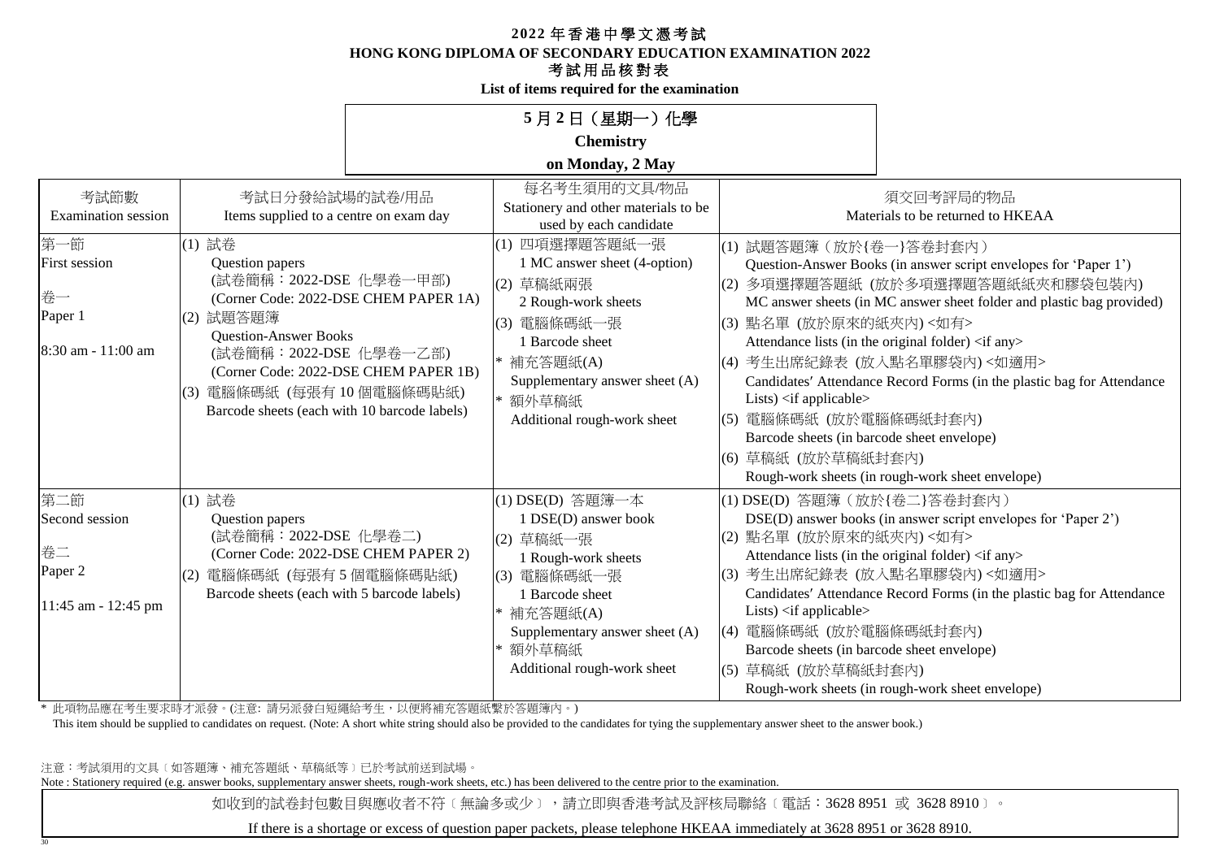# 2022 年香港中學文憑考試
# HONG KONG DIPLOMA OF SECONDARY EDUCATION EXAMINATION 2022
## 考試用品核對表
**List of items required for the examination**

**5 月 2 日（星期一）化學**
**Chemistry**
**on Monday, 2 May**

| 考試節數<br>Examination session | 考試日分發給試場的試卷/用品<br>Items supplied to a centre on exam day | 每名考生須用的文具/物品<br>Stationery and other materials to be used by each candidate | 須交回考評局的物品<br>Materials to be returned to HKEAA |
|---|---|---|---|
| 第一節<br>First session<br><br>卷一<br>Paper 1<br><br>8:30 am - 11:00 am | (1) 試卷<br>Question papers<br>(試卷簡稱：2022-DSE 化學卷一甲部)<br>(Corner Code: 2022-DSE CHEM PAPER 1A)<br>(2) 試題答題簿<br>Question-Answer Books<br>(試卷簡稱：2022-DSE 化學卷一乙部)<br>(Corner Code: 2022-DSE CHEM PAPER 1B)<br>(3) 電腦條碼紙 (每張有 10 個電腦條碼貼紙)<br>Barcode sheets (each with 10 barcode labels) | (1) 四項選擇題答題紙一張<br>1 MC answer sheet (4-option)<br>(2) 草稿紙兩張<br>2 Rough-work sheets<br>(3) 電腦條碼紙一張<br>1 Barcode sheet<br>* 補充答題紙(A)<br>Supplementary answer sheet (A)<br>* 額外草稿紙<br>Additional rough-work sheet | (1) 試題答題簿（放於{卷一}答卷封套內）<br>Question-Answer Books (in answer script envelopes for 'Paper 1')<br>(2) 多項選擇題答題紙 (放於多項選擇題答題紙紙夾和膠袋包裝內)<br>MC answer sheets (in MC answer sheet folder and plastic bag provided)<br>(3) 點名單 (放於原來的紙夾內) <如有><br>Attendance lists (in the original folder) <if any><br>(4) 考生出席紀錄表 (放入點名單膠袋內) <如適用><br>Candidates' Attendance Record Forms (in the plastic bag for Attendance Lists) <if applicable><br>(5) 電腦條碼紙 (放於電腦條碼紙封套內)<br>Barcode sheets (in barcode sheet envelope)<br>(6) 草稿紙 (放於草稿紙封套內)<br>Rough-work sheets (in rough-work sheet envelope) |
| 第二節<br>Second session<br><br>卷二<br>Paper 2<br><br>11:45 am - 12:45 pm | (1) 試卷<br>Question papers<br>(試卷簡稱：2022-DSE 化學卷二)<br>(Corner Code: 2022-DSE CHEM PAPER 2)<br>(2) 電腦條碼紙 (每張有 5 個電腦條碼貼紙)<br>Barcode sheets (each with 5 barcode labels) | (1) DSE(D) 答題簿一本<br>1 DSE(D) answer book<br>(2) 草稿紙一張<br>1 Rough-work sheets<br>(3) 電腦條碼紙一張<br>1 Barcode sheet<br>* 補充答題紙(A)<br>Supplementary answer sheet (A)<br>* 額外草稿紙<br>Additional rough-work sheet | (1) DSE(D) 答題簿（放於{卷二}答卷封套內）<br>DSE(D) answer books (in answer script envelopes for 'Paper 2')<br>(2) 點名單 (放於原來的紙夾內) <如有><br>Attendance lists (in the original folder) <if any><br>(3) 考生出席紀錄表 (放入點名單膠袋內) <如適用><br>Candidates' Attendance Record Forms (in the plastic bag for Attendance Lists) <if applicable><br>(4) 電腦條碼紙 (放於電腦條碼紙封套內)<br>Barcode sheets (in barcode sheet envelope)<br>(5) 草稿紙 (放於草稿紙封套內)<br>Rough-work sheets (in rough-work sheet envelope) |

\* 此項物品應在考生要求時才派發。(注意: 請另派發白短繩給考生，以便將補充答題紙繫於答題簿內。)
This item should be supplied to candidates on request. (Note: A short white string should also be provided to the candidates for tying the supplementary answer sheet to the answer book.)

注意：考試須用的文具﹝如答題簿、補充答題紙、草稿紙等﹞已於考試前送到試場。
Note : Stationery required (e.g. answer books, supplementary answer sheets, rough-work sheets, etc.) has been delivered to the centre prior to the examination.

如收到的試卷封包數目與應收者不符﹝無論多或少﹞，請立即與香港考試及評核局聯絡﹝電話：3628 8951 或 3628 8910﹞。

If there is a shortage or excess of question paper packets, please telephone HKEAA immediately at 3628 8951 or 3628 8910.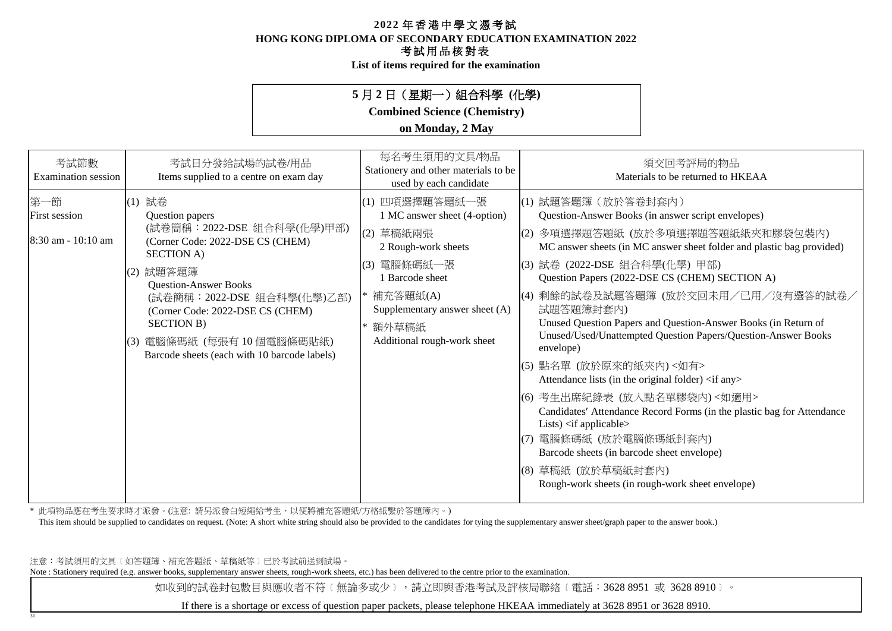# 2022 年香港中學文憑考試
# HONG KONG DIPLOMA OF SECONDARY EDUCATION EXAMINATION 2022
## 考試用品核對表
## List of items required for the examination

**5 月 2 日（星期一）組合科學 (化學)**
**Combined Science (Chemistry)**
**on Monday, 2 May**

| 考試節數<br>Examination session | 考試日分發給試場的試卷/用品<br>Items supplied to a centre on exam day | 每名考生須用的文具/物品<br>Stationery and other materials to be used by each candidate | 須交回考評局的物品<br>Materials to be returned to HKEAA |
|---|---|---|---|
| 第一節<br>First session<br><br>8:30 am - 10:10 am | (1) 試卷<br>Question papers<br>(試卷簡稱：2022-DSE 組合科學(化學)甲部)<br>(Corner Code: 2022-DSE CS (CHEM) SECTION A)<br>(2) 試題答題簿<br>Question-Answer Books<br>(試卷簡稱：2022-DSE 組合科學(化學)乙部)<br>(Corner Code: 2022-DSE CS (CHEM) SECTION B)<br>(3) 電腦條碼紙 (每張有 10 個電腦條碼貼紙)<br>Barcode sheets (each with 10 barcode labels) | (1) 四項選擇題答題紙一張<br>1 MC answer sheet (4-option)<br>(2) 草稿紙兩張<br>2 Rough-work sheets<br>(3) 電腦條碼紙一張<br>1 Barcode sheet<br>* 補充答題紙(A)<br>Supplementary answer sheet (A)<br>* 額外草稿紙<br>Additional rough-work sheet | (1) 試題答題簿（放於答卷封套內）<br>Question-Answer Books (in answer script envelopes)<br>(2) 多項選擇題答題紙 (放於多項選擇題答題紙紙夾和膠袋包裝內)<br>MC answer sheets (in MC answer sheet folder and plastic bag provided)<br>(3) 試卷 (2022-DSE 組合科學(化學) 甲部)<br>Question Papers (2022-DSE CS (CHEM) SECTION A)<br>(4) 剩餘的試卷及試題答題簿 (放於交回未用／已用／沒有選答的試卷／試題答題簿封套內)<br>Unused Question Papers and Question-Answer Books (in Return of Unused/Used/Unattempted Question Papers/Question-Answer Books envelope)<br>(5) 點名單 (放於原來的紙夾內) <如有><br>Attendance lists (in the original folder) <if any><br>(6) 考生出席紀錄表 (放入點名單膠袋內) <如適用><br>Candidates′ Attendance Record Forms (in the plastic bag for Attendance Lists) <if applicable><br>(7) 電腦條碼紙 (放於電腦條碼紙封套內)<br>Barcode sheets (in barcode sheet envelope)<br>(8) 草稿紙 (放於草稿紙封套內)<br>Rough-work sheets (in rough-work sheet envelope) |

\* 此項物品應在考生要求時才派發。(注意: 請另派發白短繩給考生，以便將補充答題紙/方格紙繫於答題簿內。)
This item should be supplied to candidates on request. (Note: A short white string should also be provided to the candidates for tying the supplementary answer sheet/graph paper to the answer book.)

注意：考試須用的文具﹝如答題簿、補充答題紙、草稿紙等﹞已於考試前送到試場。
Note : Stationery required (e.g. answer books, supplementary answer sheets, rough-work sheets, etc.) has been delivered to the centre prior to the examination.

如收到的試卷封包數目與應收者不符﹝無論多或少﹞，請立即與香港考試及評核局聯絡﹝電話：3628 8951 或 3628 8910﹞。

If there is a shortage or excess of question paper packets, please telephone HKEAA immediately at 3628 8951 or 3628 8910.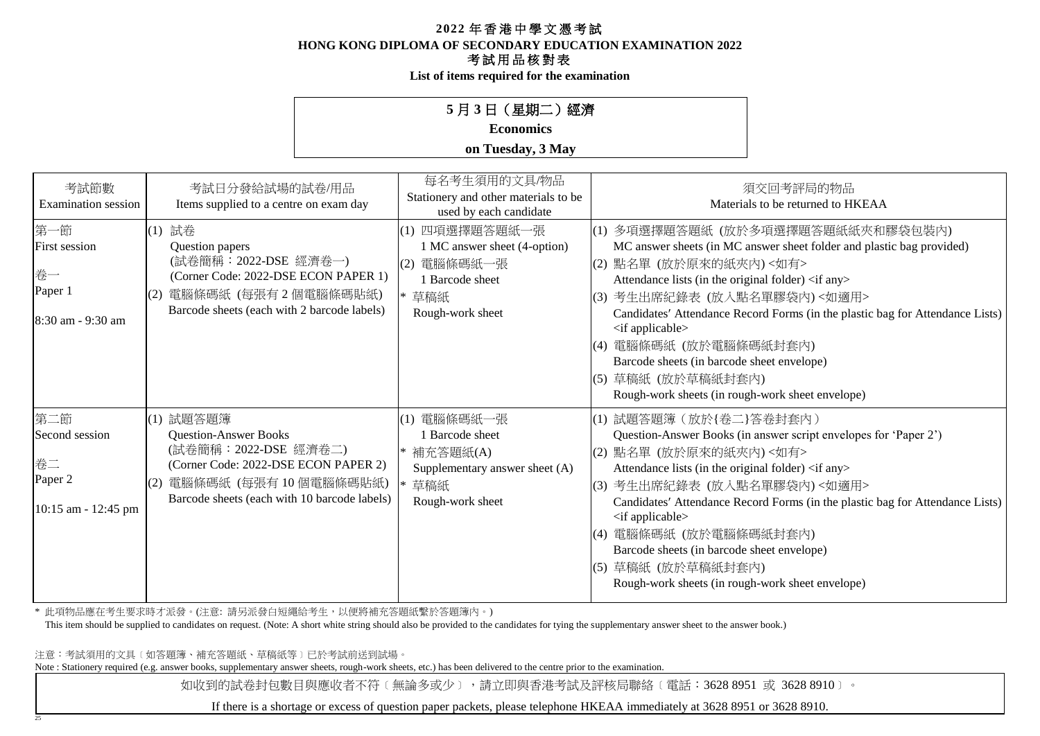# 2022 年香港中學文憑考試
# HONG KONG DIPLOMA OF SECONDARY EDUCATION EXAMINATION 2022
## 考試用品核對表
## List of items required for the examination

**5 月 3 日（星期二）經濟**
**Economics**
**on Tuesday, 3 May**

| 考試節數<br>Examination session | 考試日分發給試場的試卷/用品<br>Items supplied to a centre on exam day | 每名考生須用的文具/物品<br>Stationery and other materials to be used by each candidate | 須交回考評局的物品<br>Materials to be returned to HKEAA |
|---|---|---|---|
| 第一節<br>First session<br><br>卷一<br>Paper 1<br><br>8:30 am - 9:30 am | (1) 試卷<br>Question papers<br>(試卷簡稱：2022-DSE 經濟卷一)<br>(Corner Code: 2022-DSE ECON PAPER 1)<br>(2) 電腦條碼紙 (每張有 2 個電腦條碼貼紙)<br>Barcode sheets (each with 2 barcode labels) | (1) 四項選擇題答題紙一張<br>1 MC answer sheet (4-option)<br>(2) 電腦條碼紙一張<br>1 Barcode sheet<br>* 草稿紙<br>Rough-work sheet | (1) 多項選擇題答題紙 (放於多項選擇題答題紙紙夾和膠袋包裝內)<br>MC answer sheets (in MC answer sheet folder and plastic bag provided)<br>(2) 點名單 (放於原來的紙夾內) <如有><br>Attendance lists (in the original folder) <if any><br>(3) 考生出席紀錄表 (放入點名單膠袋內) <如適用><br>Candidates′ Attendance Record Forms (in the plastic bag for Attendance Lists) <if applicable><br>(4) 電腦條碼紙 (放於電腦條碼紙封套內)<br>Barcode sheets (in barcode sheet envelope)<br>(5) 草稿紙 (放於草稿紙封套內)<br>Rough-work sheets (in rough-work sheet envelope) |
| 第二節<br>Second session<br><br>卷二<br>Paper 2<br><br>10:15 am - 12:45 pm | (1) 試題答題簿<br>Question-Answer Books<br>(試卷簡稱：2022-DSE 經濟卷二)<br>(Corner Code: 2022-DSE ECON PAPER 2)<br>(2) 電腦條碼紙 (每張有 10 個電腦條碼貼紙)<br>Barcode sheets (each with 10 barcode labels) | (1) 電腦條碼紙一張<br>1 Barcode sheet<br>* 補充答題紙(A)<br>Supplementary answer sheet (A)<br>* 草稿紙<br>Rough-work sheet | (1) 試題答題簿（放於{卷二}答卷封套內）<br>Question-Answer Books (in answer script envelopes for 'Paper 2')<br>(2) 點名單 (放於原來的紙夾內) <如有><br>Attendance lists (in the original folder) <if any><br>(3) 考生出席紀錄表 (放入點名單膠袋內) <如適用><br>Candidates′ Attendance Record Forms (in the plastic bag for Attendance Lists) <if applicable><br>(4) 電腦條碼紙 (放於電腦條碼紙封套內)<br>Barcode sheets (in barcode sheet envelope)<br>(5) 草稿紙 (放於草稿紙封套內)<br>Rough-work sheets (in rough-work sheet envelope) |

\* 此項物品應在考生要求時才派發。(注意: 請另派發白短繩給考生，以便將補充答題紙繫於答題簿內。)
This item should be supplied to candidates on request. (Note: A short white string should also be provided to the candidates for tying the supplementary answer sheet to the answer book.)

注意：考試須用的文具〔如答題簿、補充答題紙、草稿紙等〕已於考試前送到試場。
Note : Stationery required (e.g. answer books, supplementary answer sheets, rough-work sheets, etc.) has been delivered to the centre prior to the examination.

如收到的試卷封包數目與應收者不符〔無論多或少〕，請立即與香港考試及評核局聯絡〔電話：3628 8951 或 3628 8910〕。

If there is a shortage or excess of question paper packets, please telephone HKEAA immediately at 3628 8951 or 3628 8910.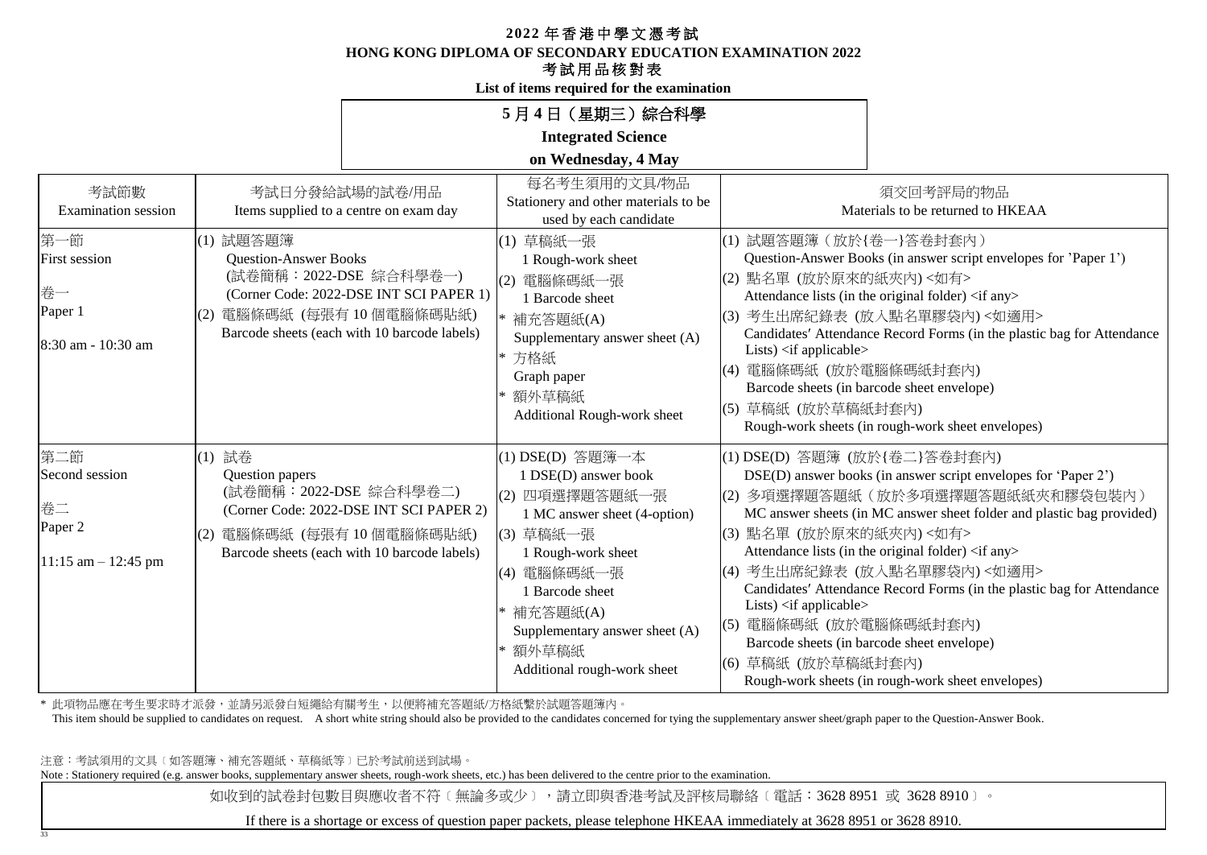# 2022 年香港中學文憑考試

**HONG KONG DIPLOMA OF SECONDARY EDUCATION EXAMINATION 2022**

**考試用品核對表**

**List of items required for the examination**

**5 月 4 日（星期三）綜合科學**

**Integrated Science**

**on Wednesday, 4 May**

| 考試節數<br>Examination session | 考試日分發給試場的試卷/用品<br>Items supplied to a centre on exam day | 每名考生須用的文具/物品<br>Stationery and other materials to be used by each candidate | 須交回考評局的物品<br>Materials to be returned to HKEAA |
|---|---|---|---|
| 第一節<br>First session<br><br>卷一<br>Paper 1<br><br>8:30 am - 10:30 am | (1) 試題答題簿<br>Question-Answer Books<br>(試卷簡稱：2022-DSE 綜合科學卷一)<br>(Corner Code: 2022-DSE INT SCI PAPER 1)<br>(2) 電腦條碼紙 (每張有 10 個電腦條碼貼紙)<br>Barcode sheets (each with 10 barcode labels) | (1) 草稿紙一張<br>1 Rough-work sheet<br>(2) 電腦條碼紙一張<br>1 Barcode sheet<br>* 補充答題紙(A)<br>Supplementary answer sheet (A)<br>* 方格紙<br>Graph paper<br>* 額外草稿紙<br>Additional Rough-work sheet | (1) 試題答題簿（放於{卷一}答卷封套內）<br>Question-Answer Books (in answer script envelopes for 'Paper 1')<br>(2) 點名單 (放於原來的紙夾內) <如有><br>Attendance lists (in the original folder) <if any><br>(3) 考生出席紀錄表 (放入點名單膠袋內) <如適用><br>Candidates' Attendance Record Forms (in the plastic bag for Attendance Lists) <if applicable><br>(4) 電腦條碼紙 (放於電腦條碼紙封套內)<br>Barcode sheets (in barcode sheet envelope)<br>(5) 草稿紙 (放於草稿紙封套內)<br>Rough-work sheets (in rough-work sheet envelopes) |
| 第二節<br>Second session<br><br>卷二<br>Paper 2<br><br>11:15 am – 12:45 pm | (1) 試卷<br>Question papers<br>(試卷簡稱：2022-DSE 綜合科學卷二)<br>(Corner Code: 2022-DSE INT SCI PAPER 2)<br>(2) 電腦條碼紙 (每張有 10 個電腦條碼貼紙)<br>Barcode sheets (each with 10 barcode labels) | (1) DSE(D) 答題簿一本<br>1 DSE(D) answer book<br>(2) 四項選擇題答題紙一張<br>1 MC answer sheet (4-option)<br>(3) 草稿紙一張<br>1 Rough-work sheet<br>(4) 電腦條碼紙一張<br>1 Barcode sheet<br>* 補充答題紙(A)<br>Supplementary answer sheet (A)<br>* 額外草稿紙<br>Additional rough-work sheet | (1) DSE(D) 答題簿 (放於{卷二}答卷封套內)<br>DSE(D) answer books (in answer script envelopes for 'Paper 2')<br>(2) 多項選擇答題紙（放於多項選擇答題紙紙夾和膠袋包裝內）<br>MC answer sheets (in MC answer sheet folder and plastic bag provided)<br>(3) 點名單 (放於原來的紙夾內) <如有><br>Attendance lists (in the original folder) <if any><br>(4) 考生出席紀錄表 (放入點名單膠袋內) <如適用><br>Candidates' Attendance Record Forms (in the plastic bag for Attendance Lists) <if applicable><br>(5) 電腦條碼紙 (放於電腦條碼紙封套內)<br>Barcode sheets (in barcode sheet envelope)<br>(6) 草稿紙 (放於草稿紙封套內)<br>Rough-work sheets (in rough-work sheet envelopes) |

\* 此項物品應在考生要求時才派發，並請另派發白短繩給有關考生，以便將補充答題紙/方格紙繫於試題答題簿內。
This item should be supplied to candidates on request. A short white string should also be provided to the candidates concerned for tying the supplementary answer sheet/graph paper to the Question-Answer Book.

注意：考試須用的文具﹝如答題簿、補充答題紙、草稿紙等﹞已於考試前送到試場。
Note : Stationery required (e.g. answer books, supplementary answer sheets, rough-work sheets, etc.) has been delivered to the centre prior to the examination.

如收到的試卷封包數目與應收者不符﹝無論多或少﹞，請立即與香港考試及評核局聯絡﹝電話：3628 8951 或 3628 8910﹞。

If there is a shortage or excess of question paper packets, please telephone HKEAA immediately at 3628 8951 or 3628 8910.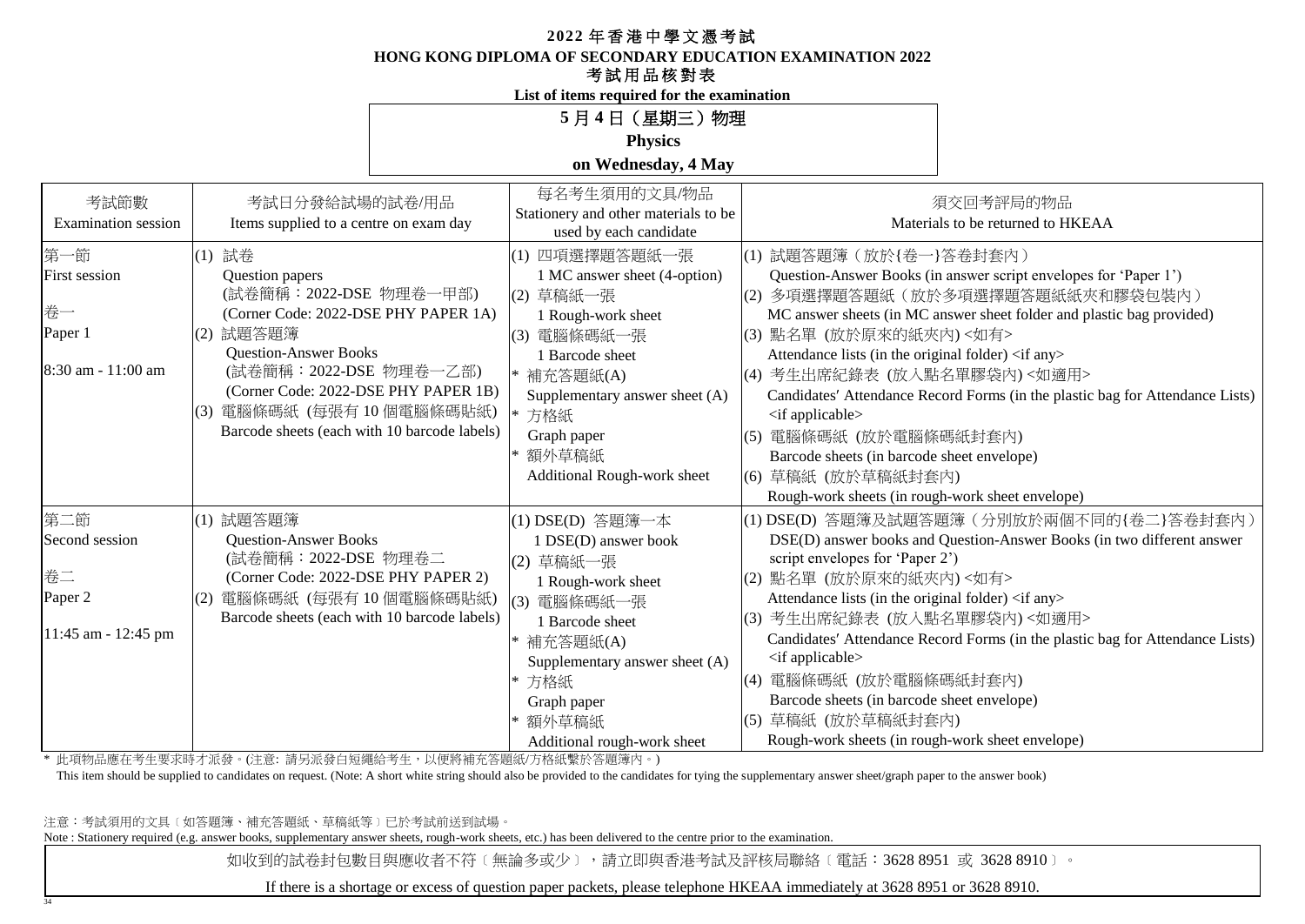# 2022 年香港中學文憑考試
# HONG KONG DIPLOMA OF SECONDARY EDUCATION EXAMINATION 2022
## 考試用品核對表
**List of items required for the examination**

## 5 月 4 日（星期三）物理
**Physics**
**on Wednesday, 4 May**

| 考試節數<br>Examination session | 考試日分發給試場的試卷/用品<br>Items supplied to a centre on exam day | 每名考生須用的文具/物品<br>Stationery and other materials to be used by each candidate | 須交回考評局的物品<br>Materials to be returned to HKEAA |
|---|---|---|---|
| 第一節<br>First session<br><br>卷一<br>Paper 1<br><br>8:30 am - 11:00 am | (1) 試卷<br>Question papers<br>(試卷簡稱：2022-DSE 物理卷一甲部)<br>(Corner Code: 2022-DSE PHY PAPER 1A)<br>(2) 試題答題簿<br>Question-Answer Books<br>(試卷簡稱：2022-DSE 物理卷一乙部)<br>(Corner Code: 2022-DSE PHY PAPER 1B)<br>(3) 電腦條碼紙 (每張有 10 個電腦條碼貼紙)<br>Barcode sheets (each with 10 barcode labels) | (1) 四項選擇題答題紙一張<br>1 MC answer sheet (4-option)<br>(2) 草稿紙一張<br>1 Rough-work sheet<br>(3) 電腦條碼紙一張<br>1 Barcode sheet<br>* 補充答題紙(A)<br>Supplementary answer sheet (A)<br>* 方格紙<br>Graph paper<br>* 額外草稿紙<br>Additional Rough-work sheet | (1) 試題答題簿（放於{卷一}答卷封套內）<br>Question-Answer Books (in answer script envelopes for 'Paper 1')<br>(2) 多項選擇題答題紙（放於多項選擇題答題紙紙夾和膠袋包裝內）<br>MC answer sheets (in MC answer sheet folder and plastic bag provided)<br>(3) 點名單 (放於原來的紙夾內) <如有><br>Attendance lists (in the original folder) <if any><br>(4) 考生出席紀錄表 (放入點名單膠袋內) <如適用><br>Candidates' Attendance Record Forms (in the plastic bag for Attendance Lists) <if applicable><br>(5) 電腦條碼紙 (放於電腦條碼紙封套內)<br>Barcode sheets (in barcode sheet envelope)<br>(6) 草稿紙 (放於草稿紙封套內)<br>Rough-work sheets (in rough-work sheet envelope) |
| 第二節<br>Second session<br><br>卷二<br>Paper 2<br><br>11:45 am - 12:45 pm | (1) 試題答題簿<br>Question-Answer Books<br>(試卷簡稱：2022-DSE 物理卷二<br>(Corner Code: 2022-DSE PHY PAPER 2)<br>(2) 電腦條碼紙 (每張有 10 個電腦條碼貼紙)<br>Barcode sheets (each with 10 barcode labels) | (1) DSE(D) 答題簿一本<br>1 DSE(D) answer book<br>(2) 草稿紙一張<br>1 Rough-work sheet<br>(3) 電腦條碼紙一張<br>1 Barcode sheet<br>* 補充答題紙(A)<br>Supplementary answer sheet (A)<br>* 方格紙<br>Graph paper<br>* 額外草稿紙<br>Additional rough-work sheet | (1) DSE(D) 答題簿及試題答題簿（分別放於兩個不同的{卷二}答卷封套內）<br>DSE(D) answer books and Question-Answer Books (in two different answer script envelopes for 'Paper 2')<br>(2) 點名單 (放於原來的紙夾內) <如有><br>Attendance lists (in the original folder) <if any><br>(3) 考生出席紀錄表 (放入點名單膠袋內) <如適用><br>Candidates' Attendance Record Forms (in the plastic bag for Attendance Lists) <if applicable><br>(4) 電腦條碼紙 (放於電腦條碼紙封套內)<br>Barcode sheets (in barcode sheet envelope)<br>(5) 草稿紙 (放於草稿紙封套內)<br>Rough-work sheets (in rough-work sheet envelope) |

\* 此項物品應在考生要求時才派發。(注意: 請另派發白短繩給考生，以便將補充答題紙/方格紙繫於答題簿內。)
This item should be supplied to candidates on request. (Note: A short white string should also be provided to the candidates for tying the supplementary answer sheet/graph paper to the answer book)

注意：考試須用的文具〔如答題簿、補充答題紙、草稿紙等〕已於考試前送到試場。
Note : Stationery required (e.g. answer books, supplementary answer sheets, rough-work sheets, etc.) has been delivered to the centre prior to the examination.

如收到的試卷封包數目與應收者不符〔無論多或少〕，請立即與香港考試及評核局聯絡〔電話：3628 8951 或 3628 8910〕。

If there is a shortage or excess of question paper packets, please telephone HKEAA immediately at 3628 8951 or 3628 8910.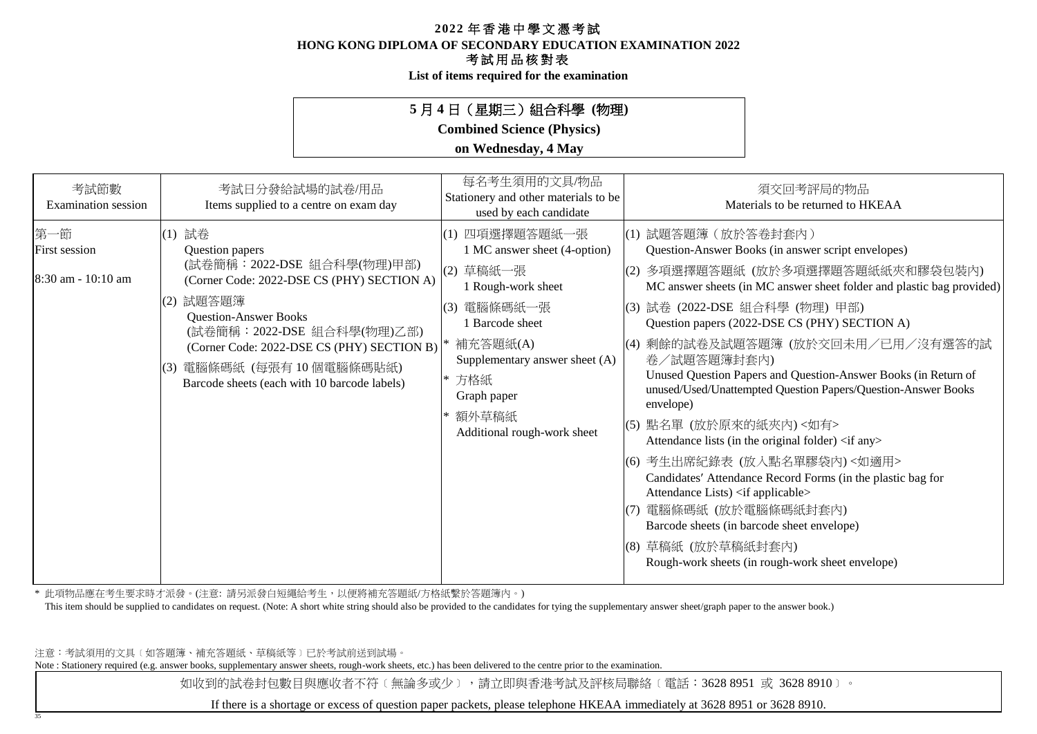# 2022 年香港中學文憑考試
# HONG KONG DIPLOMA OF SECONDARY EDUCATION EXAMINATION 2022
## 考試用品核對表
## List of items required for the examination

**5 月 4 日（星期三）組合科學 (物理)**
**Combined Science (Physics)**
**on Wednesday, 4 May**

| 考試節數<br>Examination session | 考試日分發給試場的試卷/用品<br>Items supplied to a centre on exam day | 每名考生須用的文具/物品<br>Stationery and other materials to be used by each candidate | 須交回考評局的物品<br>Materials to be returned to HKEAA |
| --- | --- | --- | --- |
| 第一節<br>First session<br><br>8:30 am - 10:10 am | (1) 試卷<br>Question papers<br>(試卷簡稱：2022-DSE 組合科學(物理)甲部)<br>(Corner Code: 2022-DSE CS (PHY) SECTION A)<br>(2) 試題答題簿<br>Question-Answer Books<br>(試卷簡稱：2022-DSE 組合科學(物理)乙部)<br>(Corner Code: 2022-DSE CS (PHY) SECTION B)<br>(3) 電腦條碼紙 (每張有 10 個電腦條碼貼紙)<br>Barcode sheets (each with 10 barcode labels) | (1) 四項選擇題答題紙一張<br>1 MC answer sheet (4-option)<br>(2) 草稿紙一張<br>1 Rough-work sheet<br>(3) 電腦條碼紙一張<br>1 Barcode sheet<br>* 補充答題紙(A)<br>Supplementary answer sheet (A)<br>* 方格紙<br>Graph paper<br>* 額外草稿紙<br>Additional rough-work sheet | (1) 試題答題簿（放於答卷封套內）<br>Question-Answer Books (in answer script envelopes)<br>(2) 多項選擇題答題紙 (放於多項選擇題答題紙紙夾和膠袋包裝內)<br>MC answer sheets (in MC answer sheet folder and plastic bag provided)<br>(3) 試卷 (2022-DSE 組合科學 (物理) 甲部)<br>Question papers (2022-DSE CS (PHY) SECTION A)<br>(4) 剩餘的試卷及試題答題簿 (放於交回未用／已用／沒有選答的試卷／試題答題簿封套內)<br>Unused Question Papers and Question-Answer Books (in Return of unused/Used/Unattempted Question Papers/Question-Answer Books envelope)<br>(5) 點名單 (放於原來的紙夾內) <如有><br>Attendance lists (in the original folder) <if any><br>(6) 考生出席紀錄表 (放入點名單膠袋內) <如適用><br>Candidates′ Attendance Record Forms (in the plastic bag for Attendance Lists) <if applicable><br>(7) 電腦條碼紙 (放於電腦條碼紙封套內)<br>Barcode sheets (in barcode sheet envelope)<br>(8) 草稿紙 (放於草稿紙封套內)<br>Rough-work sheets (in rough-work sheet envelope) |

\* 此項物品應在考生要求時才派發。(注意: 請另派發白短繩給考生，以便將補充答題紙/方格紙繫於答題簿內。)
This item should be supplied to candidates on request. (Note: A short white string should also be provided to the candidates for tying the supplementary answer sheet/graph paper to the answer book.)

注意：考試須用的文具〔如答題簿、補充答題紙、草稿紙等〕已於考試前送到試場。
Note : Stationery required (e.g. answer books, supplementary answer sheets, rough-work sheets, etc.) has been delivered to the centre prior to the examination.

如收到的試卷封包數目與應收者不符〔無論多或少〕，請立即與香港考試及評核局聯絡〔電話：3628 8951 或 3628 8910〕。

If there is a shortage or excess of question paper packets, please telephone HKEAA immediately at 3628 8951 or 3628 8910.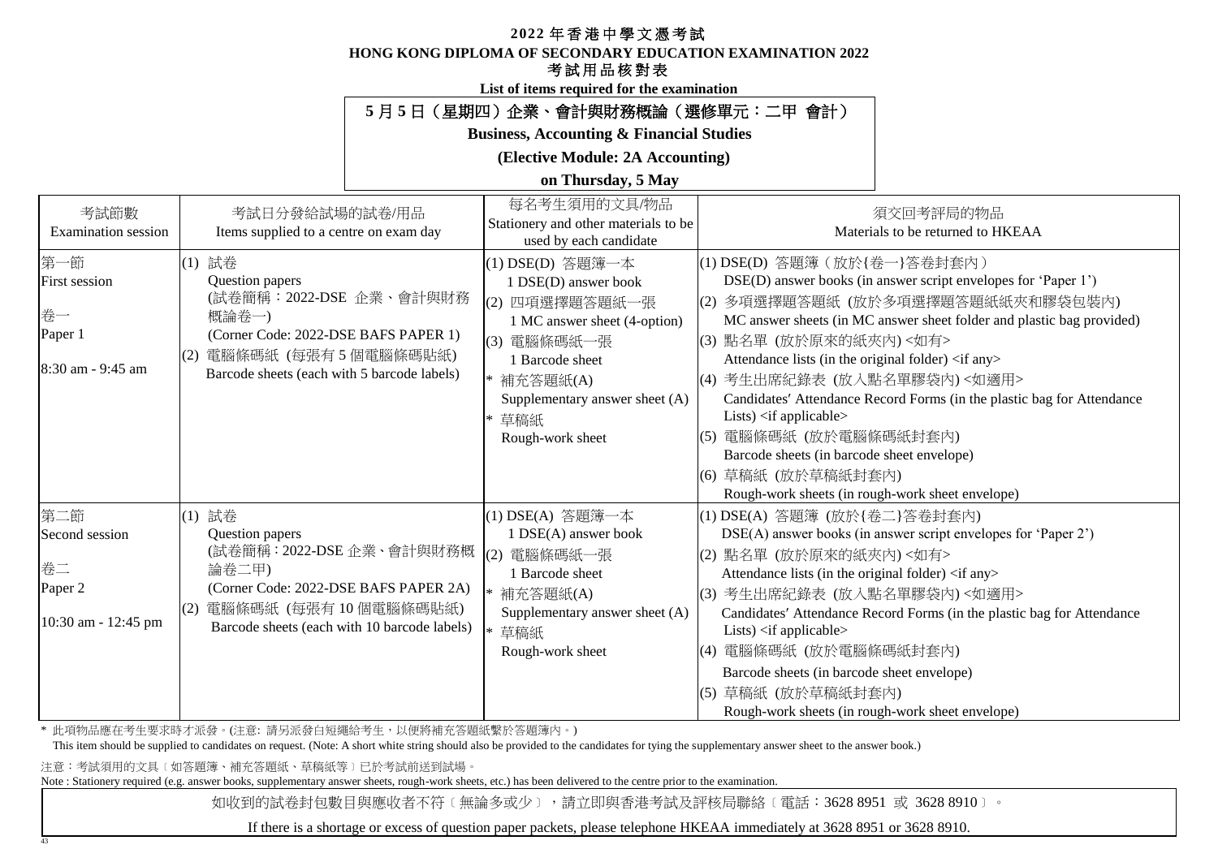**2022 年香港中學文憑考試**

**HONG KONG DIPLOMA OF SECONDARY EDUCATION EXAMINATION 2022**

**考試用品核對表**

**List of items required for the examination**

**5 月 5 日（星期四）企業、會計與財務概論（選修單元：二甲 會計）**

**Business, Accounting & Financial Studies**

**(Elective Module: 2A Accounting)**

**on Thursday, 5 May**

| 考試節數<br>Examination session | 考試日分發給試場的試卷/用品<br>Items supplied to a centre on exam day | 每名考生須用的文具/物品<br>Stationery and other materials to be used by each candidate | 須交回考評局的物品<br>Materials to be returned to HKEAA |
|---|---|---|---|
| 第一節<br>First session<br><br>卷一<br>Paper 1<br><br>8:30 am - 9:45 am | (1) 試卷<br>Question papers<br>(試卷簡稱：2022-DSE 企業、會計與財務概論卷一)<br>(Corner Code: 2022-DSE BAFS PAPER 1)<br>(2) 電腦條碼紙 (每張有 5 個電腦條碼貼紙)<br>Barcode sheets (each with 5 barcode labels) | (1) DSE(D) 答題簿一本<br>1 DSE(D) answer book<br>(2) 四項選擇題答題紙一張<br>1 MC answer sheet (4-option)<br>(3) 電腦條碼紙一張<br>1 Barcode sheet<br>* 補充答題紙(A)<br>Supplementary answer sheet (A)<br>* 草稿紙<br>Rough-work sheet | (1) DSE(D) 答題簿（放於{卷一}答卷封套內）<br>DSE(D) answer books (in answer script envelopes for 'Paper 1')<br>(2) 多項選擇題答題紙 (放於多項選擇題答題紙紙夾和膠袋包裝內)<br>MC answer sheets (in MC answer sheet folder and plastic bag provided)<br>(3) 點名單 (放於原來的紙夾內) <如有><br>Attendance lists (in the original folder) <if any><br>(4) 考生出席紀錄表 (放入點名單膠袋內) <如適用><br>Candidates′ Attendance Record Forms (in the plastic bag for Attendance Lists) <if applicable><br>(5) 電腦條碼紙 (放於電腦條碼紙封套內)<br>Barcode sheets (in barcode sheet envelope)<br>(6) 草稿紙 (放於草稿紙封套內)<br>Rough-work sheets (in rough-work sheet envelope) |
| 第二節<br>Second session<br><br>卷二<br>Paper 2<br><br>10:30 am - 12:45 pm | (1) 試卷<br>Question papers<br>(試卷簡稱：2022-DSE 企業、會計與財務概論卷二甲)<br>(Corner Code: 2022-DSE BAFS PAPER 2A)<br>(2) 電腦條碼紙 (每張有 10 個電腦條碼貼紙)<br>Barcode sheets (each with 10 barcode labels) | (1) DSE(A) 答題簿一本<br>1 DSE(A) answer book<br>(2) 電腦條碼紙一張<br>1 Barcode sheet<br>* 補充答題紙(A)<br>Supplementary answer sheet (A)<br>* 草稿紙<br>Rough-work sheet | (1) DSE(A) 答題簿 (放於{卷二}答卷封套內)<br>DSE(A) answer books (in answer script envelopes for 'Paper 2')<br>(2) 點名單 (放於原來的紙夾內) <如有><br>Attendance lists (in the original folder) <if any><br>(3) 考生出席紀錄表 (放入點名單膠袋內) <如適用><br>Candidates′ Attendance Record Forms (in the plastic bag for Attendance Lists) <if applicable><br>(4) 電腦條碼紙 (放於電腦條碼紙封套內)<br>Barcode sheets (in barcode sheet envelope)<br>(5) 草稿紙 (放於草稿紙封套內)<br>Rough-work sheets (in rough-work sheet envelope) |

\* 此項物品應在考生要求時才派發。(注意: 請另派發白短繩給考生，以便將補充答題紙繫於答題簿內。)
This item should be supplied to candidates on request. (Note: A short white string should also be provided to the candidates for tying the supplementary answer sheet to the answer book.)

注意：考試須用的文具〔如答題簿、補充答題紙、草稿紙等〕已於考試前送到試場。
Note : Stationery required (e.g. answer books, supplementary answer sheets, rough-work sheets, etc.) has been delivered to the centre prior to the examination.

如收到的試卷封包數目與應收者不符〔無論多或少〕，請立即與香港考試及評核局聯絡〔電話：3628 8951 或 3628 8910〕。

If there is a shortage or excess of question paper packets, please telephone HKEAA immediately at 3628 8951 or 3628 8910.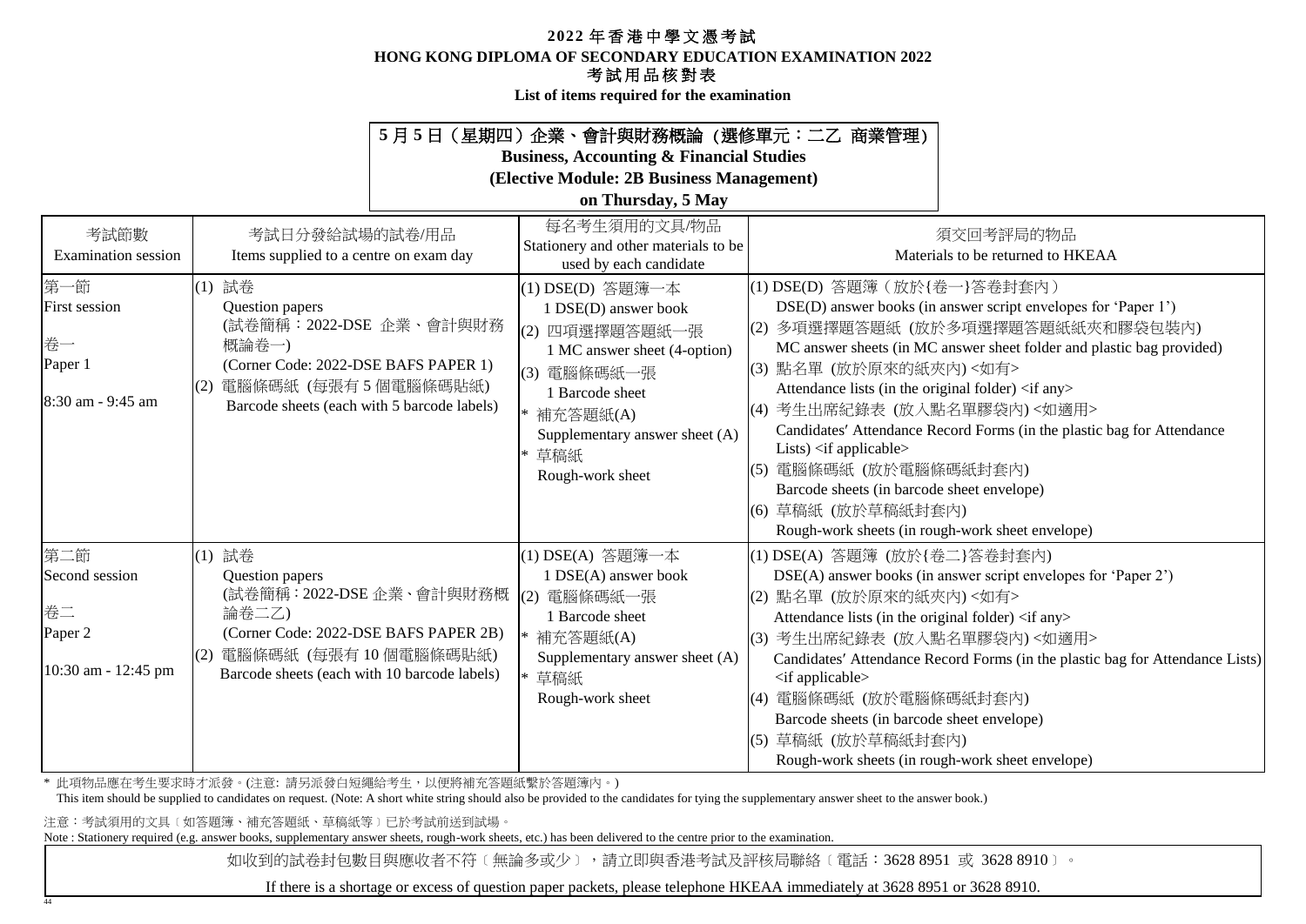# 2022 年香港中學文憑考試
# HONG KONG DIPLOMA OF SECONDARY EDUCATION EXAMINATION 2022
## 考試用品核對表
## List of items required for the examination

**5 月 5 日（星期四）企業、會計與財務概論（選修單元：二乙 商業管理）**
**Business, Accounting & Financial Studies**
**(Elective Module: 2B Business Management)**
**on Thursday, 5 May**

| 考試節數<br>Examination session | 考試日分發給試場的試卷/用品<br>Items supplied to a centre on exam day | 每名考生須用的文具/物品<br>Stationery and other materials to be used by each candidate | 須交回考評局的物品<br>Materials to be returned to HKEAA |
|---|---|---|---|
| 第一節<br>First session<br><br>卷一<br>Paper 1<br><br>8:30 am - 9:45 am | (1) 試卷<br>Question papers<br>(試卷簡稱：2022-DSE 企業、會計與財務概論卷一)<br>(Corner Code: 2022-DSE BAFS PAPER 1)<br>(2) 電腦條碼紙 (每張有 5 個電腦條碼貼紙)<br>Barcode sheets (each with 5 barcode labels) | (1) DSE(D) 答題簿一本<br>1 DSE(D) answer book<br>(2) 四項選擇題答題紙一張<br>1 MC answer sheet (4-option)<br>(3) 電腦條碼紙一張<br>1 Barcode sheet<br>* 補充答題紙(A)<br>Supplementary answer sheet (A)<br>* 草稿紙<br>Rough-work sheet | (1) DSE(D) 答題簿（放於{卷一}答卷封套內）<br>DSE(D) answer books (in answer script envelopes for 'Paper 1')<br>(2) 多項選擇題答題紙 (放於多項選擇題答題紙紙夾和膠袋包裝內)<br>MC answer sheets (in MC answer sheet folder and plastic bag provided)<br>(3) 點名單 (放於原來的紙夾內) <如有><br>Attendance lists (in the original folder) <if any><br>(4) 考生出席紀錄表 (放入點名單膠袋內) <如適用><br>Candidates′ Attendance Record Forms (in the plastic bag for Attendance Lists) <if applicable><br>(5) 電腦條碼紙 (放於電腦條碼紙封套內)<br>Barcode sheets (in barcode sheet envelope)<br>(6) 草稿紙 (放於草稿紙封套內)<br>Rough-work sheets (in rough-work sheet envelope) |
| 第二節<br>Second session<br><br>卷二<br>Paper 2<br><br>10:30 am - 12:45 pm | (1) 試卷<br>Question papers<br>(試卷簡稱：2022-DSE 企業、會計與財務概論卷二乙)<br>(Corner Code: 2022-DSE BAFS PAPER 2B)<br>(2) 電腦條碼紙 (每張有 10 個電腦條碼貼紙)<br>Barcode sheets (each with 10 barcode labels) | (1) DSE(A) 答題簿一本<br>1 DSE(A) answer book<br>(2) 電腦條碼紙一張<br>1 Barcode sheet<br>* 補充答題紙(A)<br>Supplementary answer sheet (A)<br>* 草稿紙<br>Rough-work sheet | (1) DSE(A) 答題簿 (放於{卷二}答卷封套內)<br>DSE(A) answer books (in answer script envelopes for 'Paper 2')<br>(2) 點名單 (放於原來的紙夾內) <如有><br>Attendance lists (in the original folder) <if any><br>(3) 考生出席紀錄表 (放入點名單膠袋內) <如適用><br>Candidates′ Attendance Record Forms (in the plastic bag for Attendance Lists) <if applicable><br>(4) 電腦條碼紙 (放於電腦條碼紙封套內)<br>Barcode sheets (in barcode sheet envelope)<br>(5) 草稿紙 (放於草稿紙封套內)<br>Rough-work sheets (in rough-work sheet envelope) |

\* 此項物品應在考生要求時才派發。(注意: 請另派發白短繩給考生，以便將補充答題紙繫於答題簿內。)
This item should be supplied to candidates on request. (Note: A short white string should also be provided to the candidates for tying the supplementary answer sheet to the answer book.)

注意：考試須用的文具﹝如答題簿、補充答題紙、草稿紙等﹞已於考試前送到試場。
Note : Stationery required (e.g. answer books, supplementary answer sheets, rough-work sheets, etc.) has been delivered to the centre prior to the examination.

如收到的試卷封包數目與應收者不符﹝無論多或少﹞，請立即與香港考試及評核局聯絡﹝電話：3628 8951 或 3628 8910﹞。

If there is a shortage or excess of question paper packets, please telephone HKEAA immediately at 3628 8951 or 3628 8910.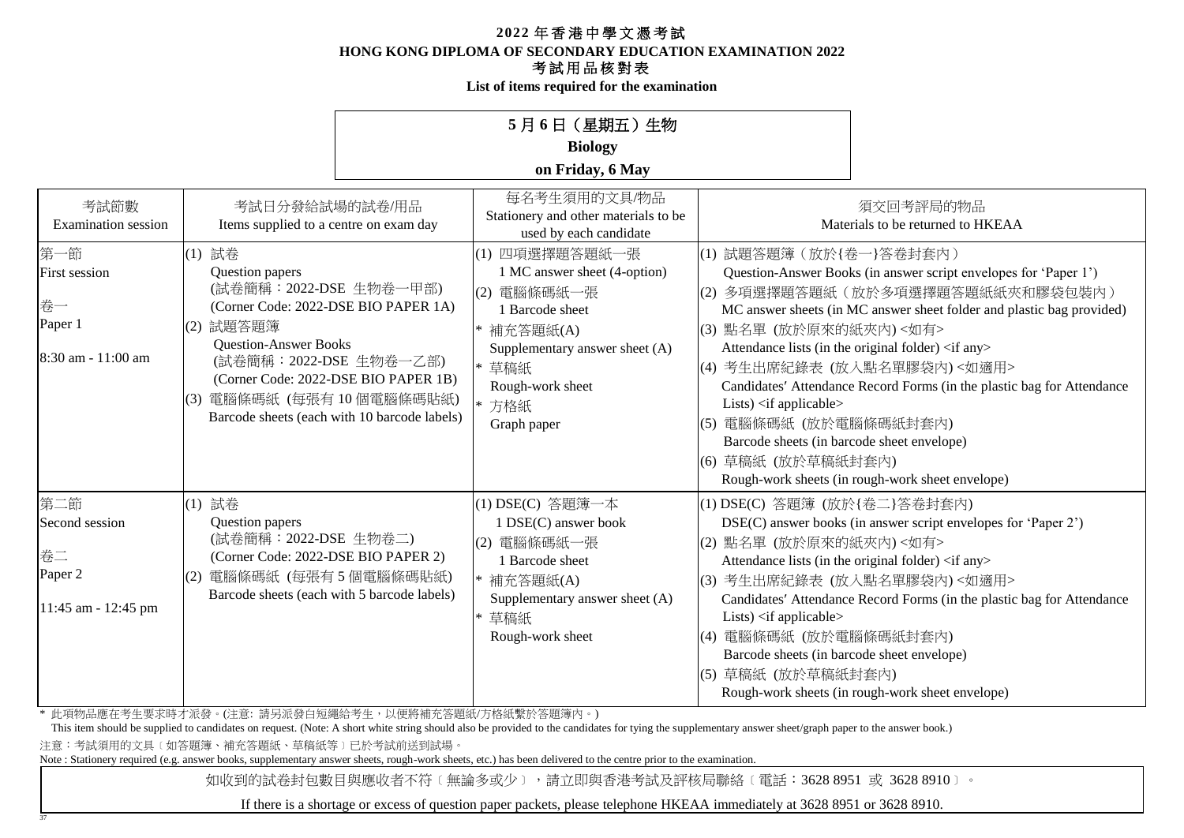**2022 年香港中學文憑考試**

**HONG KONG DIPLOMA OF SECONDARY EDUCATION EXAMINATION 2022**

**考試用品核對表**

**List of items required for the examination**

**5 月 6 日（星期五）生物**

**Biology**

**on Friday, 6 May**

| 考試節數<br>Examination session | 考試日分發給試場的試卷/用品<br>Items supplied to a centre on exam day | 每名考生須用的文具/物品<br>Stationery and other materials to be used by each candidate | 須交回考評局的物品<br>Materials to be returned to HKEAA |
|---|---|---|---|
| 第一節<br>First session<br><br>卷一<br>Paper 1<br><br>8:30 am - 11:00 am | (1) 試卷<br>Question papers<br>(試卷簡稱：2022-DSE 生物卷一甲部)<br>(Corner Code: 2022-DSE BIO PAPER 1A)<br>(2) 試題答題簿<br>Question-Answer Books<br>(試卷簡稱：2022-DSE 生物卷一乙部)<br>(Corner Code: 2022-DSE BIO PAPER 1B)<br>(3) 電腦條碼紙 (每張有 10 個電腦條碼貼紙)<br>Barcode sheets (each with 10 barcode labels) | (1) 四項選擇題答題紙一張<br>1 MC answer sheet (4-option)<br>(2) 電腦條碼紙一張<br>1 Barcode sheet<br>* 補充答題紙(A)<br>Supplementary answer sheet (A)<br>* 草稿紙<br>Rough-work sheet<br>* 方格紙<br>Graph paper | (1) 試題答題簿（放於{卷一}答卷封套內）<br>Question-Answer Books (in answer script envelopes for 'Paper 1')<br>(2) 多項選擇題答題紙（放於多項選擇題答題紙紙夾和膠袋包裝內）<br>MC answer sheets (in MC answer sheet folder and plastic bag provided)<br>(3) 點名單 (放於原來的紙夾內) <如有><br>Attendance lists (in the original folder) <if any><br>(4) 考生出席紀錄表 (放入點名單膠袋內) <如適用><br>Candidates' Attendance Record Forms (in the plastic bag for Attendance Lists) <if applicable><br>(5) 電腦條碼紙 (放於電腦條碼紙封套內)<br>Barcode sheets (in barcode sheet envelope)<br>(6) 草稿紙 (放於草稿紙封套內)<br>Rough-work sheets (in rough-work sheet envelope) |
| 第二節<br>Second session<br><br>卷二<br>Paper 2<br><br>11:45 am - 12:45 pm | (1) 試卷<br>Question papers<br>(試卷簡稱：2022-DSE 生物卷二)<br>(Corner Code: 2022-DSE BIO PAPER 2)<br>(2) 電腦條碼紙 (每張有 5 個電腦條碼貼紙)<br>Barcode sheets (each with 5 barcode labels) | (1) DSE(C) 答題簿一本<br>1 DSE(C) answer book<br>(2) 電腦條碼紙一張<br>1 Barcode sheet<br>* 補充答題紙(A)<br>Supplementary answer sheet (A)<br>* 草稿紙<br>Rough-work sheet | (1) DSE(C) 答題簿 (放於{卷二}答卷封套內)<br>DSE(C) answer books (in answer script envelopes for 'Paper 2')<br>(2) 點名單 (放於原來的紙夾內) <如有><br>Attendance lists (in the original folder) <if any><br>(3) 考生出席紀錄表 (放入點名單膠袋內) <如適用><br>Candidates' Attendance Record Forms (in the plastic bag for Attendance Lists) <if applicable><br>(4) 電腦條碼紙 (放於電腦條碼紙封套內)<br>Barcode sheets (in barcode sheet envelope)<br>(5) 草稿紙 (放於草稿紙封套內)<br>Rough-work sheets (in rough-work sheet envelope) |

\* 此項物品應在考生要求時才派發。(注意: 請另派發白短繩給考生，以便將補充答題紙/方格紙繫於答題簿內。)
This item should be supplied to candidates on request. (Note: A short white string should also be provided to the candidates for tying the supplementary answer sheet/graph paper to the answer book.)

注意：考試須用的文具〔如答題簿、補充答題紙、草稿紙等〕已於考試前送到試場。
Note : Stationery required (e.g. answer books, supplementary answer sheets, rough-work sheets, etc.) has been delivered to the centre prior to the examination.

如收到的試卷封包數目與應收者不符〔無論多或少〕，請立即與香港考試及評核局聯絡〔電話：3628 8951 或 3628 8910〕。

If there is a shortage or excess of question paper packets, please telephone HKEAA immediately at 3628 8951 or 3628 8910.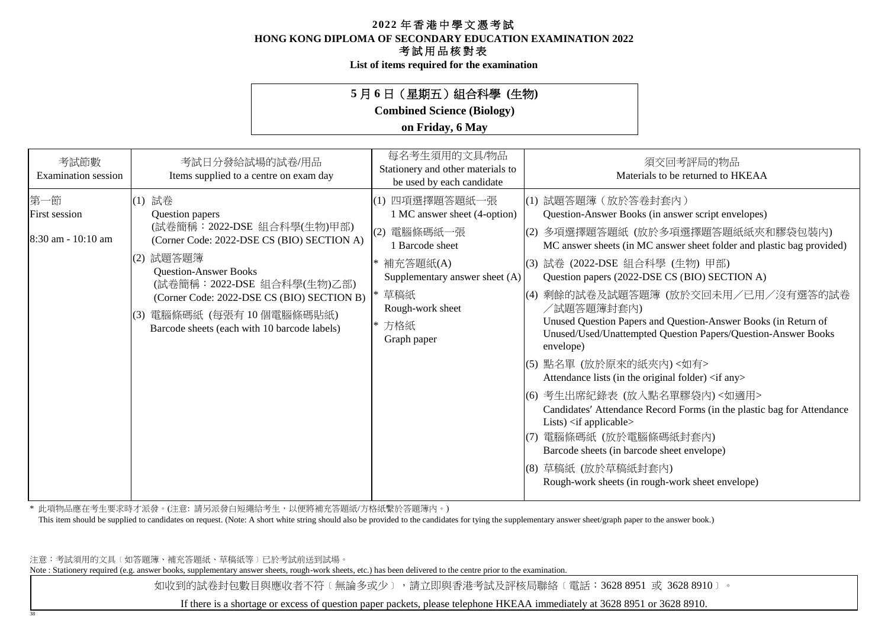# 2022 年香港中學文憑考試
# HONG KONG DIPLOMA OF SECONDARY EDUCATION EXAMINATION 2022
## 考試用品核對表
## List of items required for the examination

**5 月 6 日（星期五）組合科學 (生物)**
**Combined Science (Biology)**
**on Friday, 6 May**

| 考試節數<br>Examination session | 考試日分發給試場的試卷/用品<br>Items supplied to a centre on exam day | 每名考生須用的文具/物品<br>Stationery and other materials to be used by each candidate | 須交回考評局的物品<br>Materials to be returned to HKEAA |
|---|---|---|---|
| 第一節<br>First session<br><br>8:30 am - 10:10 am | (1) 試卷<br>Question papers<br>(試卷簡稱：2022-DSE 組合科學(生物)甲部)<br>(Corner Code: 2022-DSE CS (BIO) SECTION A)<br><br>(2) 試題答題簿<br>Question-Answer Books<br>(試卷簡稱：2022-DSE 組合科學(生物)乙部)<br>(Corner Code: 2022-DSE CS (BIO) SECTION B)<br><br>(3) 電腦條碼紙 (每張有 10 個電腦條碼貼紙)<br>Barcode sheets (each with 10 barcode labels) | (1) 四項選擇題答題紙一張<br>1 MC answer sheet (4-option)<br><br>(2) 電腦條碼紙一張<br>1 Barcode sheet<br><br>* 補充答題紙(A)<br>Supplementary answer sheet (A)<br><br>* 草稿紙<br>Rough-work sheet<br><br>* 方格紙<br>Graph paper | (1) 試題答題簿（放於答卷封套內）<br>Question-Answer Books (in answer script envelopes)<br><br>(2) 多項選擇題答題紙 (放於多項選擇題答題紙紙夾和膠袋包裝內)<br>MC answer sheets (in MC answer sheet folder and plastic bag provided)<br><br>(3) 試卷 (2022-DSE 組合科學 (生物) 甲部)<br>Question papers (2022-DSE CS (BIO) SECTION A)<br><br>(4) 剩餘的試卷及試題答題簿 (放於交回未用／已用／沒有選答的試卷／試題答題簿封套內)<br>Unused Question Papers and Question-Answer Books (in Return of Unused/Used/Unattempted Question Papers/Question-Answer Books envelope)<br><br>(5) 點名單 (放於原來的紙夾內) <如有><br>Attendance lists (in the original folder) <if any><br><br>(6) 考生出席紀錄表 (放入點名單膠袋內) <如適用><br>Candidates′ Attendance Record Forms (in the plastic bag for Attendance Lists) <if applicable><br><br>(7) 電腦條碼紙 (放於電腦條碼紙封套內)<br>Barcode sheets (in barcode sheet envelope)<br><br>(8) 草稿紙 (放於草稿紙封套內)<br>Rough-work sheets (in rough-work sheet envelope) |

\* 此項物品應在考生要求時才派發。(注意: 請另派發白短繩給考生，以便將補充答題紙/方格紙繫於答題簿內。)
This item should be supplied to candidates on request. (Note: A short white string should also be provided to the candidates for tying the supplementary answer sheet/graph paper to the answer book.)

注意：考試須用的文具〔如答題簿、補充答題紙、草稿紙等〕已於考試前送到試場。
Note : Stationery required (e.g. answer books, supplementary answer sheets, rough-work sheets, etc.) has been delivered to the centre prior to the examination.

如收到的試卷封包數目與應收者不符〔無論多或少〕，請立即與香港考試及評核局聯絡〔電話：3628 8951 或 3628 8910〕。

If there is a shortage or excess of question paper packets, please telephone HKEAA immediately at 3628 8951 or 3628 8910.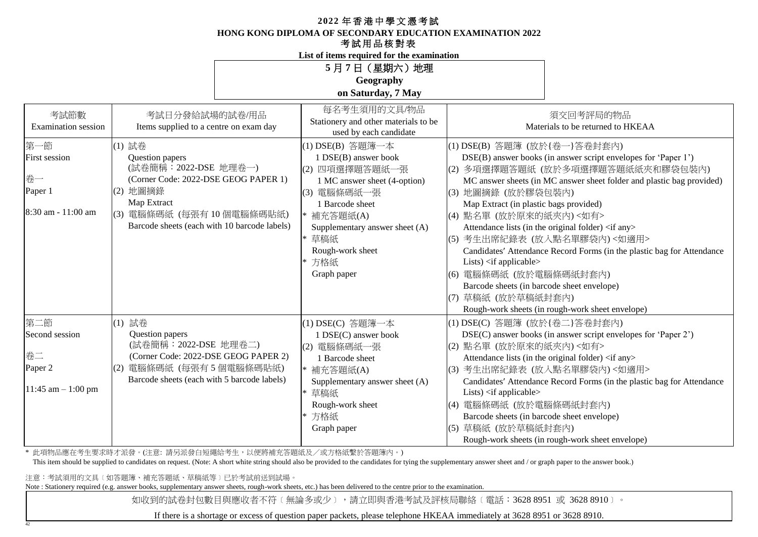# 2022 年香港中學文憑考試
# HONG KONG DIPLOMA OF SECONDARY EDUCATION EXAMINATION 2022
## 考試用品核對表
## List of items required for the examination

**5 月 7 日（星期六）地理**
**Geography**
**on Saturday, 7 May**

| 考試節數<br>Examination session | 考試日分發給試場的試卷/用品<br>Items supplied to a centre on exam day | 每名考生須用的文具/物品<br>Stationery and other materials to be used by each candidate | 須交回考評局的物品<br>Materials to be returned to HKEAA |
|---|---|---|---|
| 第一節<br>First session<br><br>卷一<br>Paper 1<br><br>8:30 am - 11:00 am | (1) 試卷<br>Question papers<br>(試卷簡稱：2022-DSE 地理卷一)<br>(Corner Code: 2022-DSE GEOG PAPER 1)<br>(2) 地圖摘錄<br>Map Extract<br>(3) 電腦條碼紙 (每張有 10 個電腦條碼貼紙)<br>Barcode sheets (each with 10 barcode labels) | (1) DSE(B) 答題簿一本<br>1 DSE(B) answer book<br>(2) 四項選擇題答題紙一張<br>1 MC answer sheet (4-option)<br>(3) 電腦條碼紙一張<br>1 Barcode sheet<br>* 補充答題紙(A)<br>Supplementary answer sheet (A)<br>* 草稿紙<br>Rough-work sheet<br>* 方格紙<br>Graph paper | (1) DSE(B) 答題簿 (放於{卷一}答卷封套內)<br>DSE(B) answer books (in answer script envelopes for 'Paper 1')<br>(2) 多項選擇題答題紙 (放於多項選擇題答題紙紙夾和膠袋包裝內)<br>MC answer sheets (in MC answer sheet folder and plastic bag provided)<br>(3) 地圖摘錄 (放於膠袋包裝內)<br>Map Extract (in plastic bags provided)<br>(4) 點名單 (放於原來的紙夾內) <如有><br>Attendance lists (in the original folder) <if any><br>(5) 考生出席紀錄表 (放入點名單膠袋內) <如適用><br>Candidates′ Attendance Record Forms (in the plastic bag for Attendance Lists) <if applicable><br>(6) 電腦條碼紙 (放於電腦條碼紙封套內)<br>Barcode sheets (in barcode sheet envelope)<br>(7) 草稿紙 (放於草稿紙封套內)<br>Rough-work sheets (in rough-work sheet envelope) |
| 第二節<br>Second session<br><br>卷二<br>Paper 2<br><br>11:45 am – 1:00 pm | (1) 試卷<br>Question papers<br>(試卷簡稱：2022-DSE 地理卷二)<br>(Corner Code: 2022-DSE GEOG PAPER 2)<br>(2) 電腦條碼紙 (每張有 5 個電腦條碼貼紙)<br>Barcode sheets (each with 5 barcode labels) | (1) DSE(C) 答題簿一本<br>1 DSE(C) answer book<br>(2) 電腦條碼紙一張<br>1 Barcode sheet<br>* 補充答題紙(A)<br>Supplementary answer sheet (A)<br>* 草稿紙<br>Rough-work sheet<br>* 方格紙<br>Graph paper | (1) DSE(C) 答題簿 (放於{卷二}答卷封套內)<br>DSE(C) answer books (in answer script envelopes for 'Paper 2')<br>(2) 點名單 (放於原來的紙夾內) <如有><br>Attendance lists (in the original folder) <if any><br>(3) 考生出席紀錄表 (放入點名單膠袋內) <如適用><br>Candidates′ Attendance Record Forms (in the plastic bag for Attendance Lists) <if applicable><br>(4) 電腦條碼紙 (放於電腦條碼紙封套內)<br>Barcode sheets (in barcode sheet envelope)<br>(5) 草稿紙 (放於草稿紙封套內)<br>Rough-work sheets (in rough-work sheet envelope) |

\* 此項物品應在考生要求時才派發。(注意: 請另派發白短繩給考生，以便將補充答題紙及／或方格紙繫於答題簿內。)
This item should be supplied to candidates on request. (Note: A short white string should also be provided to the candidates for tying the supplementary answer sheet and / or graph paper to the answer book.)

注意：考試須用的文具﹝如答題簿、補充答題紙、草稿紙等﹞已於考試前送到試場。
Note : Stationery required (e.g. answer books, supplementary answer sheets, rough-work sheets, etc.) has been delivered to the centre prior to the examination.

如收到的試卷封包數目與應收者不符﹝無論多或少﹞，請立即與香港考試及評核局聯絡﹝電話：3628 8951 或 3628 8910﹞。

If there is a shortage or excess of question paper packets, please telephone HKEAA immediately at 3628 8951 or 3628 8910.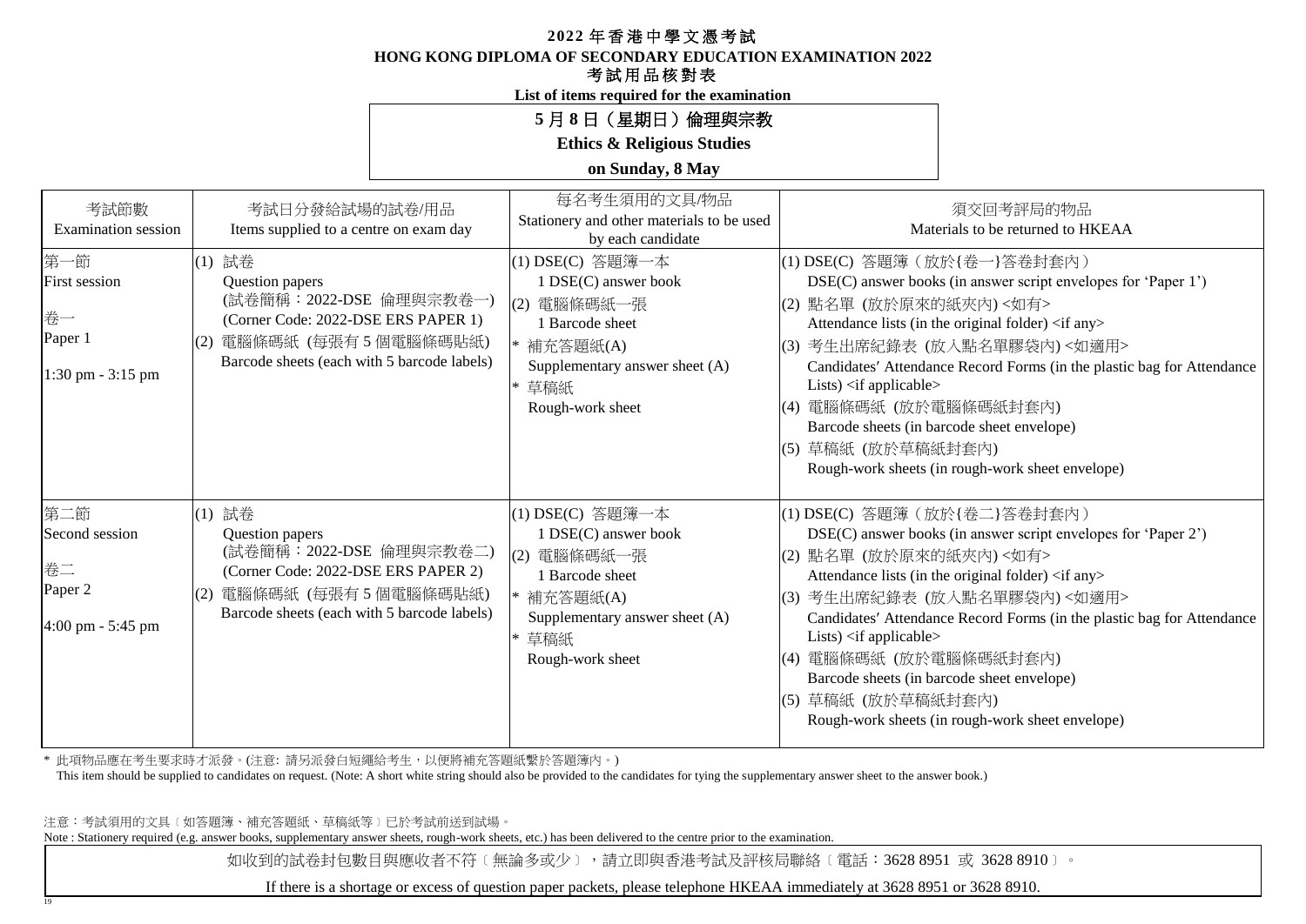# 2022 年香港中學文憑考試
# HONG KONG DIPLOMA OF SECONDARY EDUCATION EXAMINATION 2022
## 考試用品核對表
**List of items required for the examination**

## 5 月 8 日（星期日）倫理與宗教
**Ethics & Religious Studies**

**on Sunday, 8 May**

| 考試節數<br>Examination session | 考試日分發給試場的試卷/用品<br>Items supplied to a centre on exam day | 每名考生須用的文具/物品<br>Stationery and other materials to be used by each candidate | 須交回考評局的物品<br>Materials to be returned to HKEAA |
|---|---|---|---|
| 第一節<br>First session<br><br>卷一<br>Paper 1<br><br>1:30 pm - 3:15 pm | (1) 試卷<br>Question papers<br>(試卷簡稱：2022-DSE 倫理與宗教卷一)<br>(Corner Code: 2022-DSE ERS PAPER 1)<br>(2) 電腦條碼紙 (每張有 5 個電腦條碼貼紙)<br>Barcode sheets (each with 5 barcode labels) | (1) DSE(C) 答題簿一本<br>1 DSE(C) answer book<br>(2) 電腦條碼紙一張<br>1 Barcode sheet<br>* 補充答題紙(A)<br>Supplementary answer sheet (A)<br>* 草稿紙<br>Rough-work sheet | (1) DSE(C) 答題簿（放於{卷一}答卷封套內）<br>DSE(C) answer books (in answer script envelopes for 'Paper 1')<br>(2) 點名單 (放於原來的紙夾內) <如有><br>Attendance lists (in the original folder) <if any><br>(3) 考生出席紀錄表 (放入點名單膠袋內) <如適用><br>Candidates' Attendance Record Forms (in the plastic bag for Attendance Lists) <if applicable><br>(4) 電腦條碼紙 (放於電腦條碼紙封套內)<br>Barcode sheets (in barcode sheet envelope)<br>(5) 草稿紙 (放於草稿紙封套內)<br>Rough-work sheets (in rough-work sheet envelope) |
| 第二節<br>Second session<br><br>卷二<br>Paper 2<br><br>4:00 pm - 5:45 pm | (1) 試卷<br>Question papers<br>(試卷簡稱：2022-DSE 倫理與宗教卷二)<br>(Corner Code: 2022-DSE ERS PAPER 2)<br>(2) 電腦條碼紙 (每張有 5 個電腦條碼貼紙)<br>Barcode sheets (each with 5 barcode labels) | (1) DSE(C) 答題簿一本<br>1 DSE(C) answer book<br>(2) 電腦條碼紙一張<br>1 Barcode sheet<br>* 補充答題紙(A)<br>Supplementary answer sheet (A)<br>* 草稿紙<br>Rough-work sheet | (1) DSE(C) 答題簿（放於{卷二}答卷封套內）<br>DSE(C) answer books (in answer script envelopes for 'Paper 2')<br>(2) 點名單 (放於原來的紙夾內) <如有><br>Attendance lists (in the original folder) <if any><br>(3) 考生出席紀錄表 (放入點名單膠袋內) <如適用><br>Candidates' Attendance Record Forms (in the plastic bag for Attendance Lists) <if applicable><br>(4) 電腦條碼紙 (放於電腦條碼紙封套內)<br>Barcode sheets (in barcode sheet envelope)<br>(5) 草稿紙 (放於草稿紙封套內)<br>Rough-work sheets (in rough-work sheet envelope) |

\* 此項物品應在考生要求時才派發。(注意: 請另派發白短繩給考生，以便將補充答題紙繫於答題簿內。)
This item should be supplied to candidates on request. (Note: A short white string should also be provided to the candidates for tying the supplementary answer sheet to the answer book.)

注意：考試須用的文具〔如答題簿、補充答題紙、草稿紙等〕已於考試前送到試場。
Note : Stationery required (e.g. answer books, supplementary answer sheets, rough-work sheets, etc.) has been delivered to the centre prior to the examination.

如收到的試卷封包數目與應收者不符〔無論多或少〕，請立即與香港考試及評核局聯絡〔電話：3628 8951 或 3628 8910〕。

If there is a shortage or excess of question paper packets, please telephone HKEAA immediately at 3628 8951 or 3628 8910.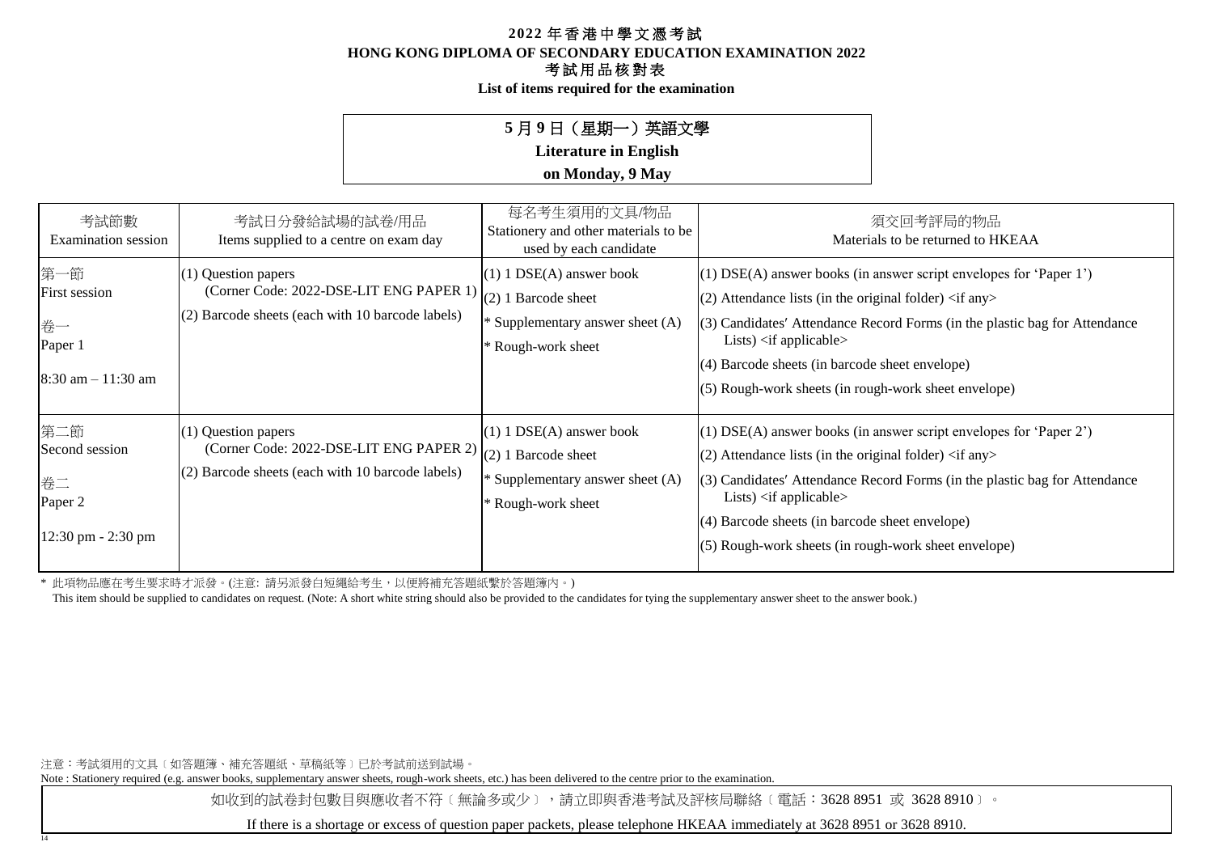# 2022 年香港中學文憑考試
## HONG KONG DIPLOMA OF SECONDARY EDUCATION EXAMINATION 2022
### 考試用品核對表
**List of items required for the examination**

**5 月 9 日（星期一）英語文學**
**Literature in English**
**on Monday, 9 May**

| 考試節數<br>Examination session | 考試日分發給試場的試卷/用品<br>Items supplied to a centre on exam day | 每名考生須用的文具/物品<br>Stationery and other materials to be used by each candidate | 須交回考評局的物品<br>Materials to be returned to HKEAA |
| --- | --- | --- | --- |
| 第一節<br>First session<br><br>卷一<br>Paper 1<br><br>8:30 am – 11:30 am | (1) Question papers<br>(Corner Code: 2022-DSE-LIT ENG PAPER 1)<br>(2) Barcode sheets (each with 10 barcode labels) | (1) 1 DSE(A) answer book<br>(2) 1 Barcode sheet<br>* Supplementary answer sheet (A)<br>* Rough-work sheet | (1) DSE(A) answer books (in answer script envelopes for 'Paper 1')<br>(2) Attendance lists (in the original folder) <if any><br>(3) Candidates′ Attendance Record Forms (in the plastic bag for Attendance Lists) <if applicable><br>(4) Barcode sheets (in barcode sheet envelope)<br>(5) Rough-work sheets (in rough-work sheet envelope) |
| 第二節<br>Second session<br><br>卷二<br>Paper 2<br><br>12:30 pm - 2:30 pm | (1) Question papers<br>(Corner Code: 2022-DSE-LIT ENG PAPER 2)<br>(2) Barcode sheets (each with 10 barcode labels) | (1) 1 DSE(A) answer book<br>(2) 1 Barcode sheet<br>* Supplementary answer sheet (A)<br>* Rough-work sheet | (1) DSE(A) answer books (in answer script envelopes for 'Paper 2')<br>(2) Attendance lists (in the original folder) <if any><br>(3) Candidates′ Attendance Record Forms (in the plastic bag for Attendance Lists) <if applicable><br>(4) Barcode sheets (in barcode sheet envelope)<br>(5) Rough-work sheets (in rough-work sheet envelope) |

\* 此項物品應在考生要求時才派發。(注意: 請另派發白短繩給考生，以便將補充答題紙繫於答題簿內。)
This item should be supplied to candidates on request. (Note: A short white string should also be provided to the candidates for tying the supplementary answer sheet to the answer book.)

注意：考試須用的文具〔如答題簿、補充答題紙、草稿紙等〕已於考試前送到試場。
Note : Stationery required (e.g. answer books, supplementary answer sheets, rough-work sheets, etc.) has been delivered to the centre prior to the examination.

如收到的試卷封包數目與應收者不符〔無論多或少〕，請立即與香港考試及評核局聯絡〔電話：3628 8951 或 3628 8910〕。

If there is a shortage or excess of question paper packets, please telephone HKEAA immediately at 3628 8951 or 3628 8910.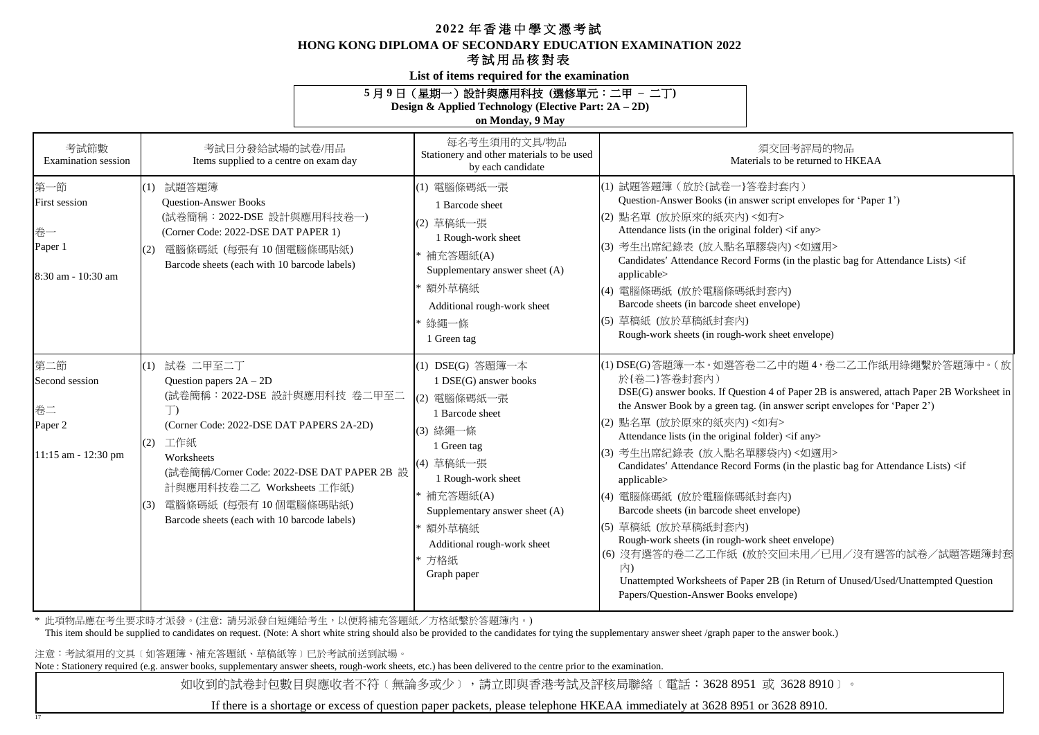# 2022 年香港中學文憑考試
## HONG KONG DIPLOMA OF SECONDARY EDUCATION EXAMINATION 2022
## 考試用品核對表
**List of items required for the examination**

**5 月 9 日（星期一）設計與應用科技 (選修單元：二甲 – 二丁)**
**Design & Applied Technology (Elective Part: 2A – 2D)**
**on Monday, 9 May**

| 考試節數<br>Examination session | 考試日分發給試場的試卷/用品<br>Items supplied to a centre on exam day | 每名考生須用的文具/物品<br>Stationery and other materials to be used by each candidate | 須交回考評局的物品<br>Materials to be returned to HKEAA |
|---|---|---|---|
| 第一節<br>First session<br><br>卷一<br>Paper 1<br><br>8:30 am - 10:30 am | (1) 試題答題簿<br>Question-Answer Books<br>(試卷簡稱：2022-DSE 設計與應用科技卷一)<br>(Corner Code: 2022-DSE DAT PAPER 1)<br>(2) 電腦條碼紙 (每張有 10 個電腦條碼貼紙)<br>Barcode sheets (each with 10 barcode labels) | (1) 電腦條碼紙一張<br>1 Barcode sheet<br>(2) 草稿紙一張<br>1 Rough-work sheet<br>* 補充答題紙(A)<br>Supplementary answer sheet (A)<br>* 額外草稿紙<br>Additional rough-work sheet<br>* 綠繩一條<br>1 Green tag | (1) 試題答題簿（放於{試卷一}答卷封套內）<br>Question-Answer Books (in answer script envelopes for 'Paper 1')<br>(2) 點名單 (放於原來的紙夾內) <如有><br>Attendance lists (in the original folder) <if any><br>(3) 考生出席紀錄表 (放入點名單膠袋內) <如適用><br>Candidates′ Attendance Record Forms (in the plastic bag for Attendance Lists) <if applicable><br>(4) 電腦條碼紙 (放於電腦條碼紙封套內)<br>Barcode sheets (in barcode sheet envelope)<br>(5) 草稿紙 (放於草稿紙封套內)<br>Rough-work sheets (in rough-work sheet envelope) |
| 第二節<br>Second session<br><br>卷二<br>Paper 2<br><br>11:15 am - 12:30 pm | (1) 試卷 二甲至二丁<br>Question papers 2A – 2D<br>(試卷簡稱：2022-DSE 設計與應用科技 卷二甲至二丁)<br>(Corner Code: 2022-DSE DAT PAPERS 2A-2D)<br>(2) 工作紙<br>Worksheets<br>(試卷簡稱/Corner Code: 2022-DSE DAT PAPER 2B 設計與應用科技卷二乙 Worksheets 工作紙)<br>(3) 電腦條碼紙 (每張有 10 個電腦條碼貼紙)<br>Barcode sheets (each with 10 barcode labels) | (1) DSE(G) 答題簿一本<br>1 DSE(G) answer books<br>(2) 電腦條碼紙一張<br>1 Barcode sheet<br>(3) 綠繩一條<br>1 Green tag<br>(4) 草稿紙一張<br>1 Rough-work sheet<br>* 補充答題紙(A)<br>Supplementary answer sheet (A)<br>* 額外草稿紙<br>Additional rough-work sheet<br>* 方格紙<br>Graph paper | (1) DSE(G)答題簿一本。如選答卷二乙中的題 4，卷二乙工作紙用綠繩繫於答題簿中。(放於{卷二}答卷封套內）<br>DSE(G) answer books. If Question 4 of Paper 2B is answered, attach Paper 2B Worksheet in the Answer Book by a green tag. (in answer script envelopes for 'Paper 2')<br>(2) 點名單 (放於原來的紙夾內) <如有><br>Attendance lists (in the original folder) <if any><br>(3) 考生出席紀錄表 (放入點名單膠袋內) <如適用><br>Candidates′ Attendance Record Forms (in the plastic bag for Attendance Lists) <if applicable><br>(4) 電腦條碼紙 (放於電腦條碼紙封套內)<br>Barcode sheets (in barcode sheet envelope)<br>(5) 草稿紙 (放於草稿紙封套內)<br>Rough-work sheets (in rough-work sheet envelope)<br>(6) 沒有選答的卷二乙工作紙 (放於交回未用／已用／沒有選答的試卷／試題答題簿封套內)<br>Unattempted Worksheets of Paper 2B (in Return of Unused/Used/Unattempted Question Papers/Question-Answer Books envelope) |

\* 此項物品應在考生要求時才派發。(注意: 請另派發白短繩給考生，以便將補充答題紙／方格紙繫於答題簿內。)
This item should be supplied to candidates on request. (Note: A short white string should also be provided to the candidates for tying the supplementary answer sheet /graph paper to the answer book.)

注意：考試須用的文具﹝如答題簿、補充答題紙、草稿紙等﹞已於考試前送到試場。
Note : Stationery required (e.g. answer books, supplementary answer sheets, rough-work sheets, etc.) has been delivered to the centre prior to the examination.

如收到的試卷封包數目與應收者不符﹝無論多或少﹞，請立即與香港考試及評核局聯絡﹝電話：3628 8951 或 3628 8910﹞。

If there is a shortage or excess of question paper packets, please telephone HKEAA immediately at 3628 8951 or 3628 8910.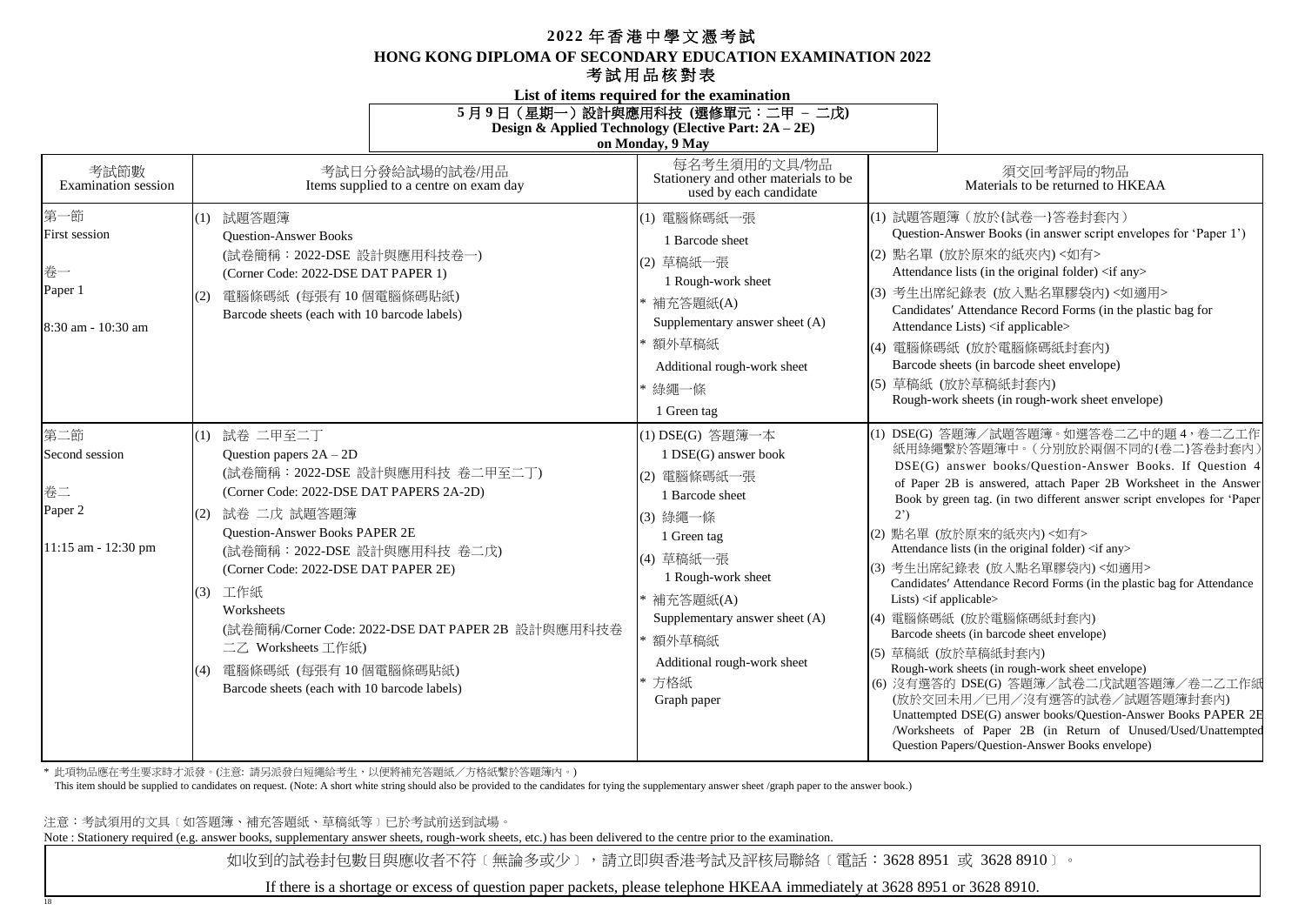# 2022 年香港中學文憑考試
# HONG KONG DIPLOMA OF SECONDARY EDUCATION EXAMINATION 2022
## 考試用品核對表
## List of items required for the examination

**5 月 9 日（星期一）設計與應用科技 (選修單元：二甲 – 二戊)**
**Design & Applied Technology (Elective Part: 2A – 2E)**
**on Monday, 9 May**

| 考試節數<br>Examination session | 考試日分發給試場的試卷/用品<br>Items supplied to a centre on exam day | 每名考生須用的文具/物品<br>Stationery and other materials to be used by each candidate | 須交回考評局的物品<br>Materials to be returned to HKEAA |
|---|---|---|---|
| 第一節<br>First session<br><br>卷一<br>Paper 1<br><br>8:30 am - 10:30 am | (1) 試題答題簿<br>Question-Answer Books<br>(試卷簡稱：2022-DSE 設計與應用科技卷一)<br>(Corner Code: 2022-DSE DAT PAPER 1)<br>(2) 電腦條碼紙 (每張有 10 個電腦條碼貼紙)<br>Barcode sheets (each with 10 barcode labels) | (1) 電腦條碼紙一張<br>1 Barcode sheet<br>(2) 草稿紙一張<br>1 Rough-work sheet<br>* 補充答題紙(A)<br>Supplementary answer sheet (A)<br>* 額外草稿紙<br>Additional rough-work sheet<br>* 綠繩一條<br>1 Green tag | (1) 試題答題簿（放於{試卷一}答卷封套內）<br>Question-Answer Books (in answer script envelopes for 'Paper 1')<br>(2) 點名單 (放於原來的紙夾內) <如有><br>Attendance lists (in the original folder) <if any><br>(3) 考生出席紀錄表 (放入點名單膠袋內) <如適用><br>Candidates' Attendance Record Forms (in the plastic bag for Attendance Lists) <if applicable><br>(4) 電腦條碼紙 (放於電腦條碼紙封套內)<br>Barcode sheets (in barcode sheet envelope)<br>(5) 草稿紙 (放於草稿紙封套內)<br>Rough-work sheets (in rough-work sheet envelope) |
| 第二節<br>Second session<br><br>卷二<br>Paper 2<br><br>11:15 am - 12:30 pm | (1) 試卷 二甲至二丁<br>Question papers 2A – 2D<br>(試卷簡稱：2022-DSE 設計與應用科技 卷二甲至二丁)<br>(Corner Code: 2022-DSE DAT PAPERS 2A-2D)<br>(2) 試卷 二戊 試題答題簿<br>Question-Answer Books PAPER 2E<br>(試卷簡稱：2022-DSE 設計與應用科技 卷二戊)<br>(Corner Code: 2022-DSE DAT PAPER 2E)<br>(3) 工作紙<br>Worksheets<br>(試卷簡稱/Corner Code: 2022-DSE DAT PAPER 2B 設計與應用科技卷二乙 Worksheets 工作紙)<br>(4) 電腦條碼紙 (每張有 10 個電腦條碼貼紙)<br>Barcode sheets (each with 10 barcode labels) | (1) DSE(G) 答題簿一本<br>1 DSE(G) answer book<br>(2) 電腦條碼紙一張<br>1 Barcode sheet<br>(3) 綠繩一條<br>1 Green tag<br>(4) 草稿紙一張<br>1 Rough-work sheet<br>* 補充答題紙(A)<br>Supplementary answer sheet (A)<br>* 額外草稿紙<br>Additional rough-work sheet<br>* 方格紙<br>Graph paper | (1) DSE(G) 答題簿／試題答題簿。如選答卷二乙中的題 4，卷二乙工作紙用綠繩繫於答題簿中。（分別放於兩個不同的{卷二}答卷封套內）<br>DSE(G) answer books/Question-Answer Books. If Question 4 of Paper 2B is answered, attach Paper 2B Worksheet in the Answer Book by green tag. (in two different answer script envelopes for 'Paper 2')<br>(2) 點名單 (放於原來的紙夾內) <如有><br>Attendance lists (in the original folder) <if any><br>(3) 考生出席紀錄表 (放入點名單膠袋內) <如適用><br>Candidates' Attendance Record Forms (in the plastic bag for Attendance Lists) <if applicable><br>(4) 電腦條碼紙 (放於電腦條碼紙封套內)<br>Barcode sheets (in barcode sheet envelope)<br>(5) 草稿紙 (放於草稿紙封套內)<br>Rough-work sheets (in rough-work sheet envelope)<br>(6) 沒有選答的 DSE(G) 答題簿／試卷二戊試題答題簿／卷二乙工作紙 (放於交回未用／已用／沒有選答的試卷／試題答題簿封套內)<br>Unattempted DSE(G) answer books/Question-Answer Books PAPER 2E /Worksheets of Paper 2B (in Return of Unused/Used/Unattempted Question Papers/Question-Answer Books envelope) |

\* 此項物品應在考生要求時才派發。(注意: 請另派發白短繩給考生，以便將補充答題紙／方格紙繫於答題簿內。)
This item should be supplied to candidates on request. (Note: A short white string should also be provided to the candidates for tying the supplementary answer sheet /graph paper to the answer book.)

注意：考試須用的文具﹝如答題簿、補充答題紙、草稿紙等﹞已於考試前送到試場。
Note : Stationery required (e.g. answer books, supplementary answer sheets, rough-work sheets, etc.) has been delivered to the centre prior to the examination.

如收到的試卷封包數目與應收者不符﹝無論多或少﹞，請立即與香港考試及評核局聯絡﹝電話：3628 8951 或 3628 8910﹞。

If there is a shortage or excess of question paper packets, please telephone HKEAA immediately at 3628 8951 or 3628 8910.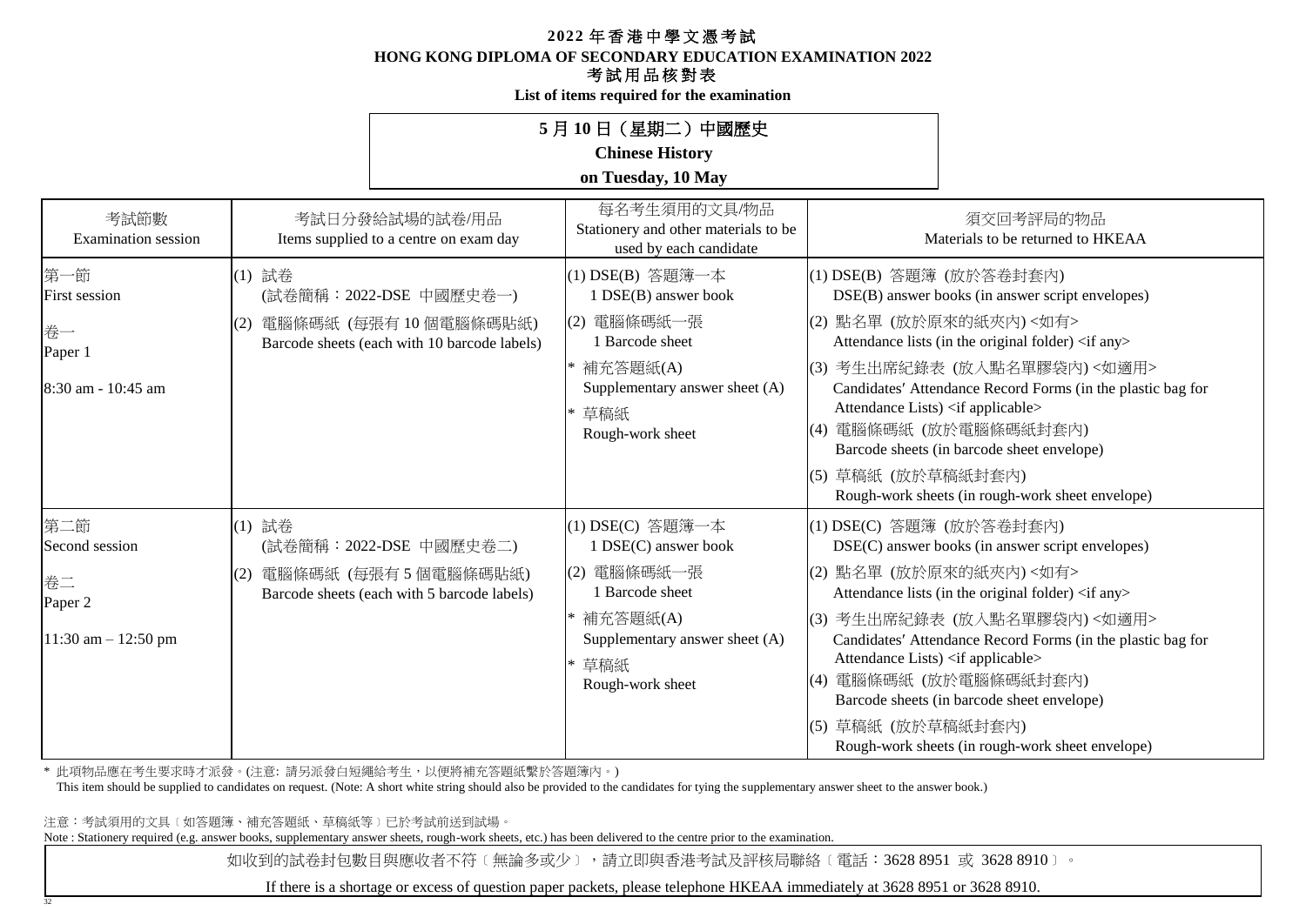# 2022 年香港中學文憑考試
# HONG KONG DIPLOMA OF SECONDARY EDUCATION EXAMINATION 2022
## 考試用品核對表
**List of items required for the examination**

**5 月 10 日（星期二）中國歷史**
**Chinese History**
**on Tuesday, 10 May**

| 考試節數<br>Examination session | 考試日分發給試場的試卷/用品<br>Items supplied to a centre on exam day | 每名考生須用的文具/物品<br>Stationery and other materials to be used by each candidate | 須交回考評局的物品<br>Materials to be returned to HKEAA |
|---|---|---|---|
| 第一節<br>First session<br><br>卷一<br>Paper 1<br><br>8:30 am - 10:45 am | (1) 試卷<br>(試卷簡稱：2022-DSE 中國歷史卷一)<br>(2) 電腦條碼紙 (每張有 10 個電腦條碼貼紙)<br>Barcode sheets (each with 10 barcode labels) | (1) DSE(B) 答題簿一本<br>1 DSE(B) answer book<br>(2) 電腦條碼紙一張<br>1 Barcode sheet<br>* 補充答題紙(A)<br>Supplementary answer sheet (A)<br>* 草稿紙<br>Rough-work sheet | (1) DSE(B) 答題簿 (放於答卷封套內)<br>DSE(B) answer books (in answer script envelopes)<br>(2) 點名單 (放於原來的紙夾內) <如有><br>Attendance lists (in the original folder) <if any><br>(3) 考生出席紀錄表 (放入點名單膠袋內) <如適用><br>Candidates′ Attendance Record Forms (in the plastic bag for Attendance Lists) <if applicable><br>(4) 電腦條碼紙 (放於電腦條碼紙封套內)<br>Barcode sheets (in barcode sheet envelope)<br>(5) 草稿紙 (放於草稿紙封套內)<br>Rough-work sheets (in rough-work sheet envelope) |
| 第二節<br>Second session<br><br>卷二<br>Paper 2<br><br>11:30 am – 12:50 pm | (1) 試卷<br>(試卷簡稱：2022-DSE 中國歷史卷二)<br>(2) 電腦條碼紙 (每張有 5 個電腦條碼貼紙)<br>Barcode sheets (each with 5 barcode labels) | (1) DSE(C) 答題簿一本<br>1 DSE(C) answer book<br>(2) 電腦條碼紙一張<br>1 Barcode sheet<br>* 補充答題紙(A)<br>Supplementary answer sheet (A)<br>* 草稿紙<br>Rough-work sheet | (1) DSE(C) 答題簿 (放於答卷封套內)<br>DSE(C) answer books (in answer script envelopes)<br>(2) 點名單 (放於原來的紙夾內) <如有><br>Attendance lists (in the original folder) <if any><br>(3) 考生出席紀錄表 (放入點名單膠袋內) <如適用><br>Candidates′ Attendance Record Forms (in the plastic bag for Attendance Lists) <if applicable><br>(4) 電腦條碼紙 (放於電腦條碼紙封套內)<br>Barcode sheets (in barcode sheet envelope)<br>(5) 草稿紙 (放於草稿紙封套內)<br>Rough-work sheets (in rough-work sheet envelope) |

\* 此項物品應在考生要求時才派發。(注意: 請另派發白短繩給考生，以便將補充答題紙繫於答題簿內。)
This item should be supplied to candidates on request. (Note: A short white string should also be provided to the candidates for tying the supplementary answer sheet to the answer book.)

注意：考試須用的文具〔如答題簿、補充答題紙、草稿紙等〕已於考試前送到試場。
Note : Stationery required (e.g. answer books, supplementary answer sheets, rough-work sheets, etc.) has been delivered to the centre prior to the examination.

如收到的試卷封包數目與應收者不符〔無論多或少〕，請立即與香港考試及評核局聯絡〔電話：3628 8951 或 3628 8910〕。

If there is a shortage or excess of question paper packets, please telephone HKEAA immediately at 3628 8951 or 3628 8910.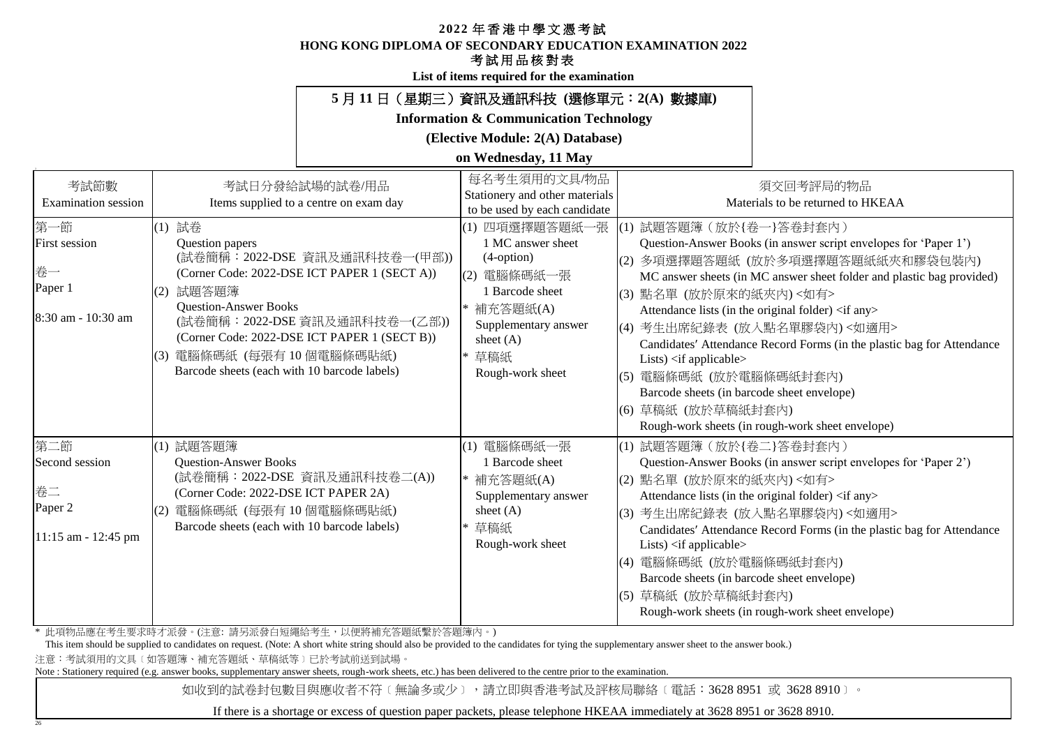**2022 年香港中學文憑考試**

**HONG KONG DIPLOMA OF SECONDARY EDUCATION EXAMINATION 2022**

**考試用品核對表**

**List of items required for the examination**

**5 月 11 日（星期三）資訊及通訊科技 (選修單元：2(A) 數據庫)**

**Information & Communication Technology**

**(Elective Module: 2(A) Database)**

**on Wednesday, 11 May**

| 考試節數<br>Examination session | 考試日分發給試場的試卷/用品<br>Items supplied to a centre on exam day | 每名考生須用的文具/物品<br>Stationery and other materials to be used by each candidate | 須交回考評局的物品<br>Materials to be returned to HKEAA |
|---|---|---|---|
| 第一節<br>First session<br><br>卷一<br>Paper 1<br><br>8:30 am - 10:30 am | (1) 試卷<br>Question papers<br>(試卷簡稱：2022-DSE 資訊及通訊科技卷一(甲部))<br>(Corner Code: 2022-DSE ICT PAPER 1 (SECT A))<br>(2) 試題答題簿<br>Question-Answer Books<br>(試卷簡稱：2022-DSE 資訊及通訊科技卷一(乙部))<br>(Corner Code: 2022-DSE ICT PAPER 1 (SECT B))<br>(3) 電腦條碼紙 (每張有 10 個電腦條碼貼紙)<br>Barcode sheets (each with 10 barcode labels) | (1) 四項選擇題答題紙一張<br>1 MC answer sheet (4-option)<br>(2) 電腦條碼紙一張<br>1 Barcode sheet<br>* 補充答題紙(A)<br>Supplementary answer sheet (A)<br>* 草稿紙<br>Rough-work sheet | (1) 試題答題簿（放於{卷一}答卷封套內）<br>Question-Answer Books (in answer script envelopes for 'Paper 1')<br>(2) 多項選擇題答題紙 (放於多項選擇題答題紙紙夾和膠袋包裝內)<br>MC answer sheets (in MC answer sheet folder and plastic bag provided)<br>(3) 點名單 (放於原來的紙夾內) <如有><br>Attendance lists (in the original folder) <if any><br>(4) 考生出席紀錄表 (放入點名單膠袋內) <如適用><br>Candidates′ Attendance Record Forms (in the plastic bag for Attendance Lists) <if applicable><br>(5) 電腦條碼紙 (放於電腦條碼紙封套內)<br>Barcode sheets (in barcode sheet envelope)<br>(6) 草稿紙 (放於草稿紙封套內)<br>Rough-work sheets (in rough-work sheet envelope) |
| 第二節<br>Second session<br><br>卷二<br>Paper 2<br><br>11:15 am - 12:45 pm | (1) 試題答題簿<br>Question-Answer Books<br>(試卷簡稱：2022-DSE 資訊及通訊科技卷二(A))<br>(Corner Code: 2022-DSE ICT PAPER 2A)<br>(2) 電腦條碼紙 (每張有 10 個電腦條碼貼紙)<br>Barcode sheets (each with 10 barcode labels) | (1) 電腦條碼紙一張<br>1 Barcode sheet<br>* 補充答題紙(A)<br>Supplementary answer sheet (A)<br>* 草稿紙<br>Rough-work sheet | (1) 試題答題簿（放於{卷二}答卷封套內）<br>Question-Answer Books (in answer script envelopes for 'Paper 2')<br>(2) 點名單 (放於原來的紙夾內) <如有><br>Attendance lists (in the original folder) <if any><br>(3) 考生出席紀錄表 (放入點名單膠袋內) <如適用><br>Candidates′ Attendance Record Forms (in the plastic bag for Attendance Lists) <if applicable><br>(4) 電腦條碼紙 (放於電腦條碼紙封套內)<br>Barcode sheets (in barcode sheet envelope)<br>(5) 草稿紙 (放於草稿紙封套內)<br>Rough-work sheets (in rough-work sheet envelope) |

\* 此項物品應在考生要求時才派發。(注意: 請另派發白短繩給考生，以便將補充答題紙繫於答題簿內。)
This item should be supplied to candidates on request. (Note: A short white string should also be provided to the candidates for tying the supplementary answer sheet to the answer book.)

注意：考試須用的文具〔如答題簿、補充答題紙、草稿紙等〕已於考試前送到試場。

Note : Stationery required (e.g. answer books, supplementary answer sheets, rough-work sheets, etc.) has been delivered to the centre prior to the examination.

如收到的試卷封包數目與應收者不符〔無論多或少〕，請立即與香港考試及評核局聯絡〔電話：3628 8951 或 3628 8910〕。

If there is a shortage or excess of question paper packets, please telephone HKEAA immediately at 3628 8951 or 3628 8910.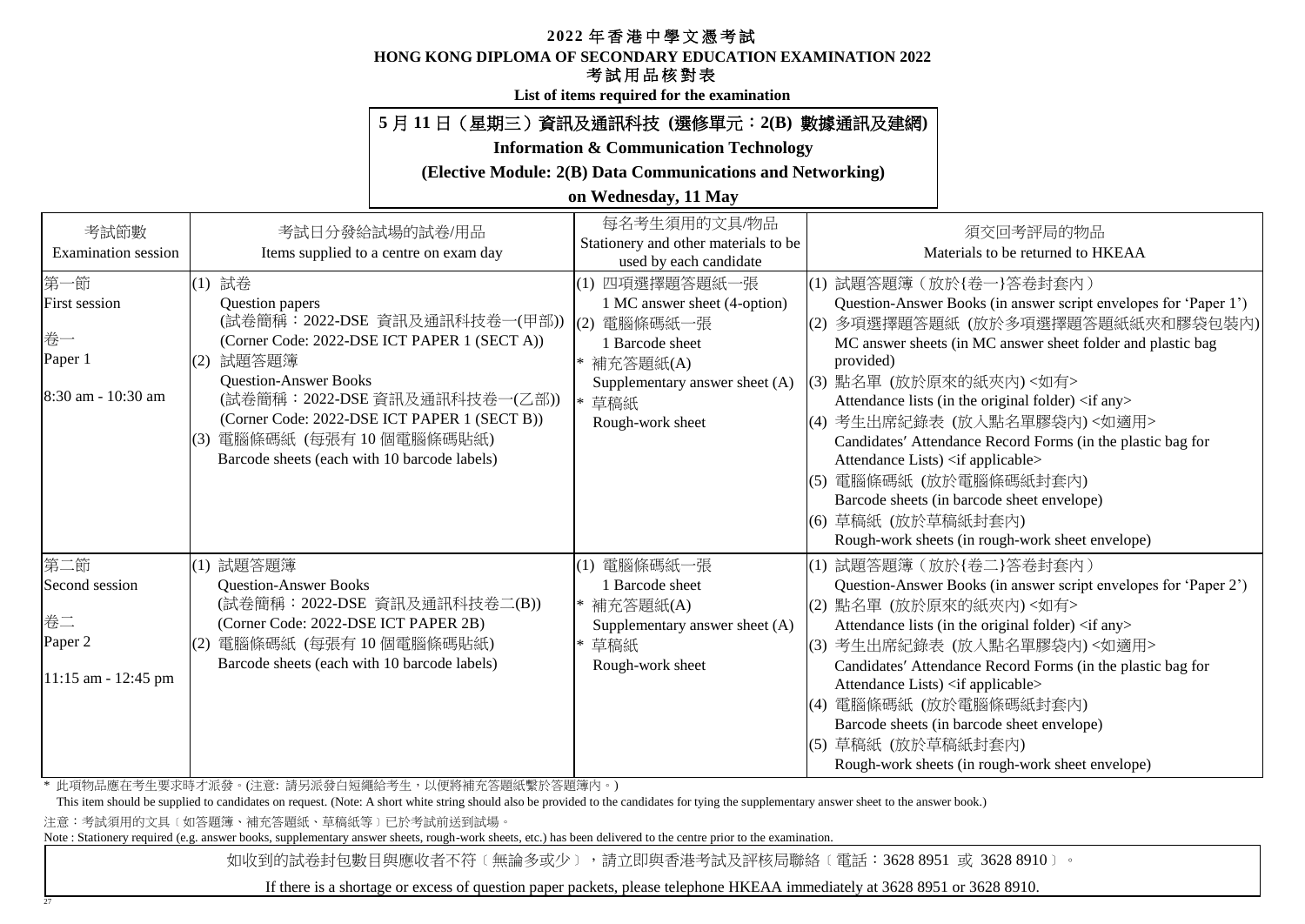# 2022 年香港中學文憑考試
# HONG KONG DIPLOMA OF SECONDARY EDUCATION EXAMINATION 2022
## 考試用品核對表
**List of items required for the examination**

**5 月 11 日（星期三）資訊及通訊科技 (選修單元：2(B) 數據通訊及建網)**

**Information & Communication Technology**

**(Elective Module: 2(B) Data Communications and Networking)**

**on Wednesday, 11 May**

| 考試節數<br>Examination session | 考試日分發給試場的試卷/用品<br>Items supplied to a centre on exam day | 每名考生須用的文具/物品<br>Stationery and other materials to be used by each candidate | 須交回考評局的物品<br>Materials to be returned to HKEAA |
|---|---|---|---|
| 第一節<br>First session<br><br>卷一<br>Paper 1<br><br>8:30 am - 10:30 am | (1) 試卷<br>Question papers<br>(試卷簡稱：2022-DSE 資訊及通訊科技卷一(甲部))<br>(Corner Code: 2022-DSE ICT PAPER 1 (SECT A))<br>(2) 試題答題簿<br>Question-Answer Books<br>(試卷簡稱：2022-DSE 資訊及通訊科技卷一(乙部))<br>(Corner Code: 2022-DSE ICT PAPER 1 (SECT B))<br>(3) 電腦條碼紙 (每張有 10 個電腦條碼貼紙)<br>Barcode sheets (each with 10 barcode labels) | (1) 四項選擇題答題紙一張<br>1 MC answer sheet (4-option)<br>(2) 電腦條碼紙一張<br>1 Barcode sheet<br>* 補充答題紙(A)<br>Supplementary answer sheet (A)<br>* 草稿紙<br>Rough-work sheet | (1) 試題答題簿（放於{卷一}答卷封套內）<br>Question-Answer Books (in answer script envelopes for 'Paper 1')<br>(2) 多項選擇題答題紙 (放於多項選擇題答題紙紙夾和膠袋包裝內)<br>MC answer sheets (in MC answer sheet folder and plastic bag provided)<br>(3) 點名單 (放於原來的紙夾內) <如有><br>Attendance lists (in the original folder) <if any><br>(4) 考生出席紀錄表 (放入點名單膠袋內) <如適用><br>Candidates′ Attendance Record Forms (in the plastic bag for Attendance Lists) <if applicable><br>(5) 電腦條碼紙 (放於電腦條碼紙封套內)<br>Barcode sheets (in barcode sheet envelope)<br>(6) 草稿紙 (放於草稿紙封套內)<br>Rough-work sheets (in rough-work sheet envelope) |
| 第二節<br>Second session<br><br>卷二<br>Paper 2<br><br>11:15 am - 12:45 pm | (1) 試題答題簿<br>Question-Answer Books<br>(試卷簡稱：2022-DSE 資訊及通訊科技卷二(B))<br>(Corner Code: 2022-DSE ICT PAPER 2B)<br>(2) 電腦條碼紙 (每張有 10 個電腦條碼貼紙)<br>Barcode sheets (each with 10 barcode labels) | (1) 電腦條碼紙一張<br>1 Barcode sheet<br>* 補充答題紙(A)<br>Supplementary answer sheet (A)<br>* 草稿紙<br>Rough-work sheet | (1) 試題答題簿（放於{卷二}答卷封套內）<br>Question-Answer Books (in answer script envelopes for 'Paper 2')<br>(2) 點名單 (放於原來的紙夾內) <如有><br>Attendance lists (in the original folder) <if any><br>(3) 考生出席紀錄表 (放入點名單膠袋內) <如適用><br>Candidates′ Attendance Record Forms (in the plastic bag for Attendance Lists) <if applicable><br>(4) 電腦條碼紙 (放於電腦條碼紙封套內)<br>Barcode sheets (in barcode sheet envelope)<br>(5) 草稿紙 (放於草稿紙封套內)<br>Rough-work sheets (in rough-work sheet envelope) |

\* 此項物品應在考生要求時才派發。(注意: 請另派發白短繩給考生，以便將補充答題紙繫於答題簿內。)
This item should be supplied to candidates on request. (Note: A short white string should also be provided to the candidates for tying the supplementary answer sheet to the answer book.)

注意：考試須用的文具〔如答題簿、補充答題紙、草稿紙等〕已於考試前送到試場。
Note : Stationery required (e.g. answer books, supplementary answer sheets, rough-work sheets, etc.) has been delivered to the centre prior to the examination.

如收到的試卷封包數目與應收者不符〔無論多或少〕，請立即與香港考試及評核局聯絡〔電話：3628 8951 或 3628 8910〕。

If there is a shortage or excess of question paper packets, please telephone HKEAA immediately at 3628 8951 or 3628 8910.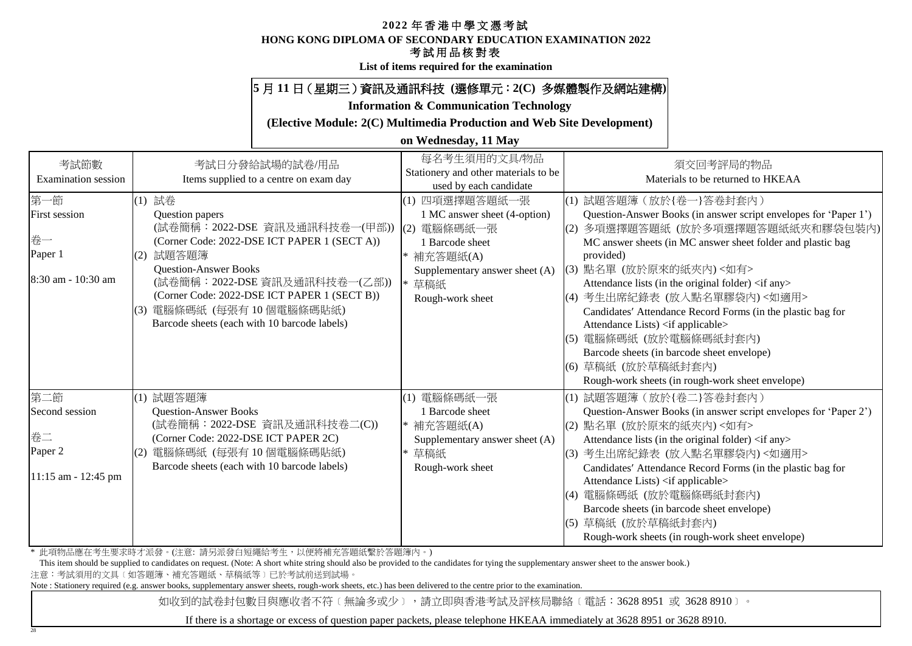# 2022 年香港中學文憑考試
**HONG KONG DIPLOMA OF SECONDARY EDUCATION EXAMINATION 2022**
**考試用品核對表**
**List of items required for the examination**

**5 月 11 日（星期三）資訊及通訊科技 (選修單元：2(C) 多媒體製作及網站建構)**
**Information & Communication Technology**
**(Elective Module: 2(C) Multimedia Production and Web Site Development)**
**on Wednesday, 11 May**

| 考試節數<br>Examination session | 考試日分發給試場的試卷/用品<br>Items supplied to a centre on exam day | 每名考生須用的文具/物品<br>Stationery and other materials to be used by each candidate | 須交回考評局的物品<br>Materials to be returned to HKEAA |
|---|---|---|---|
| 第一節<br>First session<br><br>卷一<br>Paper 1<br><br>8:30 am - 10:30 am | (1) 試卷<br>Question papers<br>(試卷簡稱：2022-DSE 資訊及通訊科技卷一(甲部))<br>(Corner Code: 2022-DSE ICT PAPER 1 (SECT A))<br>(2) 試題答題簿<br>Question-Answer Books<br>(試卷簡稱：2022-DSE 資訊及通訊科技卷一(乙部))<br>(Corner Code: 2022-DSE ICT PAPER 1 (SECT B))<br>(3) 電腦條碼紙 (每張有 10 個電腦條碼貼紙)<br>Barcode sheets (each with 10 barcode labels) | (1) 四項選擇題答題紙一張<br>1 MC answer sheet (4-option)<br>(2) 電腦條碼紙一張<br>1 Barcode sheet<br>* 補充答題紙(A)<br>Supplementary answer sheet (A)<br>* 草稿紙<br>Rough-work sheet | (1) 試題答題簿（放於{卷一}答卷封套內）<br>Question-Answer Books (in answer script envelopes for 'Paper 1')<br>(2) 多項選擇題答題紙 (放於多項選擇題答題紙紙夾和膠袋包裝內)<br>MC answer sheets (in MC answer sheet folder and plastic bag provided)<br>(3) 點名單 (放於原來的紙夾內) <如有><br>Attendance lists (in the original folder) <if any><br>(4) 考生出席紀錄表 (放入點名單膠袋內) <如適用><br>Candidates′ Attendance Record Forms (in the plastic bag for Attendance Lists) <if applicable><br>(5) 電腦條碼紙 (放於電腦條碼紙封套內)<br>Barcode sheets (in barcode sheet envelope)<br>(6) 草稿紙 (放於草稿紙封套內)<br>Rough-work sheets (in rough-work sheet envelope) |
| 第二節<br>Second session<br><br>卷二<br>Paper 2<br><br>11:15 am - 12:45 pm | (1) 試題答題簿<br>Question-Answer Books<br>(試卷簡稱：2022-DSE 資訊及通訊科技卷二(C))<br>(Corner Code: 2022-DSE ICT PAPER 2C)<br>(2) 電腦條碼紙 (每張有 10 個電腦條碼貼紙)<br>Barcode sheets (each with 10 barcode labels) | (1) 電腦條碼紙一張<br>1 Barcode sheet<br>* 補充答題紙(A)<br>Supplementary answer sheet (A)<br>* 草稿紙<br>Rough-work sheet | (1) 試題答題簿（放於{卷二}答卷封套內）<br>Question-Answer Books (in answer script envelopes for 'Paper 2')<br>(2) 點名單 (放於原來的紙夾內) <如有><br>Attendance lists (in the original folder) <if any><br>(3) 考生出席紀錄表 (放入點名單膠袋內) <如適用><br>Candidates′ Attendance Record Forms (in the plastic bag for Attendance Lists) <if applicable><br>(4) 電腦條碼紙 (放於電腦條碼紙封套內)<br>Barcode sheets (in barcode sheet envelope)<br>(5) 草稿紙 (放於草稿紙封套內)<br>Rough-work sheets (in rough-work sheet envelope) |

* 此項物品應在考生要求時才派發。(注意: 請另派發白短繩給考生，以便將補充答題紙繫於答題簿內。)
  This item should be supplied to candidates on request. (Note: A short white string should also be provided to the candidates for tying the supplementary answer sheet to the answer book.)

注意：考試須用的文具﹝如答題簿、補充答題紙、草稿紙等﹞已於考試前送到試場。
Note : Stationery required (e.g. answer books, supplementary answer sheets, rough-work sheets, etc.) has been delivered to the centre prior to the examination.

如收到的試卷封包數目與應收者不符﹝無論多或少﹞，請立即與香港考試及評核局聯絡﹝電話：3628 8951 或 3628 8910﹞。
If there is a shortage or excess of question paper packets, please telephone HKEAA immediately at 3628 8951 or 3628 8910.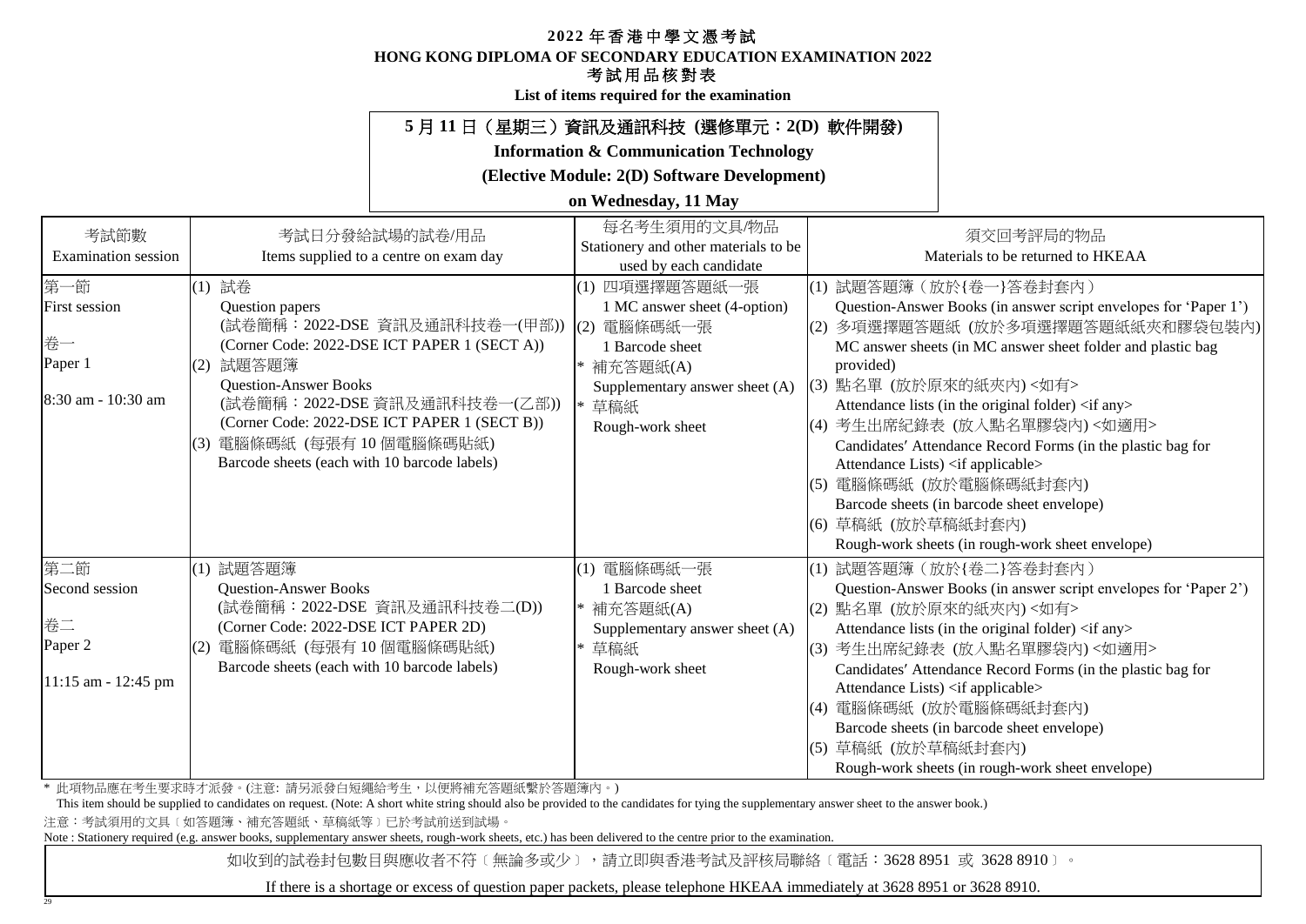# 2022 年香港中學文憑考試
# HONG KONG DIPLOMA OF SECONDARY EDUCATION EXAMINATION 2022
## 考試用品核對表
**List of items required for the examination**

**5 月 11 日（星期三）資訊及通訊科技 (選修單元：2(D) 軟件開發)**

**Information & Communication Technology**

**(Elective Module: 2(D) Software Development)**

**on Wednesday, 11 May**

| 考試節數<br>Examination session | 考試日分發給試場的試卷/用品<br>Items supplied to a centre on exam day | 每名考生須用的文具/物品<br>Stationery and other materials to be used by each candidate | 須交回考評局的物品<br>Materials to be returned to HKEAA |
|---|---|---|---|
| 第一節<br>First session<br><br>卷一<br>Paper 1<br><br>8:30 am - 10:30 am | (1) 試卷<br>Question papers<br>(試卷簡稱：2022-DSE 資訊及通訊科技卷一(甲部))<br>(Corner Code: 2022-DSE ICT PAPER 1 (SECT A))<br>(2) 試題答題簿<br>Question-Answer Books<br>(試卷簡稱：2022-DSE 資訊及通訊科技卷一(乙部))<br>(Corner Code: 2022-DSE ICT PAPER 1 (SECT B))<br>(3) 電腦條碼紙 (每張有 10 個電腦條碼貼紙)<br>Barcode sheets (each with 10 barcode labels) | (1) 四項選擇題答題紙一張<br>1 MC answer sheet (4-option)<br>(2) 電腦條碼紙一張<br>1 Barcode sheet<br>* 補充答題紙(A)<br>Supplementary answer sheet (A)<br>* 草稿紙<br>Rough-work sheet | (1) 試題答題簿（放於{卷一}答卷封套內）<br>Question-Answer Books (in answer script envelopes for 'Paper 1')<br>(2) 多項選擇題答題紙 (放於多項選擇題答題紙紙夾和膠袋包裝內)<br>MC answer sheets (in MC answer sheet folder and plastic bag provided)<br>(3) 點名單 (放於原來的紙夾內) <如有><br>Attendance lists (in the original folder) <if any><br>(4) 考生出席紀錄表 (放入點名單膠袋內) <如適用><br>Candidates' Attendance Record Forms (in the plastic bag for Attendance Lists) <if applicable><br>(5) 電腦條碼紙 (放於電腦條碼紙封套內)<br>Barcode sheets (in barcode sheet envelope)<br>(6) 草稿紙 (放於草稿紙封套內)<br>Rough-work sheets (in rough-work sheet envelope) |
| 第二節<br>Second session<br><br>卷二<br>Paper 2<br><br>11:15 am - 12:45 pm | (1) 試題答題簿<br>Question-Answer Books<br>(試卷簡稱：2022-DSE 資訊及通訊科技卷二(D))<br>(Corner Code: 2022-DSE ICT PAPER 2D)<br>(2) 電腦條碼紙 (每張有 10 個電腦條碼貼紙)<br>Barcode sheets (each with 10 barcode labels) | (1) 電腦條碼紙一張<br>1 Barcode sheet<br>* 補充答題紙(A)<br>Supplementary answer sheet (A)<br>* 草稿紙<br>Rough-work sheet | (1) 試題答題簿（放於{卷二}答卷封套內）<br>Question-Answer Books (in answer script envelopes for 'Paper 2')<br>(2) 點名單 (放於原來的紙夾內) <如有><br>Attendance lists (in the original folder) <if any><br>(3) 考生出席紀錄表 (放入點名單膠袋內) <如適用><br>Candidates' Attendance Record Forms (in the plastic bag for Attendance Lists) <if applicable><br>(4) 電腦條碼紙 (放於電腦條碼紙封套內)<br>Barcode sheets (in barcode sheet envelope)<br>(5) 草稿紙 (放於草稿紙封套內)<br>Rough-work sheets (in rough-work sheet envelope) |

\* 此項物品應在考生要求時才派發。(注意: 請另派發白短繩給考生，以便將補充答題紙繫於答題簿內。)

This item should be supplied to candidates on request. (Note: A short white string should also be provided to the candidates for tying the supplementary answer sheet to the answer book.)

注意：考試須用的文具﹝如答題簿、補充答題紙、草稿紙等﹞已於考試前送到試場。

Note : Stationery required (e.g. answer books, supplementary answer sheets, rough-work sheets, etc.) has been delivered to the centre prior to the examination.

如收到的試卷封包數目與應收者不符﹝無論多或少﹞，請立即與香港考試及評核局聯絡﹝電話：3628 8951 或 3628 8910﹞。

If there is a shortage or excess of question paper packets, please telephone HKEAA immediately at 3628 8951 or 3628 8910.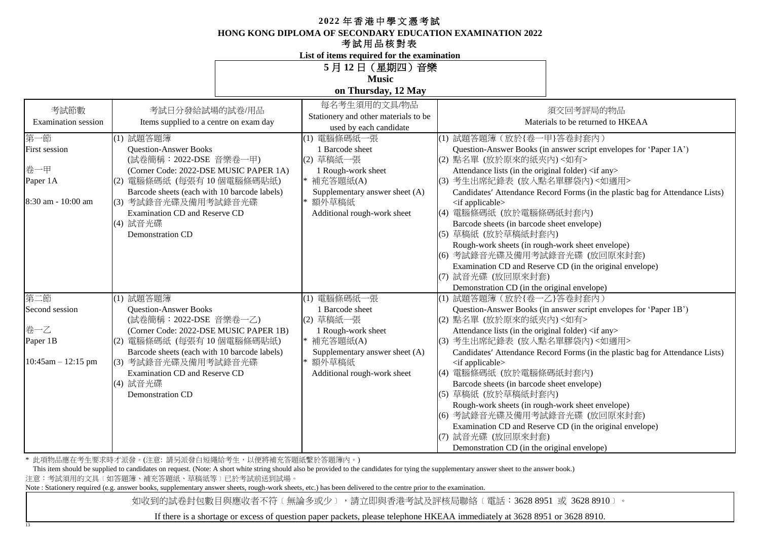# 2022 年香港中學文憑考試

## HONG KONG DIPLOMA OF SECONDARY EDUCATION EXAMINATION 2022

### 考試用品核對表

**List of items required for the examination**

**5 月 12 日（星期四）音樂**
**Music**
**on Thursday, 12 May**

| 考試節數<br>Examination session | 考試日分發給試場的試卷/用品<br>Items supplied to a centre on exam day | 每名考生須用的文具/物品<br>Stationery and other materials to be used by each candidate | 須交回考評局的物品<br>Materials to be returned to HKEAA |
|---|---|---|---|
| 第一節<br>First session<br><br>卷一甲<br>Paper 1A<br><br>8:30 am - 10:00 am | (1) 試題答題簿<br>Question-Answer Books<br>(試卷簡稱：2022-DSE 音樂卷一甲)<br>(Corner Code: 2022-DSE MUSIC PAPER 1A)<br>(2) 電腦條碼紙 (每張有 10 個電腦條碼貼紙)<br>Barcode sheets (each with 10 barcode labels)<br>(3) 考試錄音光碟及備用考試錄音光碟<br>Examination CD and Reserve CD<br>(4) 試音光碟<br>Demonstration CD | (1) 電腦條碼紙一張<br>1 Barcode sheet<br>(2) 草稿紙一張<br>1 Rough-work sheet<br>* 補充答題紙(A)<br>Supplementary answer sheet (A)<br>* 額外草稿紙<br>Additional rough-work sheet | (1) 試題答題簿（放於{卷一甲}答卷封套內）<br>Question-Answer Books (in answer script envelopes for 'Paper 1A')<br>(2) 點名單 (放於原來的紙夾內) <如有><br>Attendance lists (in the original folder) <if any><br>(3) 考生出席紀錄表 (放入點名單膠袋內) <如適用><br>Candidates′ Attendance Record Forms (in the plastic bag for Attendance Lists) <if applicable><br>(4) 電腦條碼紙 (放於電腦條碼紙封套內)<br>Barcode sheets (in barcode sheet envelope)<br>(5) 草稿紙 (放於草稿紙封套內)<br>Rough-work sheets (in rough-work sheet envelope)<br>(6) 考試錄音光碟及備用考試錄音光碟 (放回原來封套)<br>Examination CD and Reserve CD (in the original envelope)<br>(7) 試音光碟 (放回原來封套)<br>Demonstration CD (in the original envelope) |
| 第二節<br>Second session<br><br>卷一乙<br>Paper 1B<br><br>10:45am – 12:15 pm | (1) 試題答題簿<br>Question-Answer Books<br>(試卷簡稱：2022-DSE 音樂卷一乙)<br>(Corner Code: 2022-DSE MUSIC PAPER 1B)<br>(2) 電腦條碼紙 (每張有 10 個電腦條碼貼紙)<br>Barcode sheets (each with 10 barcode labels)<br>(3) 考試錄音光碟及備用考試錄音光碟<br>Examination CD and Reserve CD<br>(4) 試音光碟<br>Demonstration CD | (1) 電腦條碼紙一張<br>1 Barcode sheet<br>(2) 草稿紙一張<br>1 Rough-work sheet<br>* 補充答題紙(A)<br>Supplementary answer sheet (A)<br>* 額外草稿紙<br>Additional rough-work sheet | (1) 試題答題簿（放於{卷一乙}答卷封套內）<br>Question-Answer Books (in answer script envelopes for 'Paper 1B')<br>(2) 點名單 (放於原來的紙夾內) <如有><br>Attendance lists (in the original folder) <if any><br>(3) 考生出席紀錄表 (放入點名單膠袋內) <如適用><br>Candidates′ Attendance Record Forms (in the plastic bag for Attendance Lists) <if applicable><br>(4) 電腦條碼紙 (放於電腦條碼紙封套內)<br>Barcode sheets (in barcode sheet envelope)<br>(5) 草稿紙 (放於草稿紙封套內)<br>Rough-work sheets (in rough-work sheet envelope)<br>(6) 考試錄音光碟及備用考試錄音光碟 (放回原來封套)<br>Examination CD and Reserve CD (in the original envelope)<br>(7) 試音光碟 (放回原來封套)<br>Demonstration CD (in the original envelope) |

\* 此項物品應在考生要求時才派發。(注意: 請另派發白短繩給考生，以便將補充答題紙繫於答題簿內。)
This item should be supplied to candidates on request. (Note: A short white string should also be provided to the candidates for tying the supplementary answer sheet to the answer book.)

注意：考試須用的文具〔如答題簿、補充答題紙、草稿紙等〕已於考試前送到試場。

Note : Stationery required (e.g. answer books, supplementary answer sheets, rough-work sheets, etc.) has been delivered to the centre prior to the examination.

如收到的試卷封包數目與應收者不符〔無論多或少〕，請立即與香港考試及評核局聯絡〔電話：3628 8951 或 3628 8910〕。

If there is a shortage or excess of question paper packets, please telephone HKEAA immediately at 3628 8951 or 3628 8910.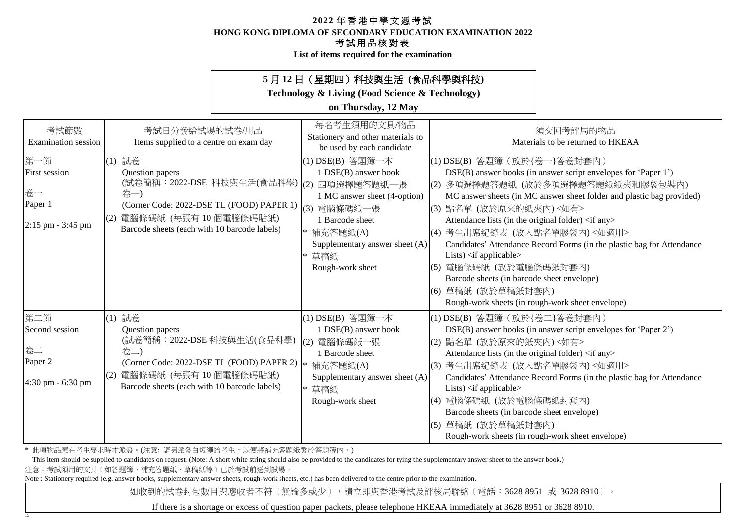# 2022 年香港中學文憑考試
# HONG KONG DIPLOMA OF SECONDARY EDUCATION EXAMINATION 2022
## 考試用品核對表
**List of items required for the examination**

**5 月 12 日（星期四）科技與生活 (食品科學與科技)**

**Technology & Living (Food Science & Technology)**

**on Thursday, 12 May**

| 考試節數<br>Examination session | 考試日分發給試場的試卷/用品<br>Items supplied to a centre on exam day | 每名考生須用的文具/物品<br>Stationery and other materials to be used by each candidate | 須交回考評局的物品<br>Materials to be returned to HKEAA |
|---|---|---|---|
| 第一節<br>First session<br><br>卷一<br>Paper 1<br><br>2:15 pm - 3:45 pm | (1) 試卷<br>Question papers<br>(試卷簡稱：2022-DSE 科技與生活(食品科學) 卷一)<br>(Corner Code: 2022-DSE TL (FOOD) PAPER 1)<br>(2) 電腦條碼紙 (每張有 10 個電腦條碼貼紙)<br>Barcode sheets (each with 10 barcode labels) | (1) DSE(B) 答題簿一本<br>1 DSE(B) answer book<br>(2) 四項選擇題答題紙一張<br>1 MC answer sheet (4-option)<br>(3) 電腦條碼紙一張<br>1 Barcode sheet<br>* 補充答題紙(A)<br>Supplementary answer sheet (A)<br>* 草稿紙<br>Rough-work sheet | (1) DSE(B) 答題簿（放於{卷一}答卷封套內）<br>DSE(B) answer books (in answer script envelopes for 'Paper 1')<br>(2) 多項選擇題答題紙 (放於多項選擇題答題紙紙夾和膠袋包裝內)<br>MC answer sheets (in MC answer sheet folder and plastic bag provided)<br>(3) 點名單 (放於原來的紙夾內) <如有><br>Attendance lists (in the original folder) <if any><br>(4) 考生出席紀錄表 (放入點名單膠袋內) <如適用><br>Candidates′ Attendance Record Forms (in the plastic bag for Attendance Lists) <if applicable><br>(5) 電腦條碼紙 (放於電腦條碼紙封套內)<br>Barcode sheets (in barcode sheet envelope)<br>(6) 草稿紙 (放於草稿紙封套內)<br>Rough-work sheets (in rough-work sheet envelope) |
| 第二節<br>Second session<br><br>卷二<br>Paper 2<br><br>4:30 pm - 6:30 pm | (1) 試卷<br>Question papers<br>(試卷簡稱：2022-DSE 科技與生活(食品科學) 卷二)<br>(Corner Code: 2022-DSE TL (FOOD) PAPER 2)<br>(2) 電腦條碼紙 (每張有 10 個電腦條碼貼紙)<br>Barcode sheets (each with 10 barcode labels) | (1) DSE(B) 答題簿一本<br>1 DSE(B) answer book<br>(2) 電腦條碼紙一張<br>1 Barcode sheet<br>* 補充答題紙(A)<br>Supplementary answer sheet (A)<br>* 草稿紙<br>Rough-work sheet | (1) DSE(B) 答題簿（放於{卷二}答卷封套內）<br>DSE(B) answer books (in answer script envelopes for 'Paper 2')<br>(2) 點名單 (放於原來的紙夾內) <如有><br>Attendance lists (in the original folder) <if any><br>(3) 考生出席紀錄表 (放入點名單膠袋內) <如適用><br>Candidates′ Attendance Record Forms (in the plastic bag for Attendance Lists) <if applicable><br>(4) 電腦條碼紙 (放於電腦條碼紙封套內)<br>Barcode sheets (in barcode sheet envelope)<br>(5) 草稿紙 (放於草稿紙封套內)<br>Rough-work sheets (in rough-work sheet envelope) |

\* 此項物品應在考生要求時才派發。(注意: 請另派發白短繩給考生，以便將補充答題紙繫於答題簿內。)

This item should be supplied to candidates on request. (Note: A short white string should also be provided to the candidates for tying the supplementary answer sheet to the answer book.)

注意：考試須用的文具﹝如答題簿、補充答題紙、草稿紙等﹞已於考試前送到試場。

Note : Stationery required (e.g. answer books, supplementary answer sheets, rough-work sheets, etc.) has been delivered to the centre prior to the examination.

如收到的試卷封包數目與應收者不符﹝無論多或少﹞，請立即與香港考試及評核局聯絡﹝電話：3628 8951 或 3628 8910﹞。

If there is a shortage or excess of question paper packets, please telephone HKEAA immediately at 3628 8951 or 3628 8910.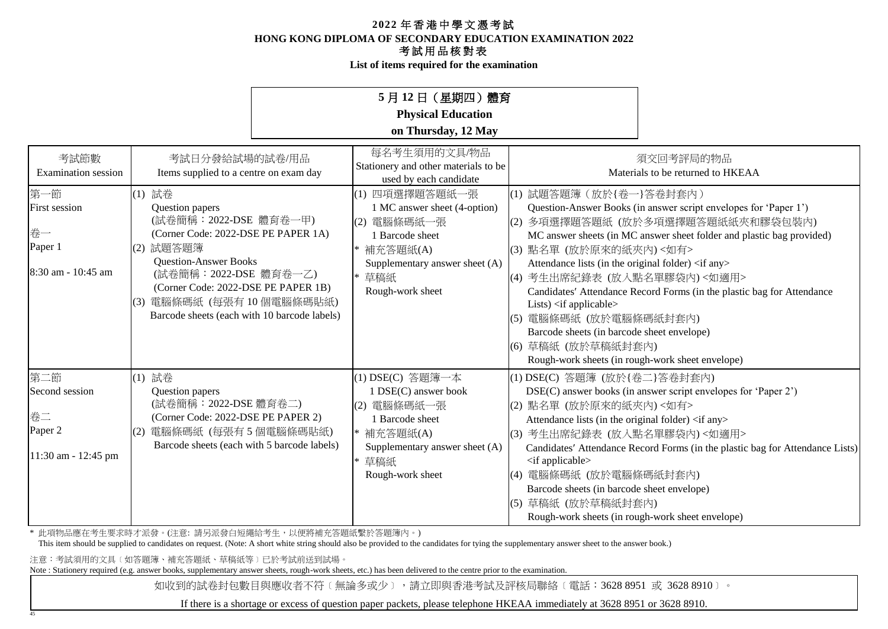# 2022 年香港中學文憑考試
# HONG KONG DIPLOMA OF SECONDARY EDUCATION EXAMINATION 2022
## 考試用品核對表
## List of items required for the examination

**5 月 12 日（星期四）體育**
**Physical Education**
**on Thursday, 12 May**

| 考試節數<br>Examination session | 考試日分發給試場的試卷/用品<br>Items supplied to a centre on exam day | 每名考生須用的文具/物品<br>Stationery and other materials to be used by each candidate | 須交回考評局的物品<br>Materials to be returned to HKEAA |
|---|---|---|---|
| 第一節<br>First session<br><br>卷一<br>Paper 1<br><br>8:30 am - 10:45 am | (1) 試卷<br>Question papers<br>(試卷簡稱：2022-DSE 體育卷一甲)<br>(Corner Code: 2022-DSE PE PAPER 1A)<br>(2) 試題答題簿<br>Question-Answer Books<br>(試卷簡稱：2022-DSE 體育卷一乙)<br>(Corner Code: 2022-DSE PE PAPER 1B)<br>(3) 電腦條碼紙 (每張有 10 個電腦條碼貼紙)<br>Barcode sheets (each with 10 barcode labels) | (1) 四項選擇題答題紙一張<br>1 MC answer sheet (4-option)<br>(2) 電腦條碼紙一張<br>1 Barcode sheet<br>* 補充答題紙(A)<br>Supplementary answer sheet (A)<br>* 草稿紙<br>Rough-work sheet | (1) 試題答題簿（放於{卷一}答卷封套內）<br>Question-Answer Books (in answer script envelopes for 'Paper 1')<br>(2) 多項選擇題答題紙 (放於多項選擇題答題紙紙夾和膠袋包裝內)<br>MC answer sheets (in MC answer sheet folder and plastic bag provided)<br>(3) 點名單 (放於原來的紙夾內) <如有><br>Attendance lists (in the original folder) <if any><br>(4) 考生出席紀錄表 (放入點名單膠袋內) <如適用><br>Candidates′ Attendance Record Forms (in the plastic bag for Attendance Lists) <if applicable><br>(5) 電腦條碼紙 (放於電腦條碼紙封套內)<br>Barcode sheets (in barcode sheet envelope)<br>(6) 草稿紙 (放於草稿紙封套內)<br>Rough-work sheets (in rough-work sheet envelope) |
| 第二節<br>Second session<br><br>卷二<br>Paper 2<br><br>11:30 am - 12:45 pm | (1) 試卷<br>Question papers<br>(試卷簡稱：2022-DSE 體育卷二)<br>(Corner Code: 2022-DSE PE PAPER 2)<br>(2) 電腦條碼紙 (每張有 5 個電腦條碼貼紙)<br>Barcode sheets (each with 5 barcode labels) | (1) DSE(C) 答題簿一本<br>1 DSE(C) answer book<br>(2) 電腦條碼紙一張<br>1 Barcode sheet<br>* 補充答題紙(A)<br>Supplementary answer sheet (A)<br>* 草稿紙<br>Rough-work sheet | (1) DSE(C) 答題簿 (放於{卷二}答卷封套內)<br>DSE(C) answer books (in answer script envelopes for 'Paper 2')<br>(2) 點名單 (放於原來的紙夾內) <如有><br>Attendance lists (in the original folder) <if any><br>(3) 考生出席紀錄表 (放入點名單膠袋內) <如適用><br>Candidates′ Attendance Record Forms (in the plastic bag for Attendance Lists) <if applicable><br>(4) 電腦條碼紙 (放於電腦條碼紙封套內)<br>Barcode sheets (in barcode sheet envelope)<br>(5) 草稿紙 (放於草稿紙封套內)<br>Rough-work sheets (in rough-work sheet envelope) |

\* 此項物品應在考生要求時才派發。(注意: 請另派發白短繩給考生，以便將補充答題紙繫於答題簿內。)
This item should be supplied to candidates on request. (Note: A short white string should also be provided to the candidates for tying the supplementary answer sheet to the answer book.)

注意：考試須用的文具〔如答題簿、補充答題紙、草稿紙等〕已於考試前送到試場。
Note : Stationery required (e.g. answer books, supplementary answer sheets, rough-work sheets, etc.) has been delivered to the centre prior to the examination.

如收到的試卷封包數目與應收者不符〔無論多或少〕，請立即與香港考試及評核局聯絡〔電話：3628 8951 或 3628 8910〕。

If there is a shortage or excess of question paper packets, please telephone HKEAA immediately at 3628 8951 or 3628 8910.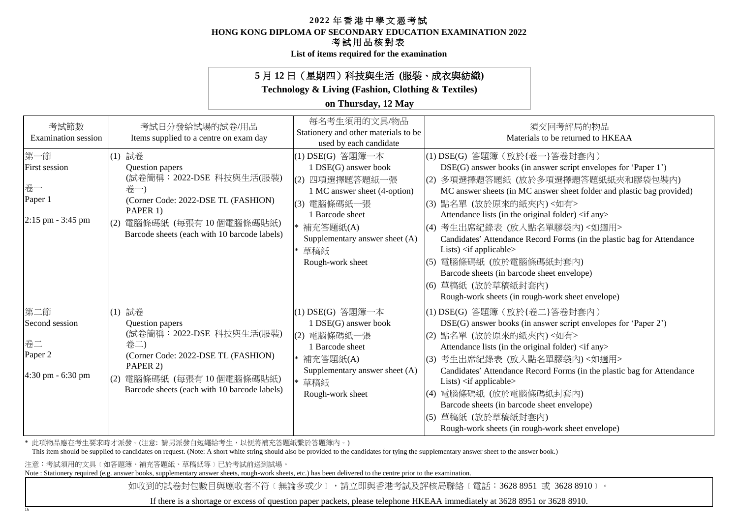# 2022 年香港中學文憑考試
# HONG KONG DIPLOMA OF SECONDARY EDUCATION EXAMINATION 2022
## 考試用品核對表
## List of items required for the examination

**5 月 12 日（星期四）科技與生活 (服裝、成衣與紡織)**
**Technology & Living (Fashion, Clothing & Textiles)**
**on Thursday, 12 May**

| 考試節數<br>Examination session | 考試日分發給試場的試卷/用品<br>Items supplied to a centre on exam day | 每名考生須用的文具/物品<br>Stationery and other materials to be used by each candidate | 須交回考評局的物品<br>Materials to be returned to HKEAA |
|---|---|---|---|
| 第一節<br>First session<br><br>卷一<br>Paper 1<br><br>2:15 pm - 3:45 pm | (1) 試卷<br>Question papers<br>(試卷簡稱：2022-DSE 科技與生活(服裝) 卷一)<br>(Corner Code: 2022-DSE TL (FASHION) PAPER 1)<br>(2) 電腦條碼紙 (每張有 10 個電腦條碼貼紙)<br>Barcode sheets (each with 10 barcode labels) | (1) DSE(G) 答題簿一本<br>1 DSE(G) answer book<br>(2) 四項選擇題答題紙一張<br>1 MC answer sheet (4-option)<br>(3) 電腦條碼紙一張<br>1 Barcode sheet<br>* 補充答題紙(A)<br>Supplementary answer sheet (A)<br>* 草稿紙<br>Rough-work sheet | (1) DSE(G) 答題簿（放於{卷一}答卷封套內）<br>DSE(G) answer books (in answer script envelopes for 'Paper 1')<br>(2) 多項選擇題答題紙 (放於多項選擇題答題紙紙夾和膠袋包裝內)<br>MC answer sheets (in MC answer sheet folder and plastic bag provided)<br>(3) 點名單 (放於原來的紙夾內) <如有><br>Attendance lists (in the original folder) <if any><br>(4) 考生出席紀錄表 (放入點名單膠袋內) <如適用><br>Candidates' Attendance Record Forms (in the plastic bag for Attendance Lists) <if applicable><br>(5) 電腦條碼紙 (放於電腦條碼紙封套內)<br>Barcode sheets (in barcode sheet envelope)<br>(6) 草稿紙 (放於草稿紙封套內)<br>Rough-work sheets (in rough-work sheet envelope) |
| 第二節<br>Second session<br><br>卷二<br>Paper 2<br><br>4:30 pm - 6:30 pm | (1) 試卷<br>Question papers<br>(試卷簡稱：2022-DSE 科技與生活(服裝) 卷二)<br>(Corner Code: 2022-DSE TL (FASHION) PAPER 2)<br>(2) 電腦條碼紙 (每張有 10 個電腦條碼貼紙)<br>Barcode sheets (each with 10 barcode labels) | (1) DSE(G) 答題簿一本<br>1 DSE(G) answer book<br>(2) 電腦條碼紙一張<br>1 Barcode sheet<br>* 補充答題紙(A)<br>Supplementary answer sheet (A)<br>* 草稿紙<br>Rough-work sheet | (1) DSE(G) 答題簿（放於{卷二}答卷封套內）<br>DSE(G) answer books (in answer script envelopes for 'Paper 2')<br>(2) 點名單 (放於原來的紙夾內) <如有><br>Attendance lists (in the original folder) <if any><br>(3) 考生出席紀錄表 (放入點名單膠袋內) <如適用><br>Candidates' Attendance Record Forms (in the plastic bag for Attendance Lists) <if applicable><br>(4) 電腦條碼紙 (放於電腦條碼紙封套內)<br>Barcode sheets (in barcode sheet envelope)<br>(5) 草稿紙 (放於草稿紙封套內)<br>Rough-work sheets (in rough-work sheet envelope) |

\* 此項物品應在考生要求時才派發。(注意: 請另派發白短繩給考生，以便將補充答題紙繫於答題簿內。)
This item should be supplied to candidates on request. (Note: A short white string should also be provided to the candidates for tying the supplementary answer sheet to the answer book.)

注意：考試須用的文具﹝如答題簿、補充答題紙、草稿紙等﹞已於考試前送到試場。
Note : Stationery required (e.g. answer books, supplementary answer sheets, rough-work sheets, etc.) has been delivered to the centre prior to the examination.

如收到的試卷封包數目與應收者不符﹝無論多或少﹞，請立即與香港考試及評核局聯絡﹝電話：3628 8951 或 3628 8910﹞。

If there is a shortage or excess of question paper packets, please telephone HKEAA immediately at 3628 8951 or 3628 8910.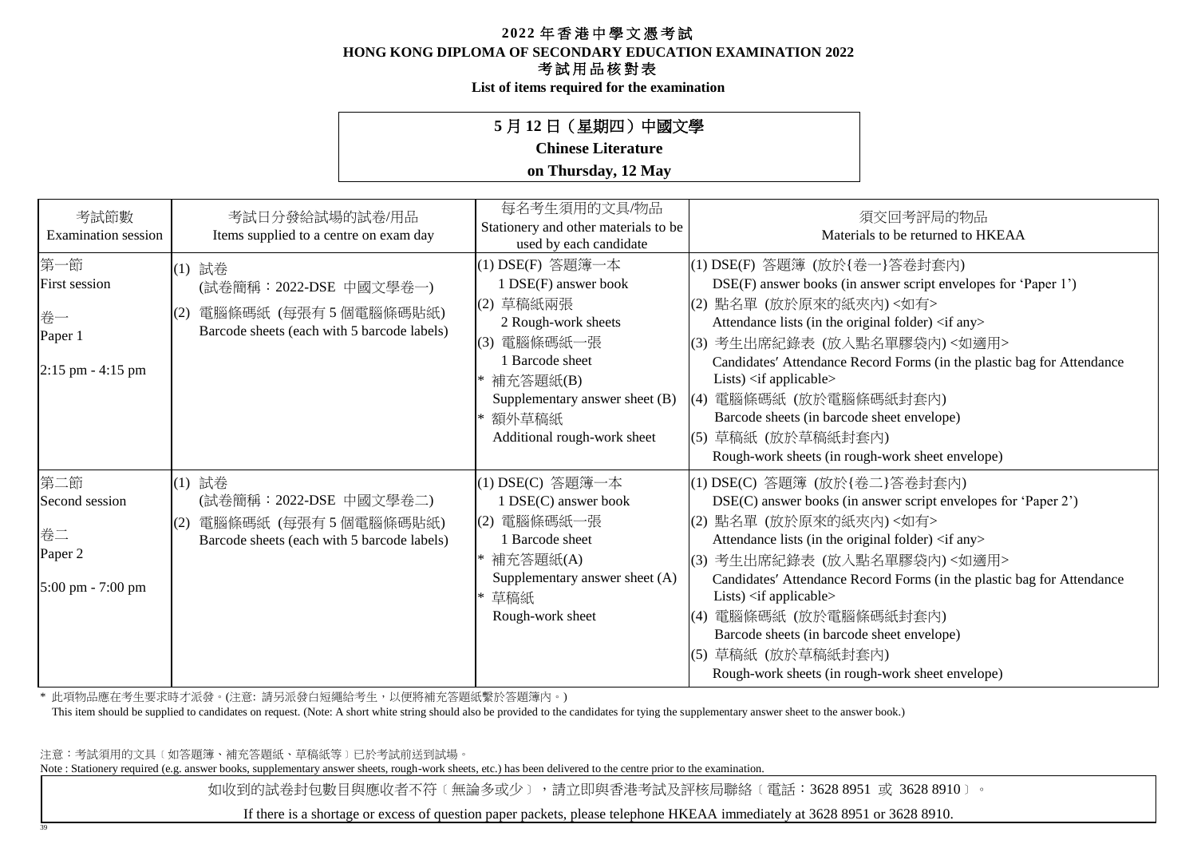# 2022 年香港中學文憑考試
# HONG KONG DIPLOMA OF SECONDARY EDUCATION EXAMINATION 2022
## 考試用品核對表
## List of items required for the examination

**5 月 12 日（星期四）中國文學**
**Chinese Literature**
**on Thursday, 12 May**

| 考試節數<br>Examination session | 考試日分發給試場的試卷/用品<br>Items supplied to a centre on exam day | 每名考生須用的文具/物品<br>Stationery and other materials to be used by each candidate | 須交回考評局的物品<br>Materials to be returned to HKEAA |
|---|---|---|---|
| 第一節<br>First session<br><br>卷一<br>Paper 1<br><br>2:15 pm - 4:15 pm | (1) 試卷<br>(試卷簡稱：2022-DSE 中國文學卷一)<br>(2) 電腦條碼紙 (每張有 5 個電腦條碼貼紙)<br>Barcode sheets (each with 5 barcode labels) | (1) DSE(F) 答題簿一本<br>1 DSE(F) answer book<br>(2) 草稿紙兩張<br>2 Rough-work sheets<br>(3) 電腦條碼紙一張<br>1 Barcode sheet<br>* 補充答題紙(B)<br>Supplementary answer sheet (B)<br>* 額外草稿紙<br>Additional rough-work sheet | (1) DSE(F) 答題簿 (放於{卷一}答卷封套內)<br>DSE(F) answer books (in answer script envelopes for 'Paper 1')<br>(2) 點名單 (放於原來的紙夾內) <如有><br>Attendance lists (in the original folder) <if any><br>(3) 考生出席紀錄表 (放入點名單膠袋內) <如適用><br>Candidates' Attendance Record Forms (in the plastic bag for Attendance Lists) <if applicable><br>(4) 電腦條碼紙 (放於電腦條碼紙封套內)<br>Barcode sheets (in barcode sheet envelope)<br>(5) 草稿紙 (放於草稿紙封套內)<br>Rough-work sheets (in rough-work sheet envelope) |
| 第二節<br>Second session<br><br>卷二<br>Paper 2<br><br>5:00 pm - 7:00 pm | (1) 試卷<br>(試卷簡稱：2022-DSE 中國文學卷二)<br>(2) 電腦條碼紙 (每張有 5 個電腦條碼貼紙)<br>Barcode sheets (each with 5 barcode labels) | (1) DSE(C) 答題簿一本<br>1 DSE(C) answer book<br>(2) 電腦條碼紙一張<br>1 Barcode sheet<br>* 補充答題紙(A)<br>Supplementary answer sheet (A)<br>* 草稿紙<br>Rough-work sheet | (1) DSE(C) 答題簿 (放於{卷二}答卷封套內)<br>DSE(C) answer books (in answer script envelopes for 'Paper 2')<br>(2) 點名單 (放於原來的紙夾內) <如有><br>Attendance lists (in the original folder) <if any><br>(3) 考生出席紀錄表 (放入點名單膠袋內) <如適用><br>Candidates' Attendance Record Forms (in the plastic bag for Attendance Lists) <if applicable><br>(4) 電腦條碼紙 (放於電腦條碼紙封套內)<br>Barcode sheets (in barcode sheet envelope)<br>(5) 草稿紙 (放於草稿紙封套內)<br>Rough-work sheets (in rough-work sheet envelope) |

\* 此項物品應在考生要求時才派發。(注意: 請另派發白短繩給考生，以便將補充答題紙繫於答題簿內。)
This item should be supplied to candidates on request. (Note: A short white string should also be provided to the candidates for tying the supplementary answer sheet to the answer book.)

注意：考試須用的文具〔如答題簿、補充答題紙、草稿紙等〕已於考試前送到試場。
Note : Stationery required (e.g. answer books, supplementary answer sheets, rough-work sheets, etc.) has been delivered to the centre prior to the examination.

如收到的試卷封包數目與應收者不符〔無論多或少〕，請立即與香港考試及評核局聯絡〔電話：3628 8951 或 3628 8910〕。

If there is a shortage or excess of question paper packets, please telephone HKEAA immediately at 3628 8951 or 3628 8910.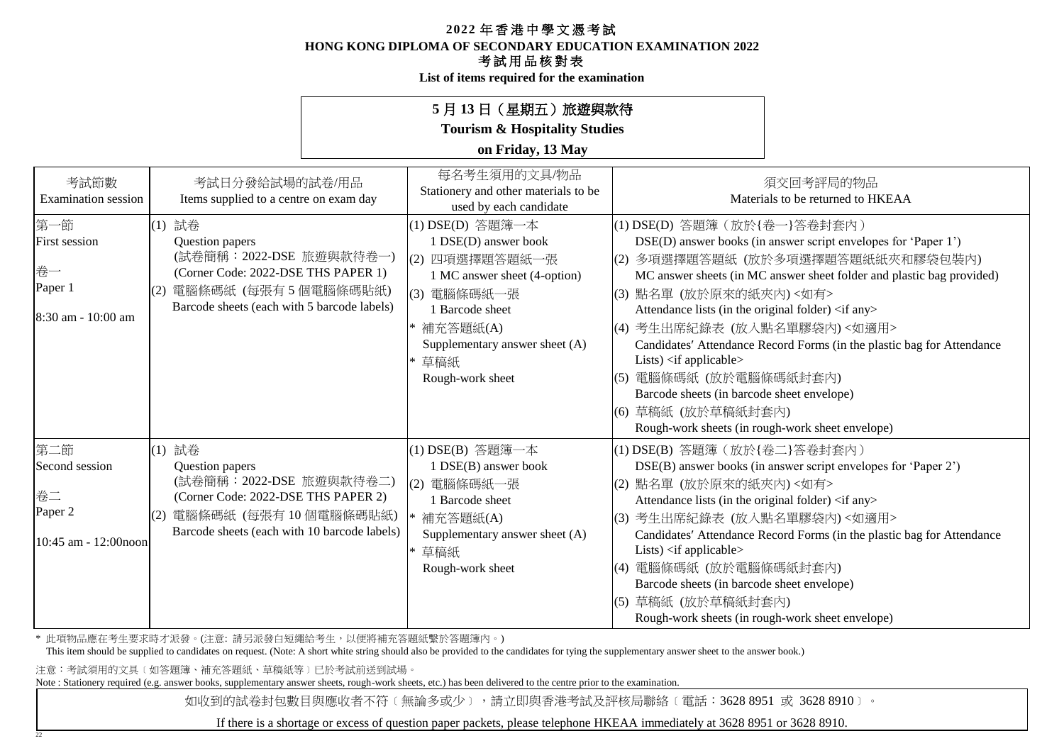# 2022 年香港中學文憑考試
# HONG KONG DIPLOMA OF SECONDARY EDUCATION EXAMINATION 2022
## 考試用品核對表
## List of items required for the examination

**5 月 13 日（星期五）旅遊與款待**
**Tourism & Hospitality Studies**
**on Friday, 13 May**

| 考試節數<br>Examination session | 考試日分發給試場的試卷/用品<br>Items supplied to a centre on exam day | 每名考生須用的文具/物品<br>Stationery and other materials to be used by each candidate | 須交回考評局的物品<br>Materials to be returned to HKEAA |
|---|---|---|---|
| 第一節<br>First session<br><br>卷一<br>Paper 1<br><br>8:30 am - 10:00 am | (1) 試卷<br>Question papers<br>(試卷簡稱：2022-DSE 旅遊與款待卷一)<br>(Corner Code: 2022-DSE THS PAPER 1)<br>(2) 電腦條碼紙 (每張有 5 個電腦條碼貼紙)<br>Barcode sheets (each with 5 barcode labels) | (1) DSE(D) 答題簿一本<br>1 DSE(D) answer book<br>(2) 四項選擇題答題紙一張<br>1 MC answer sheet (4-option)<br>(3) 電腦條碼紙一張<br>1 Barcode sheet<br>* 補充答題紙(A)<br>Supplementary answer sheet (A)<br>* 草稿紙<br>Rough-work sheet | (1) DSE(D) 答題簿（放於{卷一}答卷封套內）<br>DSE(D) answer books (in answer script envelopes for 'Paper 1')<br>(2) 多項選擇題答題紙 (放於多項選擇題答題紙紙夾和膠袋包裝內)<br>MC answer sheets (in MC answer sheet folder and plastic bag provided)<br>(3) 點名單 (放於原來的紙夾內) <如有><br>Attendance lists (in the original folder) <if any><br>(4) 考生出席紀錄表 (放入點名單膠袋內) <如適用><br>Candidates′ Attendance Record Forms (in the plastic bag for Attendance Lists) <if applicable><br>(5) 電腦條碼紙 (放於電腦條碼紙封套內)<br>Barcode sheets (in barcode sheet envelope)<br>(6) 草稿紙 (放於草稿紙封套內)<br>Rough-work sheets (in rough-work sheet envelope) |
| 第二節<br>Second session<br><br>卷二<br>Paper 2<br><br>10:45 am - 12:00noon | (1) 試卷<br>Question papers<br>(試卷簡稱：2022-DSE 旅遊與款待卷二)<br>(Corner Code: 2022-DSE THS PAPER 2)<br>(2) 電腦條碼紙 (每張有 10 個電腦條碼貼紙)<br>Barcode sheets (each with 10 barcode labels) | (1) DSE(B) 答題簿一本<br>1 DSE(B) answer book<br>(2) 電腦條碼紙一張<br>1 Barcode sheet<br>* 補充答題紙(A)<br>Supplementary answer sheet (A)<br>* 草稿紙<br>Rough-work sheet | (1) DSE(B) 答題簿（放於{卷二}答卷封套內）<br>DSE(B) answer books (in answer script envelopes for 'Paper 2')<br>(2) 點名單 (放於原來的紙夾內) <如有><br>Attendance lists (in the original folder) <if any><br>(3) 考生出席紀錄表 (放入點名單膠袋內) <如適用><br>Candidates′ Attendance Record Forms (in the plastic bag for Attendance Lists) <if applicable><br>(4) 電腦條碼紙 (放於電腦條碼紙封套內)<br>Barcode sheets (in barcode sheet envelope)<br>(5) 草稿紙 (放於草稿紙封套內)<br>Rough-work sheets (in rough-work sheet envelope) |

\* 此項物品應在考生要求時才派發。(注意: 請另派發白短繩給考生，以便將補充答題紙繫於答題簿內。)
This item should be supplied to candidates on request. (Note: A short white string should also be provided to the candidates for tying the supplementary answer sheet to the answer book.)

注意：考試須用的文具〔如答題簿、補充答題紙、草稿紙等〕已於考試前送到試場。
Note : Stationery required (e.g. answer books, supplementary answer sheets, rough-work sheets, etc.) has been delivered to the centre prior to the examination.

如收到的試卷封包數目與應收者不符〔無論多或少〕，請立即與香港考試及評核局聯絡〔電話：3628 8951 或 3628 8910〕。

If there is a shortage or excess of question paper packets, please telephone HKEAA immediately at 3628 8951 or 3628 8910.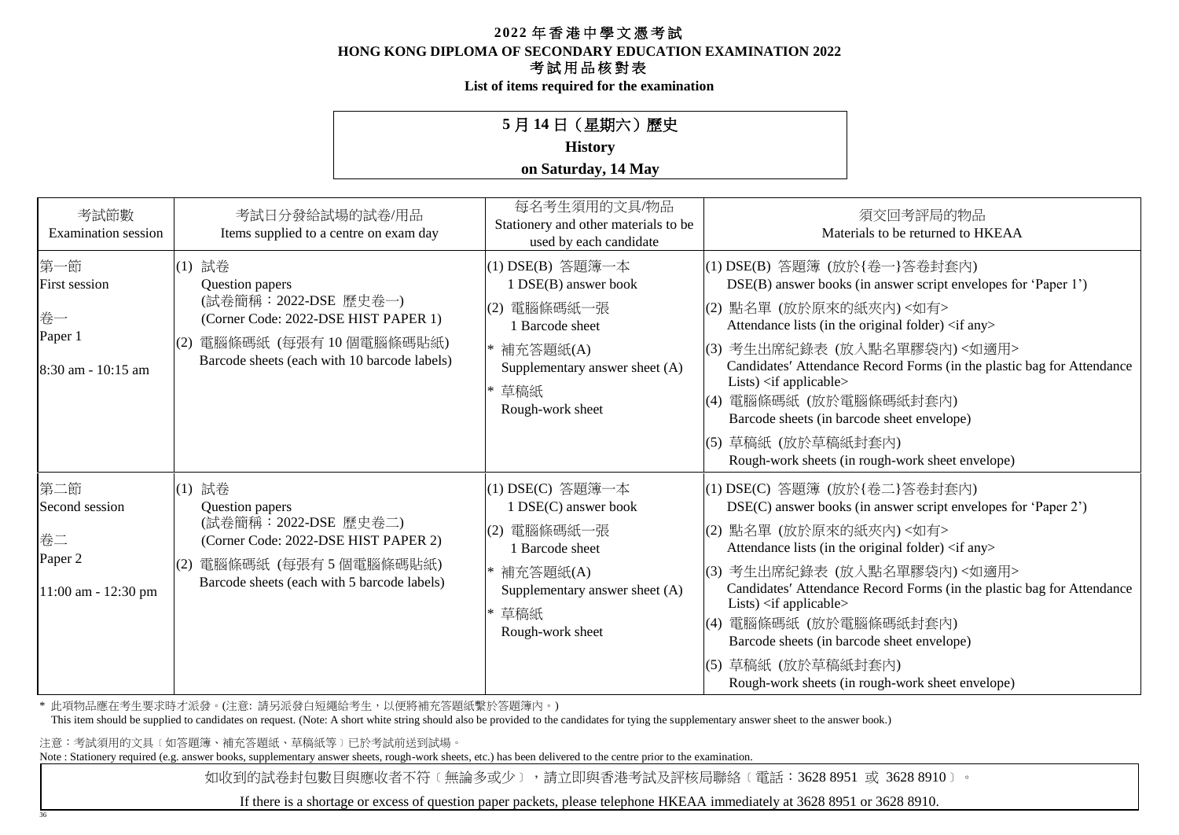# 2022 年香港中學文憑考試
# HONG KONG DIPLOMA OF SECONDARY EDUCATION EXAMINATION 2022
## 考試用品核對表
## List of items required for the examination

**5 月 14 日（星期六）歷史**
**History**
**on Saturday, 14 May**

| 考試節數 Examination session | 考試日分發給試場的試卷/用品 Items supplied to a centre on exam day | 每名考生須用的文具/物品 Stationery and other materials to be used by each candidate | 須交回考評局的物品 Materials to be returned to HKEAA |
|---|---|---|---|
| 第一節 First session<br>卷一 Paper 1<br>8:30 am - 10:15 am | (1) 試卷 Question papers (試卷簡稱：2022-DSE 歷史卷一) (Corner Code: 2022-DSE HIST PAPER 1)<br>(2) 電腦條碼紙 (每張有 10 個電腦條碼貼紙) Barcode sheets (each with 10 barcode labels) | (1) DSE(B) 答題簿一本 1 DSE(B) answer book<br>(2) 電腦條碼紙一張 1 Barcode sheet<br>* 補充答題紙(A) Supplementary answer sheet (A)<br>* 草稿紙 Rough-work sheet | (1) DSE(B) 答題簿 (放於{卷一}答卷封套內) DSE(B) answer books (in answer script envelopes for 'Paper 1')<br>(2) 點名單 (放於原來的紙夾內) <如有> Attendance lists (in the original folder) <if any><br>(3) 考生出席紀錄表 (放入點名單膠袋內) <如適用> Candidates' Attendance Record Forms (in the plastic bag for Attendance Lists) <if applicable><br>(4) 電腦條碼紙 (放於電腦條碼紙封套內) Barcode sheets (in barcode sheet envelope)<br>(5) 草稿紙 (放於草稿紙封套內) Rough-work sheets (in rough-work sheet envelope) |
| 第二節 Second session<br>卷二 Paper 2<br>11:00 am - 12:30 pm | (1) 試卷 Question papers (試卷簡稱：2022-DSE 歷史卷二) (Corner Code: 2022-DSE HIST PAPER 2)<br>(2) 電腦條碼紙 (每張有 5 個電腦條碼貼紙) Barcode sheets (each with 5 barcode labels) | (1) DSE(C) 答題簿一本 1 DSE(C) answer book<br>(2) 電腦條碼紙一張 1 Barcode sheet<br>* 補充答題紙(A) Supplementary answer sheet (A)<br>* 草稿紙 Rough-work sheet | (1) DSE(C) 答題簿 (放於{卷二}答卷封套內) DSE(C) answer books (in answer script envelopes for 'Paper 2')<br>(2) 點名單 (放於原來的紙夾內) <如有> Attendance lists (in the original folder) <if any><br>(3) 考生出席紀錄表 (放入點名單膠袋內) <如適用> Candidates' Attendance Record Forms (in the plastic bag for Attendance Lists) <if applicable><br>(4) 電腦條碼紙 (放於電腦條碼紙封套內) Barcode sheets (in barcode sheet envelope)<br>(5) 草稿紙 (放於草稿紙封套內) Rough-work sheets (in rough-work sheet envelope) |

\* 此項物品應在考生要求時才派發。(注意: 請另派發白短繩給考生，以便將補充答題紙繫於答題簿內。)
This item should be supplied to candidates on request. (Note: A short white string should also be provided to the candidates for tying the supplementary answer sheet to the answer book.)

注意：考試須用的文具〔如答題簿、補充答題紙、草稿紙等〕已於考試前送到試場。
Note : Stationery required (e.g. answer books, supplementary answer sheets, rough-work sheets, etc.) has been delivered to the centre prior to the examination.

如收到的試卷封包數目與應收者不符〔無論多或少〕，請立即與香港考試及評核局聯絡〔電話：3628 8951 或 3628 8910〕。

If there is a shortage or excess of question paper packets, please telephone HKEAA immediately at 3628 8951 or 3628 8910.